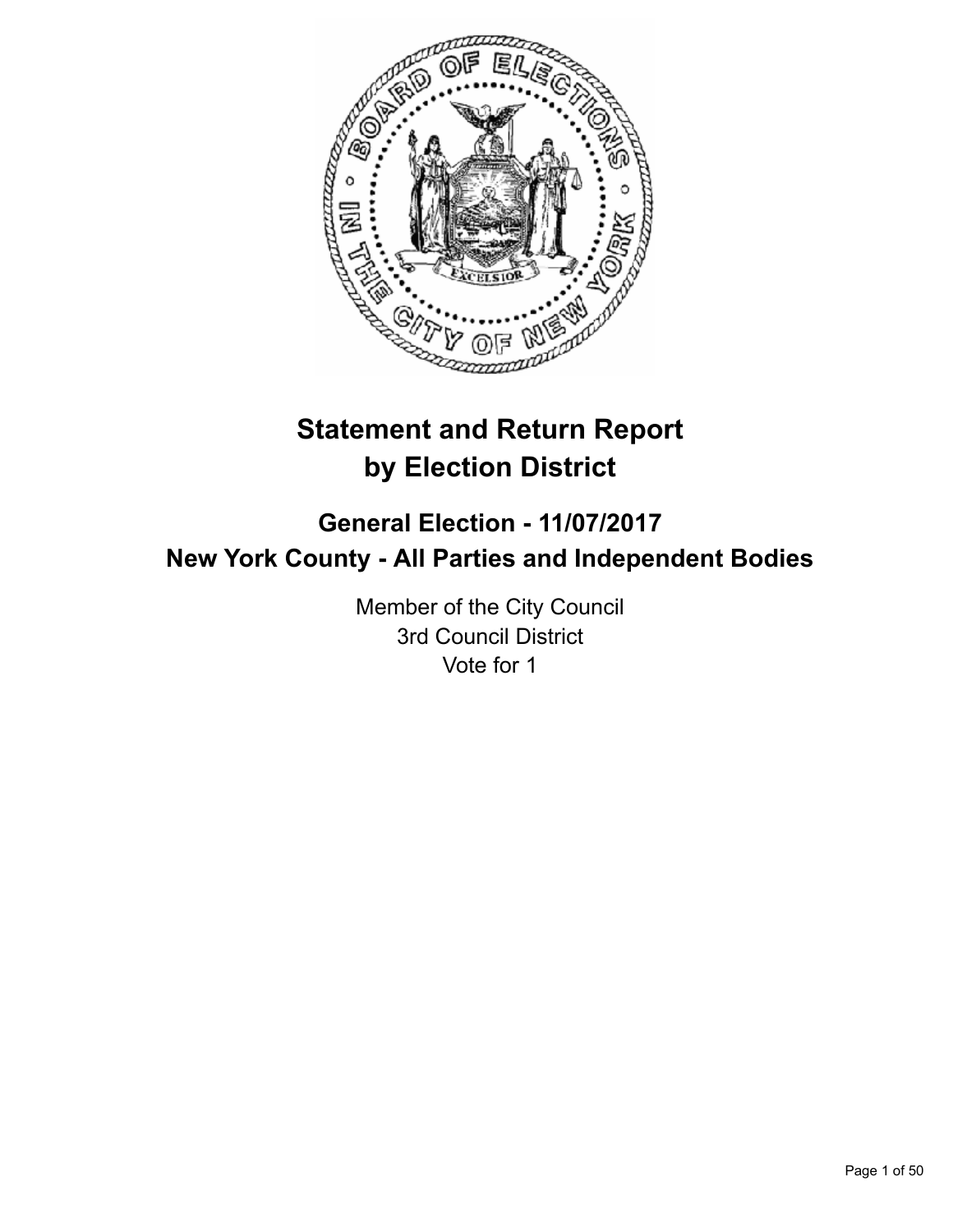# Statement and Return Report by Election District

## General Election - 11/07/2017

## New York County - All Parties and Independent Bodies

Member of the City Council
3rd Council District
Vote for 1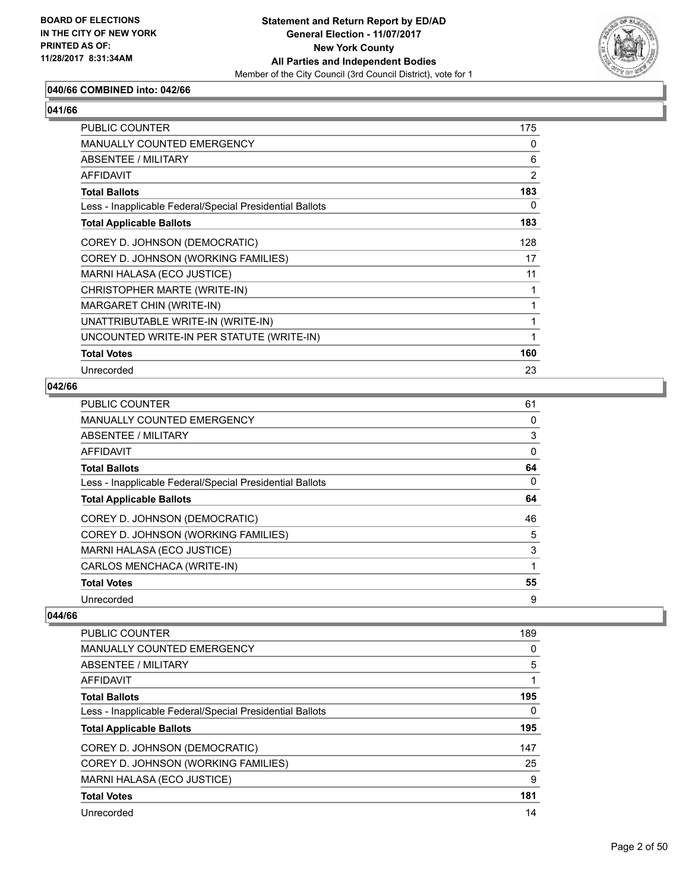### 040/66 COMBINED into: 042/66

### 041/66

| | |
|---|---|
| PUBLIC COUNTER | 175 |
| MANUALLY COUNTED EMERGENCY | 0 |
| ABSENTEE / MILITARY | 6 |
| AFFIDAVIT | 2 |
| **Total Ballots** | **183** |
| Less - Inapplicable Federal/Special Presidential Ballots | 0 |
| **Total Applicable Ballots** | **183** |
| COREY D. JOHNSON (DEMOCRATIC) | 128 |
| COREY D. JOHNSON (WORKING FAMILIES) | 17 |
| MARNI HALASA (ECO JUSTICE) | 11 |
| CHRISTOPHER MARTE (WRITE-IN) | 1 |
| MARGARET CHIN (WRITE-IN) | 1 |
| UNATTRIBUTABLE WRITE-IN (WRITE-IN) | 1 |
| UNCOUNTED WRITE-IN PER STATUTE (WRITE-IN) | 1 |
| **Total Votes** | **160** |
| Unrecorded | 23 |

### 042/66

| | |
|---|---|
| PUBLIC COUNTER | 61 |
| MANUALLY COUNTED EMERGENCY | 0 |
| ABSENTEE / MILITARY | 3 |
| AFFIDAVIT | 0 |
| **Total Ballots** | **64** |
| Less - Inapplicable Federal/Special Presidential Ballots | 0 |
| **Total Applicable Ballots** | **64** |
| COREY D. JOHNSON (DEMOCRATIC) | 46 |
| COREY D. JOHNSON (WORKING FAMILIES) | 5 |
| MARNI HALASA (ECO JUSTICE) | 3 |
| CARLOS MENCHACA (WRITE-IN) | 1 |
| **Total Votes** | **55** |
| Unrecorded | 9 |

### 044/66

| | |
|---|---|
| PUBLIC COUNTER | 189 |
| MANUALLY COUNTED EMERGENCY | 0 |
| ABSENTEE / MILITARY | 5 |
| AFFIDAVIT | 1 |
| **Total Ballots** | **195** |
| Less - Inapplicable Federal/Special Presidential Ballots | 0 |
| **Total Applicable Ballots** | **195** |
| COREY D. JOHNSON (DEMOCRATIC) | 147 |
| COREY D. JOHNSON (WORKING FAMILIES) | 25 |
| MARNI HALASA (ECO JUSTICE) | 9 |
| **Total Votes** | **181** |
| Unrecorded | 14 |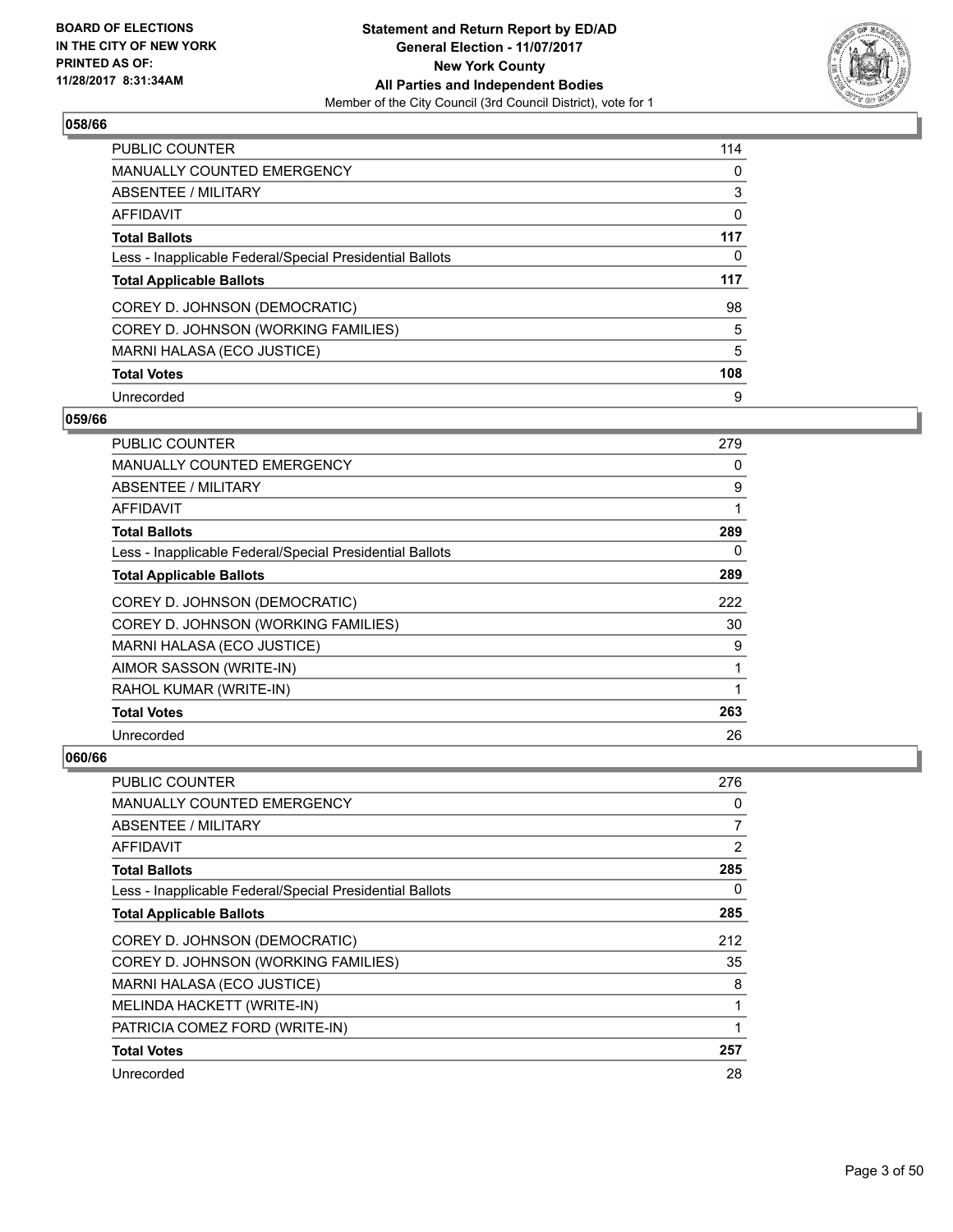## 058/66

| | |
|---|---|
| PUBLIC COUNTER | 114 |
| MANUALLY COUNTED EMERGENCY | 0 |
| ABSENTEE / MILITARY | 3 |
| AFFIDAVIT | 0 |
| **Total Ballots** | **117** |
| Less - Inapplicable Federal/Special Presidential Ballots | 0 |
| **Total Applicable Ballots** | **117** |
| COREY D. JOHNSON (DEMOCRATIC) | 98 |
| COREY D. JOHNSON (WORKING FAMILIES) | 5 |
| MARNI HALASA (ECO JUSTICE) | 5 |
| **Total Votes** | **108** |
| Unrecorded | 9 |

## 059/66

| | |
|---|---|
| PUBLIC COUNTER | 279 |
| MANUALLY COUNTED EMERGENCY | 0 |
| ABSENTEE / MILITARY | 9 |
| AFFIDAVIT | 1 |
| **Total Ballots** | **289** |
| Less - Inapplicable Federal/Special Presidential Ballots | 0 |
| **Total Applicable Ballots** | **289** |
| COREY D. JOHNSON (DEMOCRATIC) | 222 |
| COREY D. JOHNSON (WORKING FAMILIES) | 30 |
| MARNI HALASA (ECO JUSTICE) | 9 |
| AIMOR SASSON (WRITE-IN) | 1 |
| RAHOL KUMAR (WRITE-IN) | 1 |
| **Total Votes** | **263** |
| Unrecorded | 26 |

## 060/66

| | |
|---|---|
| PUBLIC COUNTER | 276 |
| MANUALLY COUNTED EMERGENCY | 0 |
| ABSENTEE / MILITARY | 7 |
| AFFIDAVIT | 2 |
| **Total Ballots** | **285** |
| Less - Inapplicable Federal/Special Presidential Ballots | 0 |
| **Total Applicable Ballots** | **285** |
| COREY D. JOHNSON (DEMOCRATIC) | 212 |
| COREY D. JOHNSON (WORKING FAMILIES) | 35 |
| MARNI HALASA (ECO JUSTICE) | 8 |
| MELINDA HACKETT (WRITE-IN) | 1 |
| PATRICIA COMEZ FORD (WRITE-IN) | 1 |
| **Total Votes** | **257** |
| Unrecorded | 28 |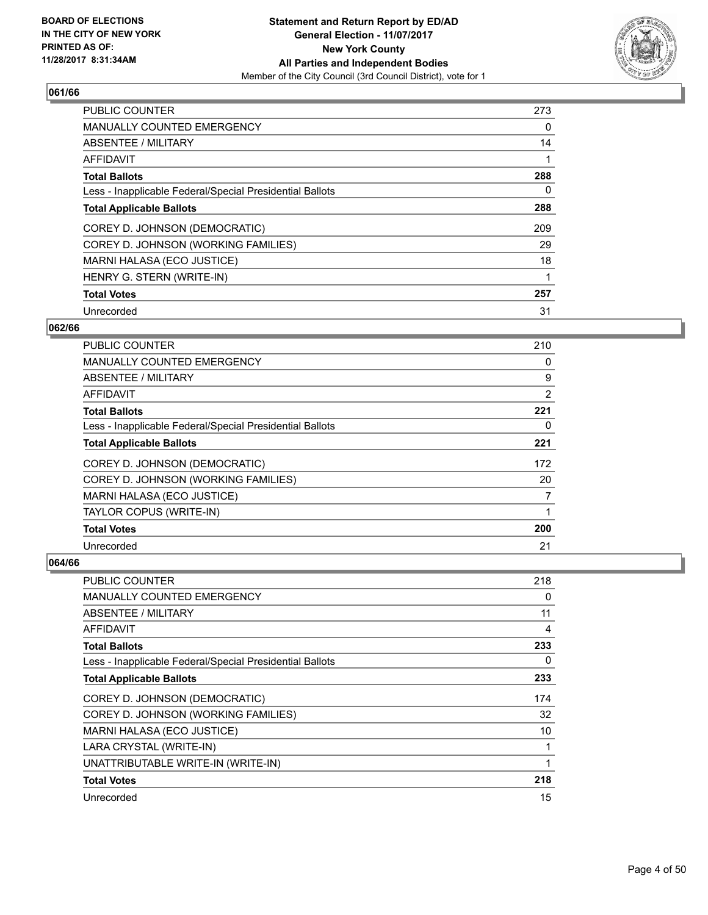## 061/66

| | |
|---|---|
| PUBLIC COUNTER | 273 |
| MANUALLY COUNTED EMERGENCY | 0 |
| ABSENTEE / MILITARY | 14 |
| AFFIDAVIT | 1 |
| **Total Ballots** | **288** |
| Less - Inapplicable Federal/Special Presidential Ballots | 0 |
| **Total Applicable Ballots** | **288** |
| COREY D. JOHNSON (DEMOCRATIC) | 209 |
| COREY D. JOHNSON (WORKING FAMILIES) | 29 |
| MARNI HALASA (ECO JUSTICE) | 18 |
| HENRY G. STERN (WRITE-IN) | 1 |
| **Total Votes** | **257** |
| Unrecorded | 31 |

## 062/66

| | |
|---|---|
| PUBLIC COUNTER | 210 |
| MANUALLY COUNTED EMERGENCY | 0 |
| ABSENTEE / MILITARY | 9 |
| AFFIDAVIT | 2 |
| **Total Ballots** | **221** |
| Less - Inapplicable Federal/Special Presidential Ballots | 0 |
| **Total Applicable Ballots** | **221** |
| COREY D. JOHNSON (DEMOCRATIC) | 172 |
| COREY D. JOHNSON (WORKING FAMILIES) | 20 |
| MARNI HALASA (ECO JUSTICE) | 7 |
| TAYLOR COPUS (WRITE-IN) | 1 |
| **Total Votes** | **200** |
| Unrecorded | 21 |

## 064/66

| | |
|---|---|
| PUBLIC COUNTER | 218 |
| MANUALLY COUNTED EMERGENCY | 0 |
| ABSENTEE / MILITARY | 11 |
| AFFIDAVIT | 4 |
| **Total Ballots** | **233** |
| Less - Inapplicable Federal/Special Presidential Ballots | 0 |
| **Total Applicable Ballots** | **233** |
| COREY D. JOHNSON (DEMOCRATIC) | 174 |
| COREY D. JOHNSON (WORKING FAMILIES) | 32 |
| MARNI HALASA (ECO JUSTICE) | 10 |
| LARA CRYSTAL (WRITE-IN) | 1 |
| UNATTRIBUTABLE WRITE-IN (WRITE-IN) | 1 |
| **Total Votes** | **218** |
| Unrecorded | 15 |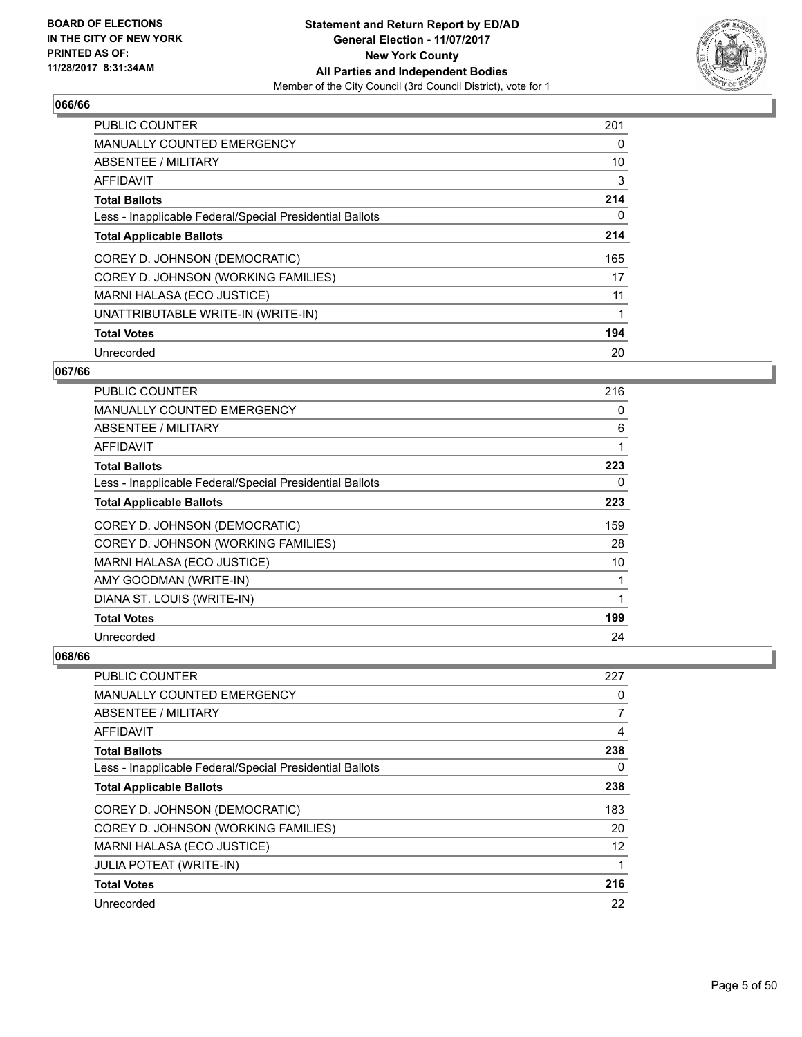## 066/66

| PUBLIC COUNTER | 201 |
|---|---|
| MANUALLY COUNTED EMERGENCY | 0 |
| ABSENTEE / MILITARY | 10 |
| AFFIDAVIT | 3 |
| **Total Ballots** | **214** |
| Less - Inapplicable Federal/Special Presidential Ballots | 0 |
| **Total Applicable Ballots** | **214** |
| COREY D. JOHNSON (DEMOCRATIC) | 165 |
| COREY D. JOHNSON (WORKING FAMILIES) | 17 |
| MARNI HALASA (ECO JUSTICE) | 11 |
| UNATTRIBUTABLE WRITE-IN (WRITE-IN) | 1 |
| **Total Votes** | **194** |
| Unrecorded | 20 |

## 067/66

| PUBLIC COUNTER | 216 |
|---|---|
| MANUALLY COUNTED EMERGENCY | 0 |
| ABSENTEE / MILITARY | 6 |
| AFFIDAVIT | 1 |
| **Total Ballots** | **223** |
| Less - Inapplicable Federal/Special Presidential Ballots | 0 |
| **Total Applicable Ballots** | **223** |
| COREY D. JOHNSON (DEMOCRATIC) | 159 |
| COREY D. JOHNSON (WORKING FAMILIES) | 28 |
| MARNI HALASA (ECO JUSTICE) | 10 |
| AMY GOODMAN (WRITE-IN) | 1 |
| DIANA ST. LOUIS (WRITE-IN) | 1 |
| **Total Votes** | **199** |
| Unrecorded | 24 |

## 068/66

| PUBLIC COUNTER | 227 |
|---|---|
| MANUALLY COUNTED EMERGENCY | 0 |
| ABSENTEE / MILITARY | 7 |
| AFFIDAVIT | 4 |
| **Total Ballots** | **238** |
| Less - Inapplicable Federal/Special Presidential Ballots | 0 |
| **Total Applicable Ballots** | **238** |
| COREY D. JOHNSON (DEMOCRATIC) | 183 |
| COREY D. JOHNSON (WORKING FAMILIES) | 20 |
| MARNI HALASA (ECO JUSTICE) | 12 |
| JULIA POTEAT (WRITE-IN) | 1 |
| **Total Votes** | **216** |
| Unrecorded | 22 |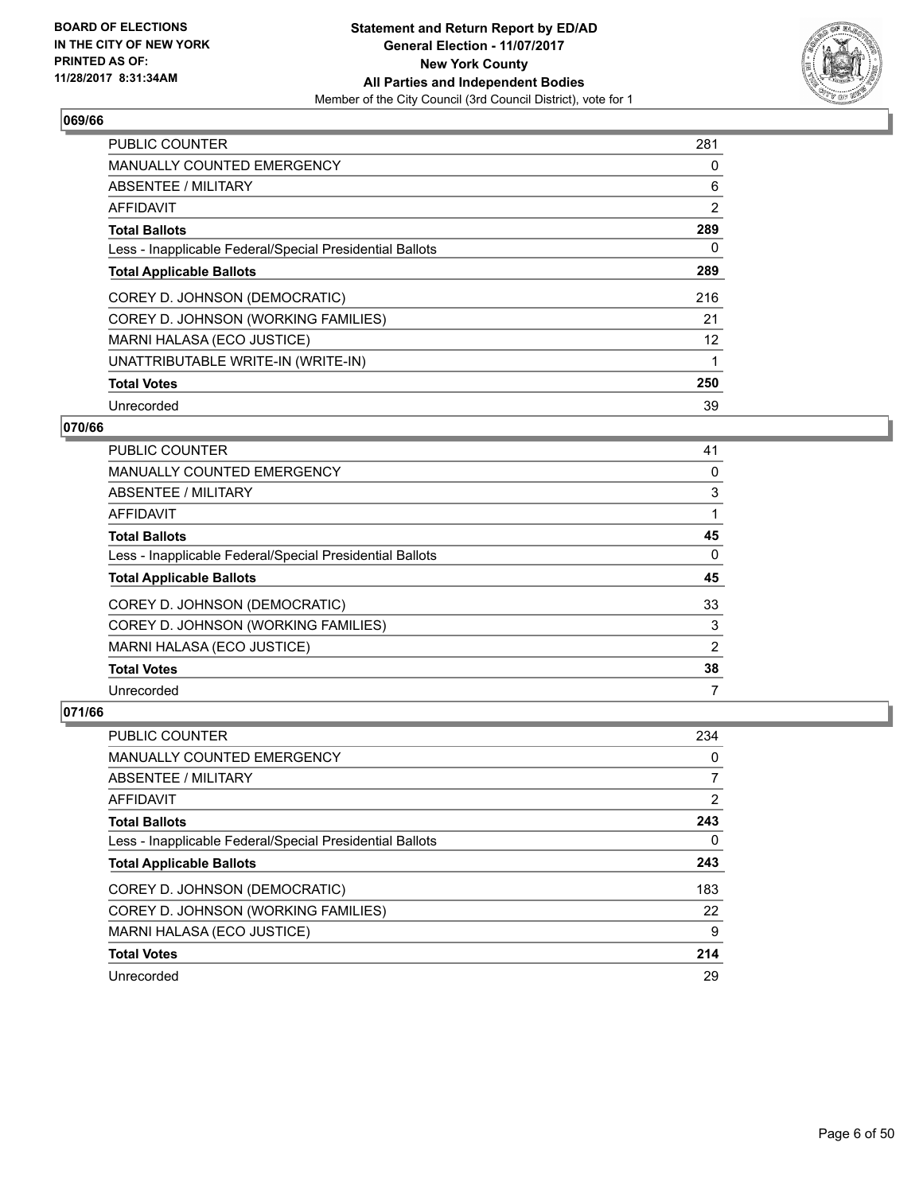### 069/66

| | |
|---|---|
| PUBLIC COUNTER | 281 |
| MANUALLY COUNTED EMERGENCY | 0 |
| ABSENTEE / MILITARY | 6 |
| AFFIDAVIT | 2 |
| **Total Ballots** | **289** |
| Less - Inapplicable Federal/Special Presidential Ballots | 0 |
| **Total Applicable Ballots** | **289** |
| COREY D. JOHNSON (DEMOCRATIC) | 216 |
| COREY D. JOHNSON (WORKING FAMILIES) | 21 |
| MARNI HALASA (ECO JUSTICE) | 12 |
| UNATTRIBUTABLE WRITE-IN (WRITE-IN) | 1 |
| **Total Votes** | **250** |
| Unrecorded | 39 |

### 070/66

| | |
|---|---|
| PUBLIC COUNTER | 41 |
| MANUALLY COUNTED EMERGENCY | 0 |
| ABSENTEE / MILITARY | 3 |
| AFFIDAVIT | 1 |
| **Total Ballots** | **45** |
| Less - Inapplicable Federal/Special Presidential Ballots | 0 |
| **Total Applicable Ballots** | **45** |
| COREY D. JOHNSON (DEMOCRATIC) | 33 |
| COREY D. JOHNSON (WORKING FAMILIES) | 3 |
| MARNI HALASA (ECO JUSTICE) | 2 |
| **Total Votes** | **38** |
| Unrecorded | 7 |

### 071/66

| | |
|---|---|
| PUBLIC COUNTER | 234 |
| MANUALLY COUNTED EMERGENCY | 0 |
| ABSENTEE / MILITARY | 7 |
| AFFIDAVIT | 2 |
| **Total Ballots** | **243** |
| Less - Inapplicable Federal/Special Presidential Ballots | 0 |
| **Total Applicable Ballots** | **243** |
| COREY D. JOHNSON (DEMOCRATIC) | 183 |
| COREY D. JOHNSON (WORKING FAMILIES) | 22 |
| MARNI HALASA (ECO JUSTICE) | 9 |
| **Total Votes** | **214** |
| Unrecorded | 29 |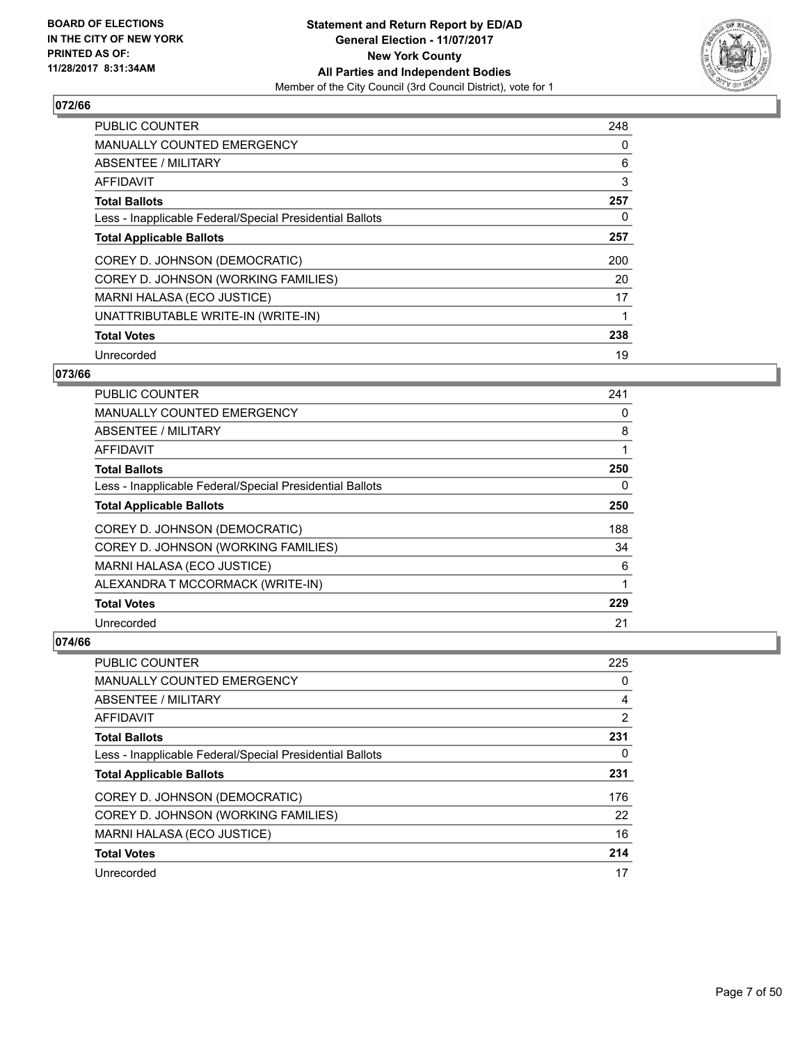**BOARD OF ELECTIONS IN THE CITY OF NEW YORK PRINTED AS OF: 11/28/2017 8:31:34AM**

**Statement and Return Report by ED/AD**
**General Election - 11/07/2017**
**New York County**
**All Parties and Independent Bodies**
Member of the City Council (3rd Council District), vote for 1

### 072/66

| | |
|---|---|
| PUBLIC COUNTER | 248 |
| MANUALLY COUNTED EMERGENCY | 0 |
| ABSENTEE / MILITARY | 6 |
| AFFIDAVIT | 3 |
| **Total Ballots** | **257** |
| Less - Inapplicable Federal/Special Presidential Ballots | 0 |
| **Total Applicable Ballots** | **257** |
| COREY D. JOHNSON (DEMOCRATIC) | 200 |
| COREY D. JOHNSON (WORKING FAMILIES) | 20 |
| MARNI HALASA (ECO JUSTICE) | 17 |
| UNATTRIBUTABLE WRITE-IN (WRITE-IN) | 1 |
| **Total Votes** | **238** |
| Unrecorded | 19 |

### 073/66

| | |
|---|---|
| PUBLIC COUNTER | 241 |
| MANUALLY COUNTED EMERGENCY | 0 |
| ABSENTEE / MILITARY | 8 |
| AFFIDAVIT | 1 |
| **Total Ballots** | **250** |
| Less - Inapplicable Federal/Special Presidential Ballots | 0 |
| **Total Applicable Ballots** | **250** |
| COREY D. JOHNSON (DEMOCRATIC) | 188 |
| COREY D. JOHNSON (WORKING FAMILIES) | 34 |
| MARNI HALASA (ECO JUSTICE) | 6 |
| ALEXANDRA T MCCORMACK (WRITE-IN) | 1 |
| **Total Votes** | **229** |
| Unrecorded | 21 |

### 074/66

| | |
|---|---|
| PUBLIC COUNTER | 225 |
| MANUALLY COUNTED EMERGENCY | 0 |
| ABSENTEE / MILITARY | 4 |
| AFFIDAVIT | 2 |
| **Total Ballots** | **231** |
| Less - Inapplicable Federal/Special Presidential Ballots | 0 |
| **Total Applicable Ballots** | **231** |
| COREY D. JOHNSON (DEMOCRATIC) | 176 |
| COREY D. JOHNSON (WORKING FAMILIES) | 22 |
| MARNI HALASA (ECO JUSTICE) | 16 |
| **Total Votes** | **214** |
| Unrecorded | 17 |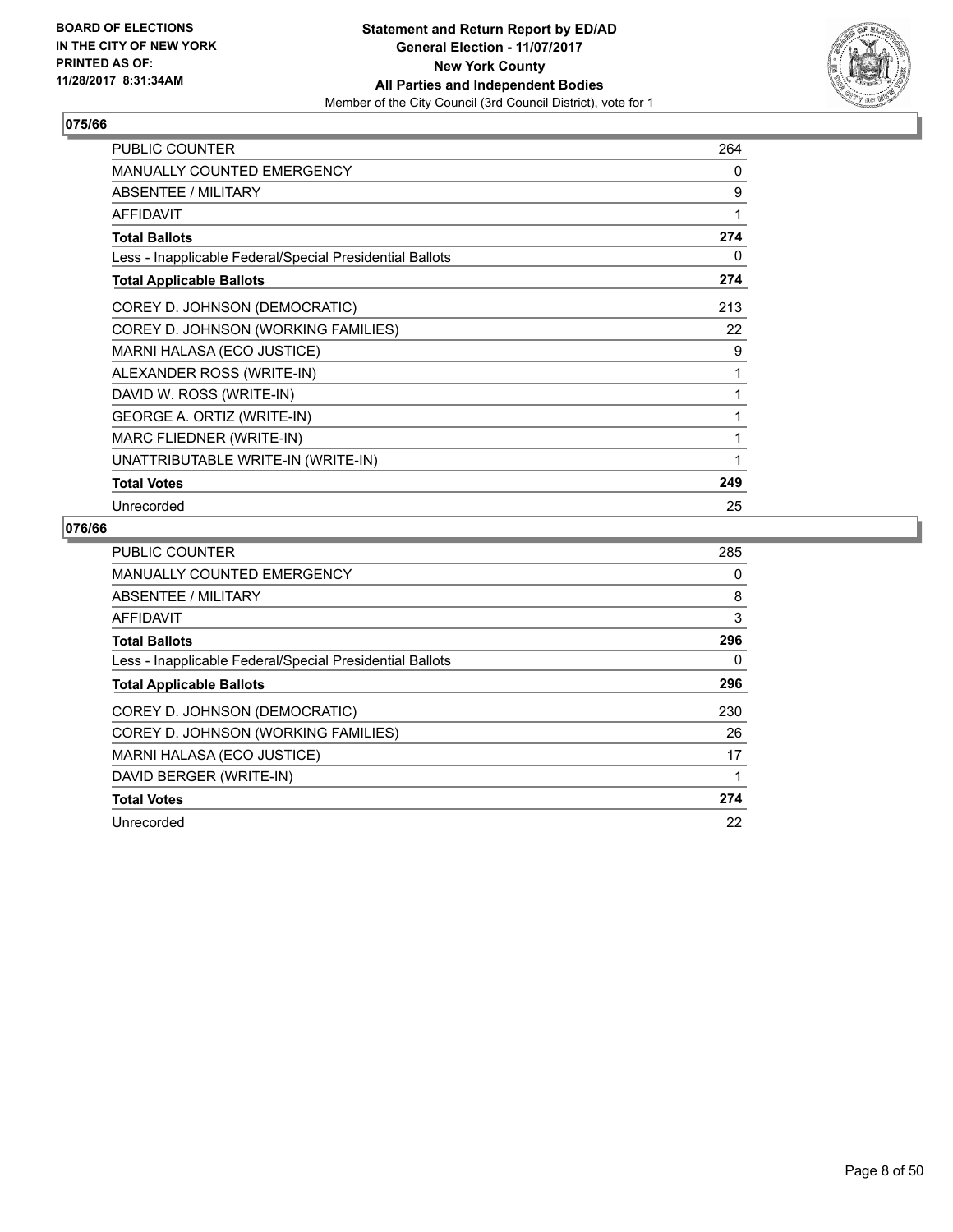BOARD OF ELECTIONS
IN THE CITY OF NEW YORK
PRINTED AS OF:
11/28/2017 8:31:34AM

**Statement and Return Report by ED/AD**
**General Election - 11/07/2017**
**New York County**
**All Parties and Independent Bodies**
Member of the City Council (3rd Council District), vote for 1

### 075/66

| | |
|---|---|
| PUBLIC COUNTER | 264 |
| MANUALLY COUNTED EMERGENCY | 0 |
| ABSENTEE / MILITARY | 9 |
| AFFIDAVIT | 1 |
| **Total Ballots** | **274** |
| Less - Inapplicable Federal/Special Presidential Ballots | 0 |
| **Total Applicable Ballots** | **274** |
| COREY D. JOHNSON (DEMOCRATIC) | 213 |
| COREY D. JOHNSON (WORKING FAMILIES) | 22 |
| MARNI HALASA (ECO JUSTICE) | 9 |
| ALEXANDER ROSS (WRITE-IN) | 1 |
| DAVID W. ROSS (WRITE-IN) | 1 |
| GEORGE A. ORTIZ (WRITE-IN) | 1 |
| MARC FLIEDNER (WRITE-IN) | 1 |
| UNATTRIBUTABLE WRITE-IN (WRITE-IN) | 1 |
| **Total Votes** | **249** |
| Unrecorded | 25 |

### 076/66

| | |
|---|---|
| PUBLIC COUNTER | 285 |
| MANUALLY COUNTED EMERGENCY | 0 |
| ABSENTEE / MILITARY | 8 |
| AFFIDAVIT | 3 |
| **Total Ballots** | **296** |
| Less - Inapplicable Federal/Special Presidential Ballots | 0 |
| **Total Applicable Ballots** | **296** |
| COREY D. JOHNSON (DEMOCRATIC) | 230 |
| COREY D. JOHNSON (WORKING FAMILIES) | 26 |
| MARNI HALASA (ECO JUSTICE) | 17 |
| DAVID BERGER (WRITE-IN) | 1 |
| **Total Votes** | **274** |
| Unrecorded | 22 |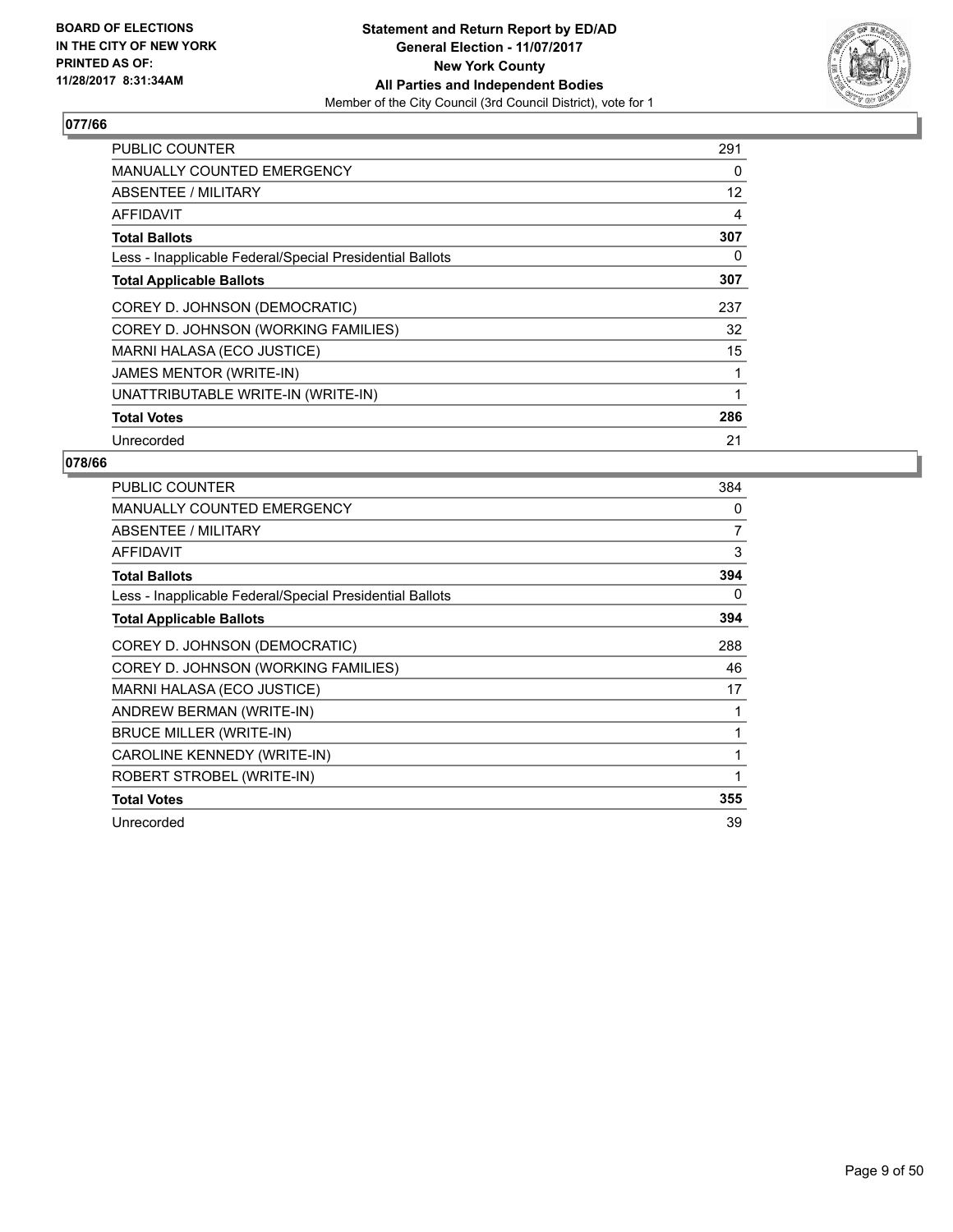## 077/66

| | |
|---|---|
| PUBLIC COUNTER | 291 |
| MANUALLY COUNTED EMERGENCY | 0 |
| ABSENTEE / MILITARY | 12 |
| AFFIDAVIT | 4 |
| **Total Ballots** | **307** |
| Less - Inapplicable Federal/Special Presidential Ballots | 0 |
| **Total Applicable Ballots** | **307** |
| COREY D. JOHNSON (DEMOCRATIC) | 237 |
| COREY D. JOHNSON (WORKING FAMILIES) | 32 |
| MARNI HALASA (ECO JUSTICE) | 15 |
| JAMES MENTOR (WRITE-IN) | 1 |
| UNATTRIBUTABLE WRITE-IN (WRITE-IN) | 1 |
| **Total Votes** | **286** |
| Unrecorded | 21 |

## 078/66

| | |
|---|---|
| PUBLIC COUNTER | 384 |
| MANUALLY COUNTED EMERGENCY | 0 |
| ABSENTEE / MILITARY | 7 |
| AFFIDAVIT | 3 |
| **Total Ballots** | **394** |
| Less - Inapplicable Federal/Special Presidential Ballots | 0 |
| **Total Applicable Ballots** | **394** |
| COREY D. JOHNSON (DEMOCRATIC) | 288 |
| COREY D. JOHNSON (WORKING FAMILIES) | 46 |
| MARNI HALASA (ECO JUSTICE) | 17 |
| ANDREW BERMAN (WRITE-IN) | 1 |
| BRUCE MILLER (WRITE-IN) | 1 |
| CAROLINE KENNEDY (WRITE-IN) | 1 |
| ROBERT STROBEL (WRITE-IN) | 1 |
| **Total Votes** | **355** |
| Unrecorded | 39 |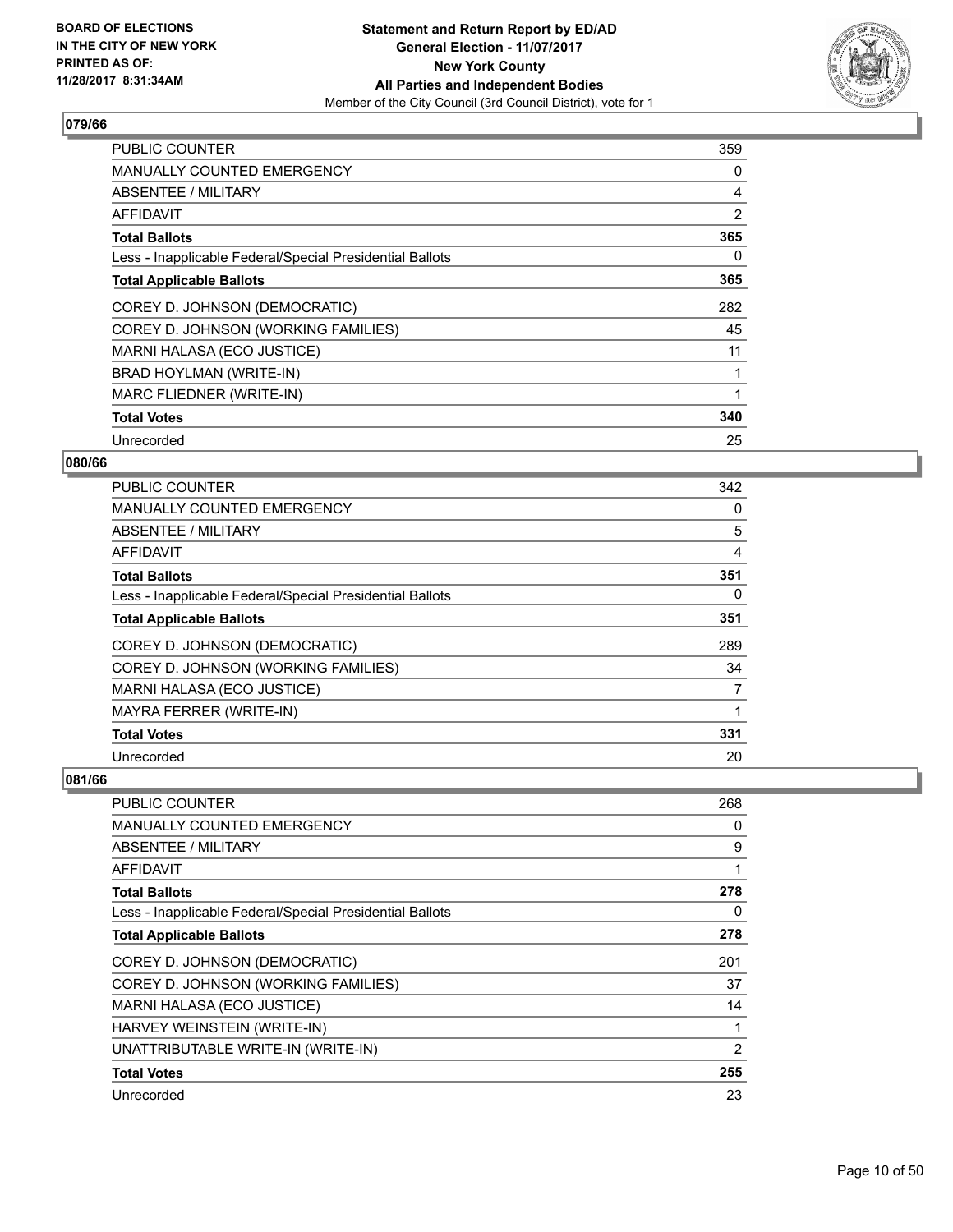**BOARD OF ELECTIONS IN THE CITY OF NEW YORK PRINTED AS OF: 11/28/2017 8:31:34AM**

**Statement and Return Report by ED/AD**
**General Election - 11/07/2017**
**New York County**
**All Parties and Independent Bodies**
Member of the City Council (3rd Council District), vote for 1

## 079/66

| | |
|---|---|
| PUBLIC COUNTER | 359 |
| MANUALLY COUNTED EMERGENCY | 0 |
| ABSENTEE / MILITARY | 4 |
| AFFIDAVIT | 2 |
| **Total Ballots** | **365** |
| Less - Inapplicable Federal/Special Presidential Ballots | 0 |
| **Total Applicable Ballots** | **365** |
| COREY D. JOHNSON (DEMOCRATIC) | 282 |
| COREY D. JOHNSON (WORKING FAMILIES) | 45 |
| MARNI HALASA (ECO JUSTICE) | 11 |
| BRAD HOYLMAN (WRITE-IN) | 1 |
| MARC FLIEDNER (WRITE-IN) | 1 |
| **Total Votes** | **340** |
| Unrecorded | 25 |

## 080/66

| | |
|---|---|
| PUBLIC COUNTER | 342 |
| MANUALLY COUNTED EMERGENCY | 0 |
| ABSENTEE / MILITARY | 5 |
| AFFIDAVIT | 4 |
| **Total Ballots** | **351** |
| Less - Inapplicable Federal/Special Presidential Ballots | 0 |
| **Total Applicable Ballots** | **351** |
| COREY D. JOHNSON (DEMOCRATIC) | 289 |
| COREY D. JOHNSON (WORKING FAMILIES) | 34 |
| MARNI HALASA (ECO JUSTICE) | 7 |
| MAYRA FERRER (WRITE-IN) | 1 |
| **Total Votes** | **331** |
| Unrecorded | 20 |

## 081/66

| | |
|---|---|
| PUBLIC COUNTER | 268 |
| MANUALLY COUNTED EMERGENCY | 0 |
| ABSENTEE / MILITARY | 9 |
| AFFIDAVIT | 1 |
| **Total Ballots** | **278** |
| Less - Inapplicable Federal/Special Presidential Ballots | 0 |
| **Total Applicable Ballots** | **278** |
| COREY D. JOHNSON (DEMOCRATIC) | 201 |
| COREY D. JOHNSON (WORKING FAMILIES) | 37 |
| MARNI HALASA (ECO JUSTICE) | 14 |
| HARVEY WEINSTEIN (WRITE-IN) | 1 |
| UNATTRIBUTABLE WRITE-IN (WRITE-IN) | 2 |
| **Total Votes** | **255** |
| Unrecorded | 23 |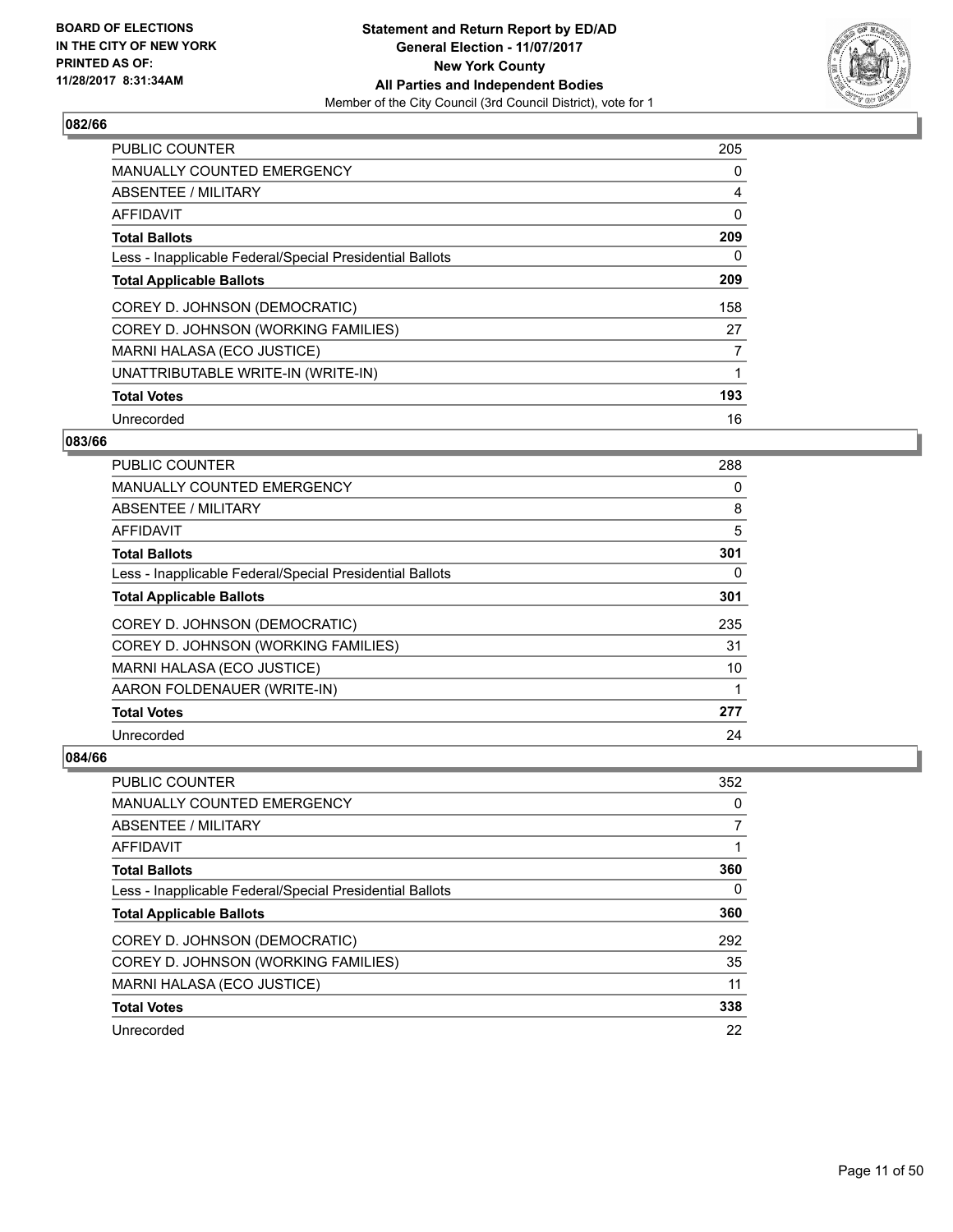**BOARD OF ELECTIONS IN THE CITY OF NEW YORK PRINTED AS OF: 11/28/2017 8:31:34AM**

**Statement and Return Report by ED/AD General Election - 11/07/2017 New York County All Parties and Independent Bodies**
Member of the City Council (3rd Council District), vote for 1

### 082/66

| | |
|---|---|
| PUBLIC COUNTER | 205 |
| MANUALLY COUNTED EMERGENCY | 0 |
| ABSENTEE / MILITARY | 4 |
| AFFIDAVIT | 0 |
| **Total Ballots** | **209** |
| Less - Inapplicable Federal/Special Presidential Ballots | 0 |
| **Total Applicable Ballots** | **209** |
| COREY D. JOHNSON (DEMOCRATIC) | 158 |
| COREY D. JOHNSON (WORKING FAMILIES) | 27 |
| MARNI HALASA (ECO JUSTICE) | 7 |
| UNATTRIBUTABLE WRITE-IN (WRITE-IN) | 1 |
| **Total Votes** | **193** |
| Unrecorded | 16 |

### 083/66

| | |
|---|---|
| PUBLIC COUNTER | 288 |
| MANUALLY COUNTED EMERGENCY | 0 |
| ABSENTEE / MILITARY | 8 |
| AFFIDAVIT | 5 |
| **Total Ballots** | **301** |
| Less - Inapplicable Federal/Special Presidential Ballots | 0 |
| **Total Applicable Ballots** | **301** |
| COREY D. JOHNSON (DEMOCRATIC) | 235 |
| COREY D. JOHNSON (WORKING FAMILIES) | 31 |
| MARNI HALASA (ECO JUSTICE) | 10 |
| AARON FOLDENAUER (WRITE-IN) | 1 |
| **Total Votes** | **277** |
| Unrecorded | 24 |

### 084/66

| | |
|---|---|
| PUBLIC COUNTER | 352 |
| MANUALLY COUNTED EMERGENCY | 0 |
| ABSENTEE / MILITARY | 7 |
| AFFIDAVIT | 1 |
| **Total Ballots** | **360** |
| Less - Inapplicable Federal/Special Presidential Ballots | 0 |
| **Total Applicable Ballots** | **360** |
| COREY D. JOHNSON (DEMOCRATIC) | 292 |
| COREY D. JOHNSON (WORKING FAMILIES) | 35 |
| MARNI HALASA (ECO JUSTICE) | 11 |
| **Total Votes** | **338** |
| Unrecorded | 22 |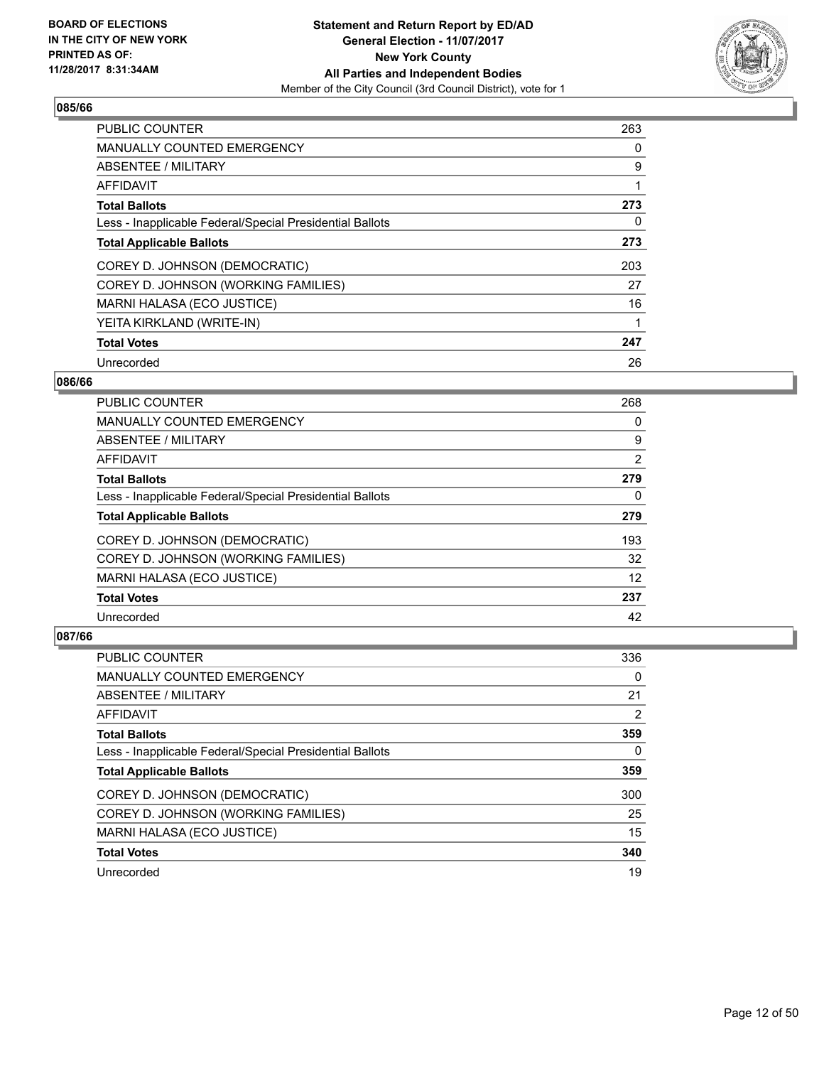## 085/66

| | |
|---|---|
| PUBLIC COUNTER | 263 |
| MANUALLY COUNTED EMERGENCY | 0 |
| ABSENTEE / MILITARY | 9 |
| AFFIDAVIT | 1 |
| **Total Ballots** | **273** |
| Less - Inapplicable Federal/Special Presidential Ballots | 0 |
| **Total Applicable Ballots** | **273** |
| COREY D. JOHNSON (DEMOCRATIC) | 203 |
| COREY D. JOHNSON (WORKING FAMILIES) | 27 |
| MARNI HALASA (ECO JUSTICE) | 16 |
| YEITA KIRKLAND (WRITE-IN) | 1 |
| **Total Votes** | **247** |
| Unrecorded | 26 |

## 086/66

| | |
|---|---|
| PUBLIC COUNTER | 268 |
| MANUALLY COUNTED EMERGENCY | 0 |
| ABSENTEE / MILITARY | 9 |
| AFFIDAVIT | 2 |
| **Total Ballots** | **279** |
| Less - Inapplicable Federal/Special Presidential Ballots | 0 |
| **Total Applicable Ballots** | **279** |
| COREY D. JOHNSON (DEMOCRATIC) | 193 |
| COREY D. JOHNSON (WORKING FAMILIES) | 32 |
| MARNI HALASA (ECO JUSTICE) | 12 |
| **Total Votes** | **237** |
| Unrecorded | 42 |

## 087/66

| | |
|---|---|
| PUBLIC COUNTER | 336 |
| MANUALLY COUNTED EMERGENCY | 0 |
| ABSENTEE / MILITARY | 21 |
| AFFIDAVIT | 2 |
| **Total Ballots** | **359** |
| Less - Inapplicable Federal/Special Presidential Ballots | 0 |
| **Total Applicable Ballots** | **359** |
| COREY D. JOHNSON (DEMOCRATIC) | 300 |
| COREY D. JOHNSON (WORKING FAMILIES) | 25 |
| MARNI HALASA (ECO JUSTICE) | 15 |
| **Total Votes** | **340** |
| Unrecorded | 19 |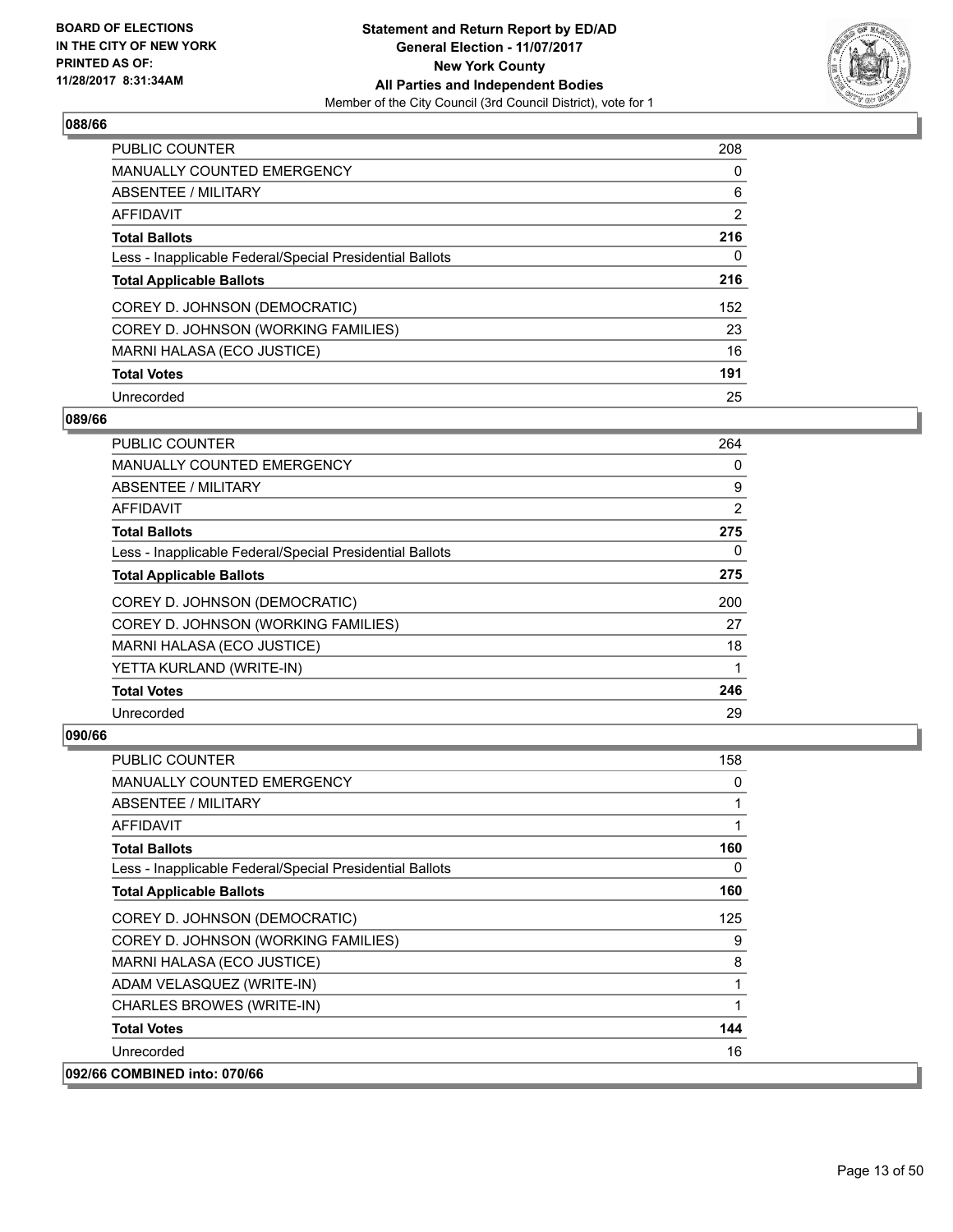### 088/66

| | |
|---|---|
| PUBLIC COUNTER | 208 |
| MANUALLY COUNTED EMERGENCY | 0 |
| ABSENTEE / MILITARY | 6 |
| AFFIDAVIT | 2 |
| **Total Ballots** | **216** |
| Less - Inapplicable Federal/Special Presidential Ballots | 0 |
| **Total Applicable Ballots** | **216** |
| COREY D. JOHNSON (DEMOCRATIC) | 152 |
| COREY D. JOHNSON (WORKING FAMILIES) | 23 |
| MARNI HALASA (ECO JUSTICE) | 16 |
| **Total Votes** | **191** |
| Unrecorded | 25 |

### 089/66

| | |
|---|---|
| PUBLIC COUNTER | 264 |
| MANUALLY COUNTED EMERGENCY | 0 |
| ABSENTEE / MILITARY | 9 |
| AFFIDAVIT | 2 |
| **Total Ballots** | **275** |
| Less - Inapplicable Federal/Special Presidential Ballots | 0 |
| **Total Applicable Ballots** | **275** |
| COREY D. JOHNSON (DEMOCRATIC) | 200 |
| COREY D. JOHNSON (WORKING FAMILIES) | 27 |
| MARNI HALASA (ECO JUSTICE) | 18 |
| YETTA KURLAND (WRITE-IN) | 1 |
| **Total Votes** | **246** |
| Unrecorded | 29 |

### 090/66

| | |
|---|---|
| PUBLIC COUNTER | 158 |
| MANUALLY COUNTED EMERGENCY | 0 |
| ABSENTEE / MILITARY | 1 |
| AFFIDAVIT | 1 |
| **Total Ballots** | **160** |
| Less - Inapplicable Federal/Special Presidential Ballots | 0 |
| **Total Applicable Ballots** | **160** |
| COREY D. JOHNSON (DEMOCRATIC) | 125 |
| COREY D. JOHNSON (WORKING FAMILIES) | 9 |
| MARNI HALASA (ECO JUSTICE) | 8 |
| ADAM VELASQUEZ (WRITE-IN) | 1 |
| CHARLES BROWES (WRITE-IN) | 1 |
| **Total Votes** | **144** |
| Unrecorded | 16 |

### 092/66 COMBINED into: 070/66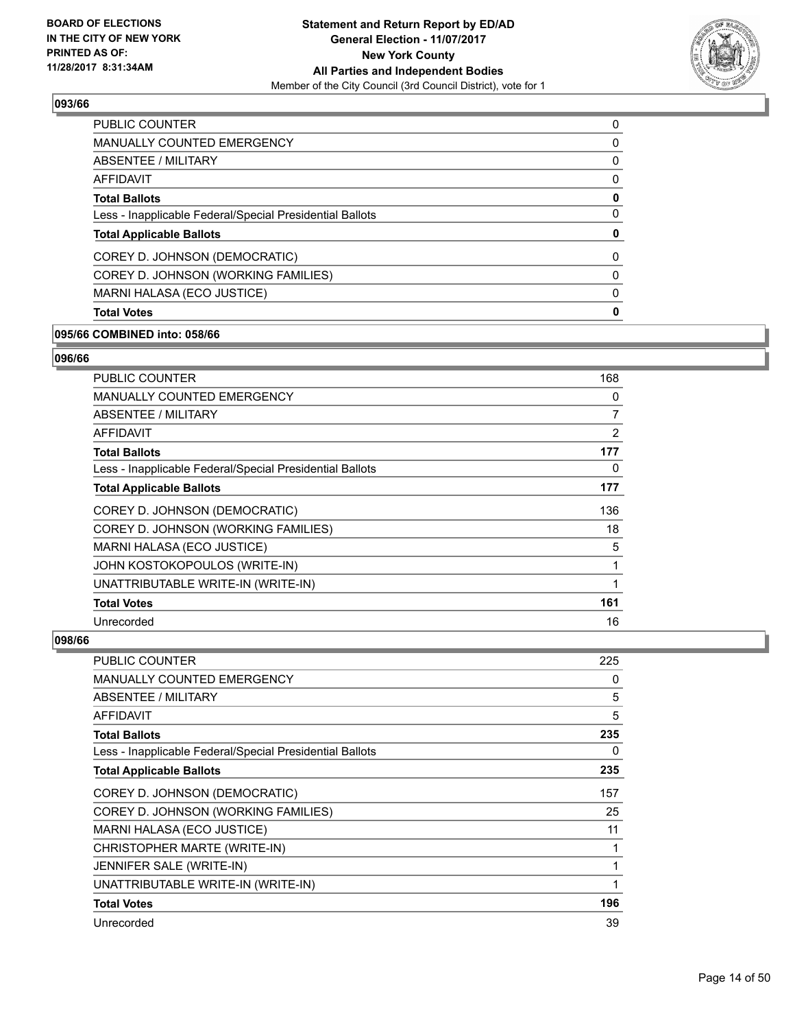## 093/66

| | |
|---|---|
| PUBLIC COUNTER | 0 |
| MANUALLY COUNTED EMERGENCY | 0 |
| ABSENTEE / MILITARY | 0 |
| AFFIDAVIT | 0 |
| **Total Ballots** | **0** |
| Less - Inapplicable Federal/Special Presidential Ballots | 0 |
| **Total Applicable Ballots** | **0** |
| COREY D. JOHNSON (DEMOCRATIC) | 0 |
| COREY D. JOHNSON (WORKING FAMILIES) | 0 |
| MARNI HALASA (ECO JUSTICE) | 0 |
| **Total Votes** | **0** |

## 095/66 COMBINED into: 058/66

## 096/66

| | |
|---|---|
| PUBLIC COUNTER | 168 |
| MANUALLY COUNTED EMERGENCY | 0 |
| ABSENTEE / MILITARY | 7 |
| AFFIDAVIT | 2 |
| **Total Ballots** | **177** |
| Less - Inapplicable Federal/Special Presidential Ballots | 0 |
| **Total Applicable Ballots** | **177** |
| COREY D. JOHNSON (DEMOCRATIC) | 136 |
| COREY D. JOHNSON (WORKING FAMILIES) | 18 |
| MARNI HALASA (ECO JUSTICE) | 5 |
| JOHN KOSTOKOPOULOS (WRITE-IN) | 1 |
| UNATTRIBUTABLE WRITE-IN (WRITE-IN) | 1 |
| **Total Votes** | **161** |
| Unrecorded | 16 |

## 098/66

| | |
|---|---|
| PUBLIC COUNTER | 225 |
| MANUALLY COUNTED EMERGENCY | 0 |
| ABSENTEE / MILITARY | 5 |
| AFFIDAVIT | 5 |
| **Total Ballots** | **235** |
| Less - Inapplicable Federal/Special Presidential Ballots | 0 |
| **Total Applicable Ballots** | **235** |
| COREY D. JOHNSON (DEMOCRATIC) | 157 |
| COREY D. JOHNSON (WORKING FAMILIES) | 25 |
| MARNI HALASA (ECO JUSTICE) | 11 |
| CHRISTOPHER MARTE (WRITE-IN) | 1 |
| JENNIFER SALE (WRITE-IN) | 1 |
| UNATTRIBUTABLE WRITE-IN (WRITE-IN) | 1 |
| **Total Votes** | **196** |
| Unrecorded | 39 |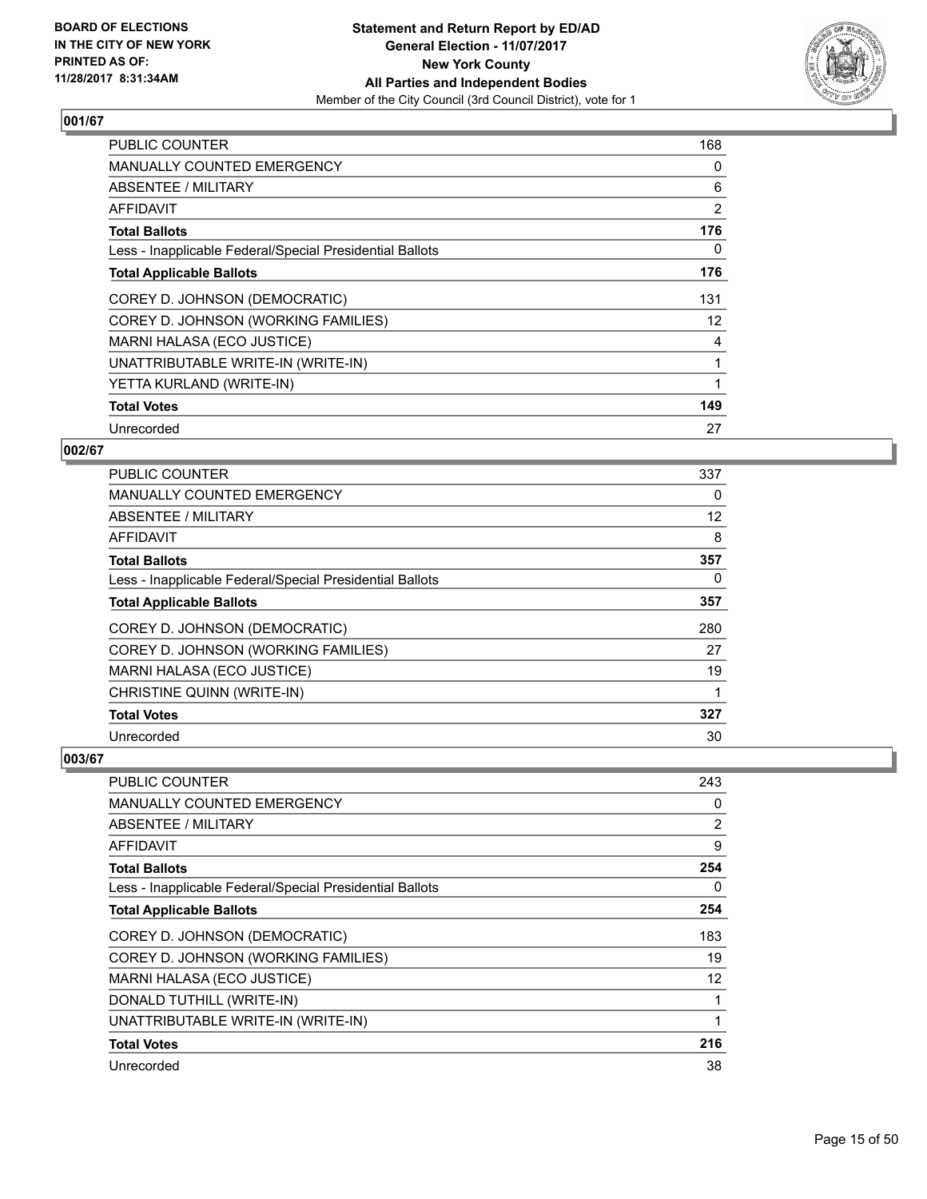## 001/67

| | |
|---|---|
| PUBLIC COUNTER | 168 |
| MANUALLY COUNTED EMERGENCY | 0 |
| ABSENTEE / MILITARY | 6 |
| AFFIDAVIT | 2 |
| **Total Ballots** | **176** |
| Less - Inapplicable Federal/Special Presidential Ballots | 0 |
| **Total Applicable Ballots** | **176** |
| COREY D. JOHNSON (DEMOCRATIC) | 131 |
| COREY D. JOHNSON (WORKING FAMILIES) | 12 |
| MARNI HALASA (ECO JUSTICE) | 4 |
| UNATTRIBUTABLE WRITE-IN (WRITE-IN) | 1 |
| YETTA KURLAND (WRITE-IN) | 1 |
| **Total Votes** | **149** |
| Unrecorded | 27 |

## 002/67

| | |
|---|---|
| PUBLIC COUNTER | 337 |
| MANUALLY COUNTED EMERGENCY | 0 |
| ABSENTEE / MILITARY | 12 |
| AFFIDAVIT | 8 |
| **Total Ballots** | **357** |
| Less - Inapplicable Federal/Special Presidential Ballots | 0 |
| **Total Applicable Ballots** | **357** |
| COREY D. JOHNSON (DEMOCRATIC) | 280 |
| COREY D. JOHNSON (WORKING FAMILIES) | 27 |
| MARNI HALASA (ECO JUSTICE) | 19 |
| CHRISTINE QUINN (WRITE-IN) | 1 |
| **Total Votes** | **327** |
| Unrecorded | 30 |

## 003/67

| | |
|---|---|
| PUBLIC COUNTER | 243 |
| MANUALLY COUNTED EMERGENCY | 0 |
| ABSENTEE / MILITARY | 2 |
| AFFIDAVIT | 9 |
| **Total Ballots** | **254** |
| Less - Inapplicable Federal/Special Presidential Ballots | 0 |
| **Total Applicable Ballots** | **254** |
| COREY D. JOHNSON (DEMOCRATIC) | 183 |
| COREY D. JOHNSON (WORKING FAMILIES) | 19 |
| MARNI HALASA (ECO JUSTICE) | 12 |
| DONALD TUTHILL (WRITE-IN) | 1 |
| UNATTRIBUTABLE WRITE-IN (WRITE-IN) | 1 |
| **Total Votes** | **216** |
| Unrecorded | 38 |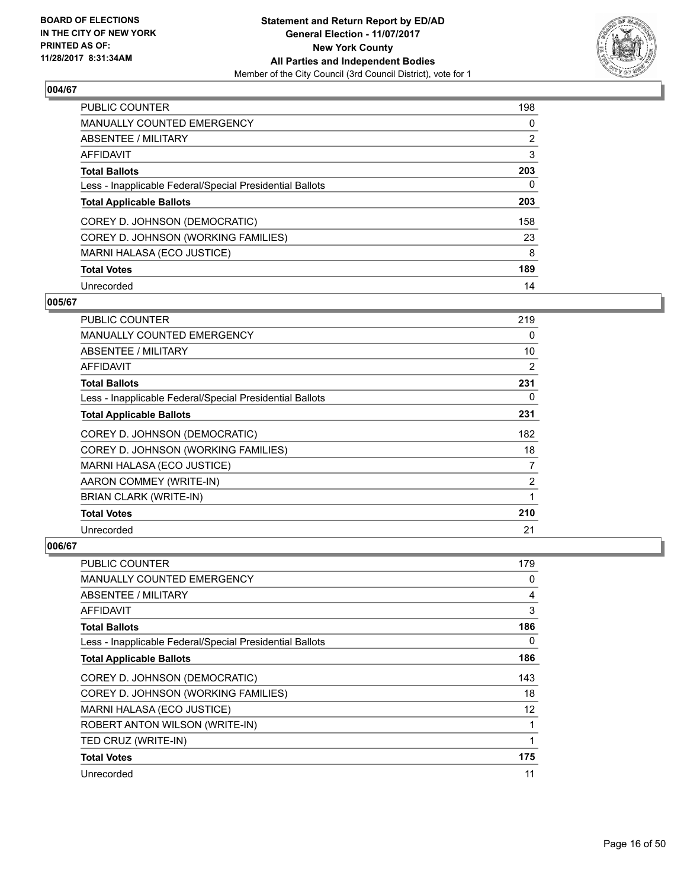## 004/67

| | |
|---|---|
| PUBLIC COUNTER | 198 |
| MANUALLY COUNTED EMERGENCY | 0 |
| ABSENTEE / MILITARY | 2 |
| AFFIDAVIT | 3 |
| **Total Ballots** | **203** |
| Less - Inapplicable Federal/Special Presidential Ballots | 0 |
| **Total Applicable Ballots** | **203** |
| COREY D. JOHNSON (DEMOCRATIC) | 158 |
| COREY D. JOHNSON (WORKING FAMILIES) | 23 |
| MARNI HALASA (ECO JUSTICE) | 8 |
| **Total Votes** | **189** |
| Unrecorded | 14 |

## 005/67

| | |
|---|---|
| PUBLIC COUNTER | 219 |
| MANUALLY COUNTED EMERGENCY | 0 |
| ABSENTEE / MILITARY | 10 |
| AFFIDAVIT | 2 |
| **Total Ballots** | **231** |
| Less - Inapplicable Federal/Special Presidential Ballots | 0 |
| **Total Applicable Ballots** | **231** |
| COREY D. JOHNSON (DEMOCRATIC) | 182 |
| COREY D. JOHNSON (WORKING FAMILIES) | 18 |
| MARNI HALASA (ECO JUSTICE) | 7 |
| AARON COMMEY (WRITE-IN) | 2 |
| BRIAN CLARK (WRITE-IN) | 1 |
| **Total Votes** | **210** |
| Unrecorded | 21 |

## 006/67

| | |
|---|---|
| PUBLIC COUNTER | 179 |
| MANUALLY COUNTED EMERGENCY | 0 |
| ABSENTEE / MILITARY | 4 |
| AFFIDAVIT | 3 |
| **Total Ballots** | **186** |
| Less - Inapplicable Federal/Special Presidential Ballots | 0 |
| **Total Applicable Ballots** | **186** |
| COREY D. JOHNSON (DEMOCRATIC) | 143 |
| COREY D. JOHNSON (WORKING FAMILIES) | 18 |
| MARNI HALASA (ECO JUSTICE) | 12 |
| ROBERT ANTON WILSON (WRITE-IN) | 1 |
| TED CRUZ (WRITE-IN) | 1 |
| **Total Votes** | **175** |
| Unrecorded | 11 |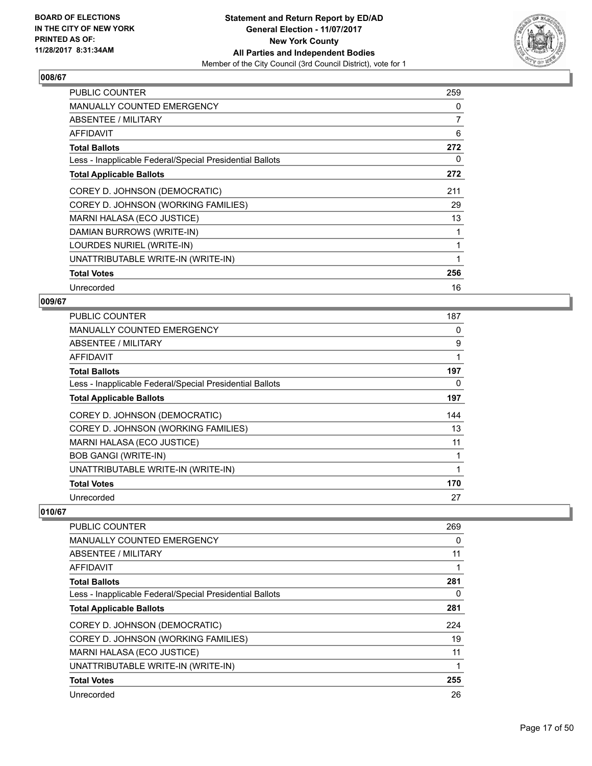## 008/67

| | |
|---|---|
| PUBLIC COUNTER | 259 |
| MANUALLY COUNTED EMERGENCY | 0 |
| ABSENTEE / MILITARY | 7 |
| AFFIDAVIT | 6 |
| **Total Ballots** | **272** |
| Less - Inapplicable Federal/Special Presidential Ballots | 0 |
| **Total Applicable Ballots** | **272** |
| COREY D. JOHNSON (DEMOCRATIC) | 211 |
| COREY D. JOHNSON (WORKING FAMILIES) | 29 |
| MARNI HALASA (ECO JUSTICE) | 13 |
| DAMIAN BURROWS (WRITE-IN) | 1 |
| LOURDES NURIEL (WRITE-IN) | 1 |
| UNATTRIBUTABLE WRITE-IN (WRITE-IN) | 1 |
| **Total Votes** | **256** |
| Unrecorded | 16 |

## 009/67

| | |
|---|---|
| PUBLIC COUNTER | 187 |
| MANUALLY COUNTED EMERGENCY | 0 |
| ABSENTEE / MILITARY | 9 |
| AFFIDAVIT | 1 |
| **Total Ballots** | **197** |
| Less - Inapplicable Federal/Special Presidential Ballots | 0 |
| **Total Applicable Ballots** | **197** |
| COREY D. JOHNSON (DEMOCRATIC) | 144 |
| COREY D. JOHNSON (WORKING FAMILIES) | 13 |
| MARNI HALASA (ECO JUSTICE) | 11 |
| BOB GANGI (WRITE-IN) | 1 |
| UNATTRIBUTABLE WRITE-IN (WRITE-IN) | 1 |
| **Total Votes** | **170** |
| Unrecorded | 27 |

## 010/67

| | |
|---|---|
| PUBLIC COUNTER | 269 |
| MANUALLY COUNTED EMERGENCY | 0 |
| ABSENTEE / MILITARY | 11 |
| AFFIDAVIT | 1 |
| **Total Ballots** | **281** |
| Less - Inapplicable Federal/Special Presidential Ballots | 0 |
| **Total Applicable Ballots** | **281** |
| COREY D. JOHNSON (DEMOCRATIC) | 224 |
| COREY D. JOHNSON (WORKING FAMILIES) | 19 |
| MARNI HALASA (ECO JUSTICE) | 11 |
| UNATTRIBUTABLE WRITE-IN (WRITE-IN) | 1 |
| **Total Votes** | **255** |
| Unrecorded | 26 |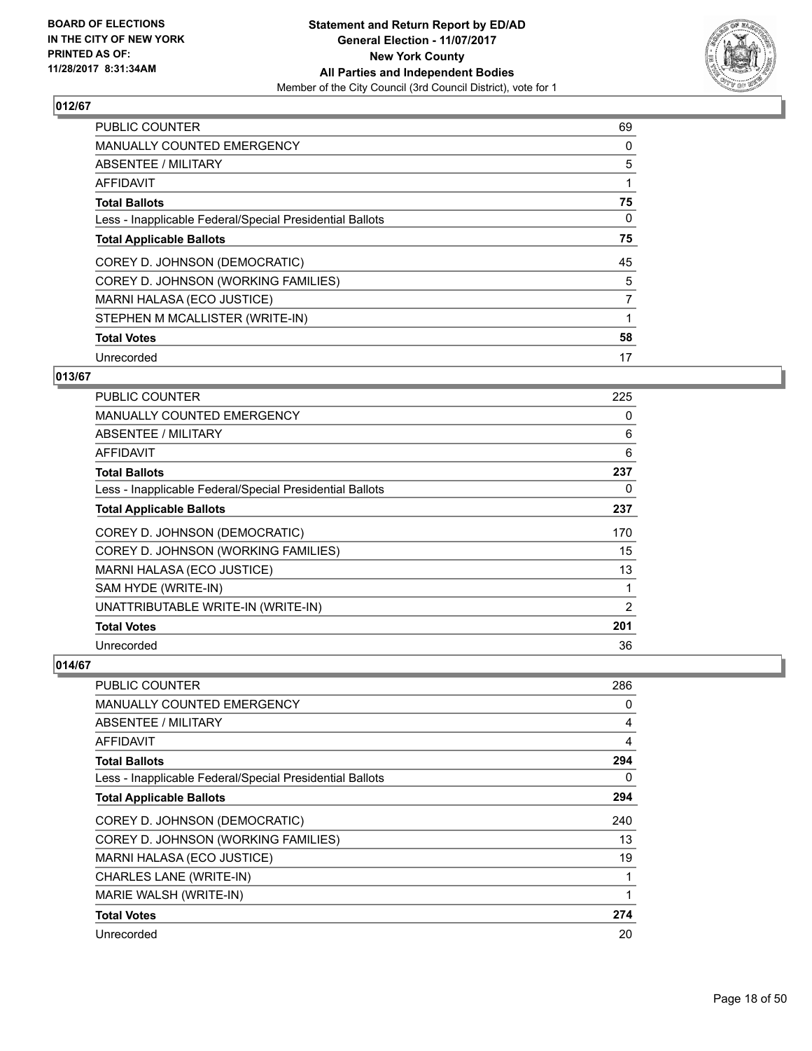**BOARD OF ELECTIONS IN THE CITY OF NEW YORK PRINTED AS OF: 11/28/2017 8:31:34AM**

**Statement and Return Report by ED/AD General Election - 11/07/2017 New York County All Parties and Independent Bodies**
Member of the City Council (3rd Council District), vote for 1

### 012/67

| | |
|---|---|
| PUBLIC COUNTER | 69 |
| MANUALLY COUNTED EMERGENCY | 0 |
| ABSENTEE / MILITARY | 5 |
| AFFIDAVIT | 1 |
| **Total Ballots** | **75** |
| Less - Inapplicable Federal/Special Presidential Ballots | 0 |
| **Total Applicable Ballots** | **75** |
| COREY D. JOHNSON (DEMOCRATIC) | 45 |
| COREY D. JOHNSON (WORKING FAMILIES) | 5 |
| MARNI HALASA (ECO JUSTICE) | 7 |
| STEPHEN M MCALLISTER (WRITE-IN) | 1 |
| **Total Votes** | **58** |
| Unrecorded | 17 |

### 013/67

| | |
|---|---|
| PUBLIC COUNTER | 225 |
| MANUALLY COUNTED EMERGENCY | 0 |
| ABSENTEE / MILITARY | 6 |
| AFFIDAVIT | 6 |
| **Total Ballots** | **237** |
| Less - Inapplicable Federal/Special Presidential Ballots | 0 |
| **Total Applicable Ballots** | **237** |
| COREY D. JOHNSON (DEMOCRATIC) | 170 |
| COREY D. JOHNSON (WORKING FAMILIES) | 15 |
| MARNI HALASA (ECO JUSTICE) | 13 |
| SAM HYDE (WRITE-IN) | 1 |
| UNATTRIBUTABLE WRITE-IN (WRITE-IN) | 2 |
| **Total Votes** | **201** |
| Unrecorded | 36 |

### 014/67

| | |
|---|---|
| PUBLIC COUNTER | 286 |
| MANUALLY COUNTED EMERGENCY | 0 |
| ABSENTEE / MILITARY | 4 |
| AFFIDAVIT | 4 |
| **Total Ballots** | **294** |
| Less - Inapplicable Federal/Special Presidential Ballots | 0 |
| **Total Applicable Ballots** | **294** |
| COREY D. JOHNSON (DEMOCRATIC) | 240 |
| COREY D. JOHNSON (WORKING FAMILIES) | 13 |
| MARNI HALASA (ECO JUSTICE) | 19 |
| CHARLES LANE (WRITE-IN) | 1 |
| MARIE WALSH (WRITE-IN) | 1 |
| **Total Votes** | **274** |
| Unrecorded | 20 |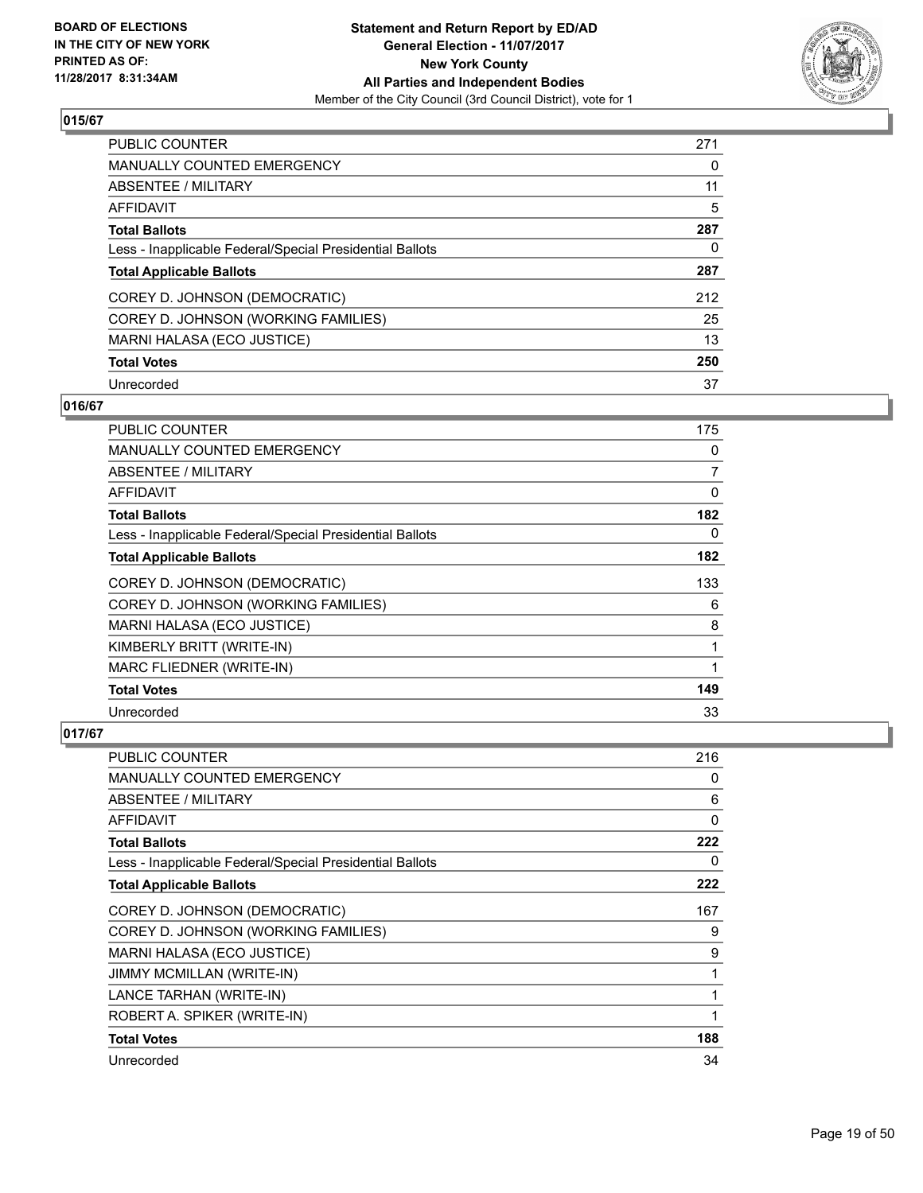## 015/67

| | |
|---|---|
| PUBLIC COUNTER | 271 |
| MANUALLY COUNTED EMERGENCY | 0 |
| ABSENTEE / MILITARY | 11 |
| AFFIDAVIT | 5 |
| **Total Ballots** | **287** |
| Less - Inapplicable Federal/Special Presidential Ballots | 0 |
| **Total Applicable Ballots** | **287** |
| COREY D. JOHNSON (DEMOCRATIC) | 212 |
| COREY D. JOHNSON (WORKING FAMILIES) | 25 |
| MARNI HALASA (ECO JUSTICE) | 13 |
| **Total Votes** | **250** |
| Unrecorded | 37 |

## 016/67

| | |
|---|---|
| PUBLIC COUNTER | 175 |
| MANUALLY COUNTED EMERGENCY | 0 |
| ABSENTEE / MILITARY | 7 |
| AFFIDAVIT | 0 |
| **Total Ballots** | **182** |
| Less - Inapplicable Federal/Special Presidential Ballots | 0 |
| **Total Applicable Ballots** | **182** |
| COREY D. JOHNSON (DEMOCRATIC) | 133 |
| COREY D. JOHNSON (WORKING FAMILIES) | 6 |
| MARNI HALASA (ECO JUSTICE) | 8 |
| KIMBERLY BRITT (WRITE-IN) | 1 |
| MARC FLIEDNER (WRITE-IN) | 1 |
| **Total Votes** | **149** |
| Unrecorded | 33 |

## 017/67

| | |
|---|---|
| PUBLIC COUNTER | 216 |
| MANUALLY COUNTED EMERGENCY | 0 |
| ABSENTEE / MILITARY | 6 |
| AFFIDAVIT | 0 |
| **Total Ballots** | **222** |
| Less - Inapplicable Federal/Special Presidential Ballots | 0 |
| **Total Applicable Ballots** | **222** |
| COREY D. JOHNSON (DEMOCRATIC) | 167 |
| COREY D. JOHNSON (WORKING FAMILIES) | 9 |
| MARNI HALASA (ECO JUSTICE) | 9 |
| JIMMY MCMILLAN (WRITE-IN) | 1 |
| LANCE TARHAN (WRITE-IN) | 1 |
| ROBERT A. SPIKER (WRITE-IN) | 1 |
| **Total Votes** | **188** |
| Unrecorded | 34 |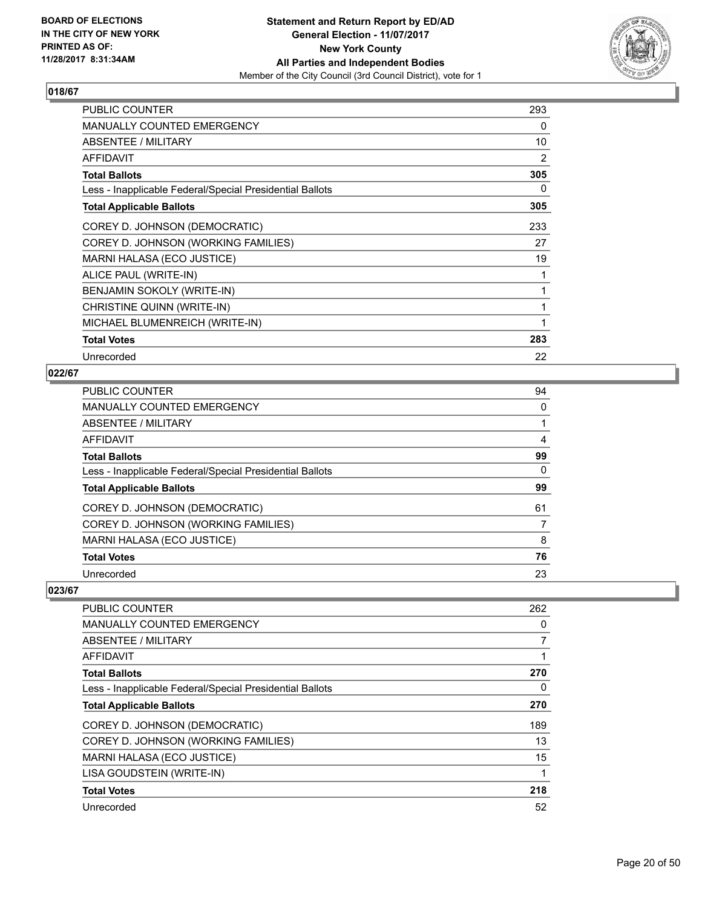**BOARD OF ELECTIONS IN THE CITY OF NEW YORK PRINTED AS OF: 11/28/2017 8:31:34AM**

**Statement and Return Report by ED/AD**
**General Election - 11/07/2017**
**New York County**
**All Parties and Independent Bodies**
Member of the City Council (3rd Council District), vote for 1

### 018/67

| | |
|---|---|
| PUBLIC COUNTER | 293 |
| MANUALLY COUNTED EMERGENCY | 0 |
| ABSENTEE / MILITARY | 10 |
| AFFIDAVIT | 2 |
| **Total Ballots** | **305** |
| Less - Inapplicable Federal/Special Presidential Ballots | 0 |
| **Total Applicable Ballots** | **305** |
| COREY D. JOHNSON (DEMOCRATIC) | 233 |
| COREY D. JOHNSON (WORKING FAMILIES) | 27 |
| MARNI HALASA (ECO JUSTICE) | 19 |
| ALICE PAUL (WRITE-IN) | 1 |
| BENJAMIN SOKOLY (WRITE-IN) | 1 |
| CHRISTINE QUINN (WRITE-IN) | 1 |
| MICHAEL BLUMENREICH (WRITE-IN) | 1 |
| **Total Votes** | **283** |
| Unrecorded | 22 |

### 022/67

| | |
|---|---|
| PUBLIC COUNTER | 94 |
| MANUALLY COUNTED EMERGENCY | 0 |
| ABSENTEE / MILITARY | 1 |
| AFFIDAVIT | 4 |
| **Total Ballots** | **99** |
| Less - Inapplicable Federal/Special Presidential Ballots | 0 |
| **Total Applicable Ballots** | **99** |
| COREY D. JOHNSON (DEMOCRATIC) | 61 |
| COREY D. JOHNSON (WORKING FAMILIES) | 7 |
| MARNI HALASA (ECO JUSTICE) | 8 |
| **Total Votes** | **76** |
| Unrecorded | 23 |

### 023/67

| | |
|---|---|
| PUBLIC COUNTER | 262 |
| MANUALLY COUNTED EMERGENCY | 0 |
| ABSENTEE / MILITARY | 7 |
| AFFIDAVIT | 1 |
| **Total Ballots** | **270** |
| Less - Inapplicable Federal/Special Presidential Ballots | 0 |
| **Total Applicable Ballots** | **270** |
| COREY D. JOHNSON (DEMOCRATIC) | 189 |
| COREY D. JOHNSON (WORKING FAMILIES) | 13 |
| MARNI HALASA (ECO JUSTICE) | 15 |
| LISA GOUDSTEIN (WRITE-IN) | 1 |
| **Total Votes** | **218** |
| Unrecorded | 52 |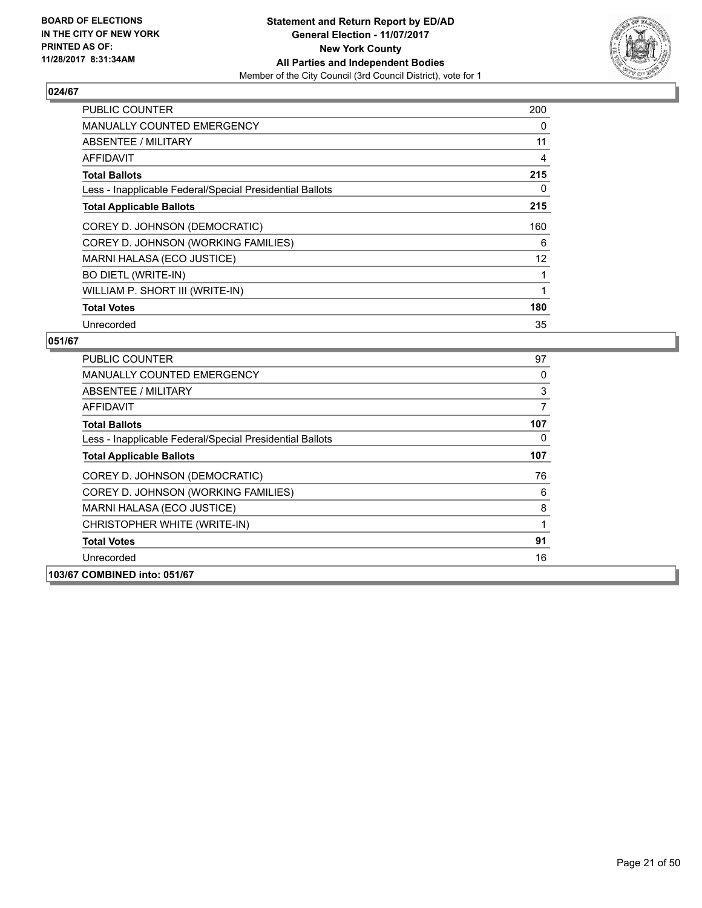BOARD OF ELECTIONS
IN THE CITY OF NEW YORK
PRINTED AS OF:
11/28/2017 8:31:34AM

**Statement and Return Report by ED/AD**
**General Election - 11/07/2017**
**New York County**
**All Parties and Independent Bodies**
Member of the City Council (3rd Council District), vote for 1

## 024/67

| | |
|---|---|
| PUBLIC COUNTER | 200 |
| MANUALLY COUNTED EMERGENCY | 0 |
| ABSENTEE / MILITARY | 11 |
| AFFIDAVIT | 4 |
| **Total Ballots** | **215** |
| Less - Inapplicable Federal/Special Presidential Ballots | 0 |
| **Total Applicable Ballots** | **215** |
| COREY D. JOHNSON (DEMOCRATIC) | 160 |
| COREY D. JOHNSON (WORKING FAMILIES) | 6 |
| MARNI HALASA (ECO JUSTICE) | 12 |
| BO DIETL (WRITE-IN) | 1 |
| WILLIAM P. SHORT III (WRITE-IN) | 1 |
| **Total Votes** | **180** |
| Unrecorded | 35 |

## 051/67

| | |
|---|---|
| PUBLIC COUNTER | 97 |
| MANUALLY COUNTED EMERGENCY | 0 |
| ABSENTEE / MILITARY | 3 |
| AFFIDAVIT | 7 |
| **Total Ballots** | **107** |
| Less - Inapplicable Federal/Special Presidential Ballots | 0 |
| **Total Applicable Ballots** | **107** |
| COREY D. JOHNSON (DEMOCRATIC) | 76 |
| COREY D. JOHNSON (WORKING FAMILIES) | 6 |
| MARNI HALASA (ECO JUSTICE) | 8 |
| CHRISTOPHER WHITE (WRITE-IN) | 1 |
| **Total Votes** | **91** |
| Unrecorded | 16 |

**103/67 COMBINED into: 051/67**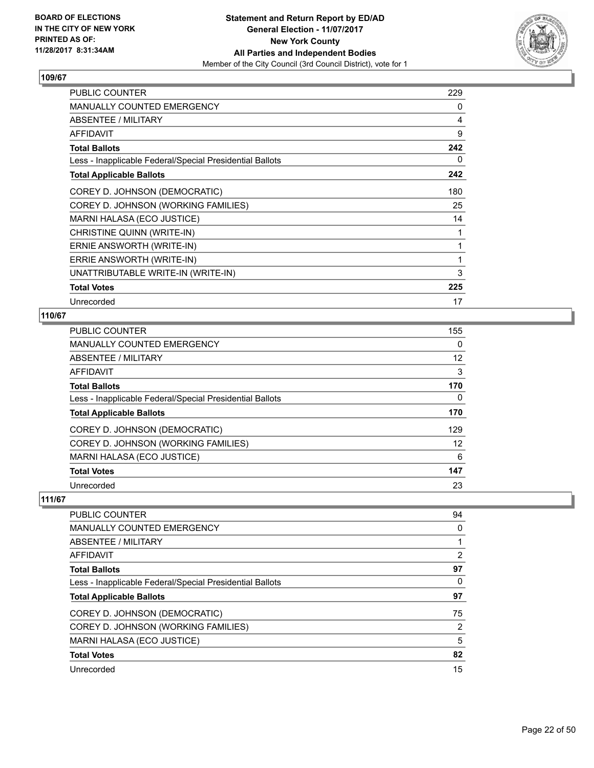**BOARD OF ELECTIONS IN THE CITY OF NEW YORK PRINTED AS OF: 11/28/2017 8:31:34AM**

**Statement and Return Report by ED/AD**
**General Election - 11/07/2017**
**New York County**
**All Parties and Independent Bodies**
Member of the City Council (3rd Council District), vote for 1

### 109/67

| | |
|---|---|
| PUBLIC COUNTER | 229 |
| MANUALLY COUNTED EMERGENCY | 0 |
| ABSENTEE / MILITARY | 4 |
| AFFIDAVIT | 9 |
| **Total Ballots** | **242** |
| Less - Inapplicable Federal/Special Presidential Ballots | 0 |
| **Total Applicable Ballots** | **242** |
| COREY D. JOHNSON (DEMOCRATIC) | 180 |
| COREY D. JOHNSON (WORKING FAMILIES) | 25 |
| MARNI HALASA (ECO JUSTICE) | 14 |
| CHRISTINE QUINN (WRITE-IN) | 1 |
| ERNIE ANSWORTH (WRITE-IN) | 1 |
| ERRIE ANSWORTH (WRITE-IN) | 1 |
| UNATTRIBUTABLE WRITE-IN (WRITE-IN) | 3 |
| **Total Votes** | **225** |
| Unrecorded | 17 |

### 110/67

| | |
|---|---|
| PUBLIC COUNTER | 155 |
| MANUALLY COUNTED EMERGENCY | 0 |
| ABSENTEE / MILITARY | 12 |
| AFFIDAVIT | 3 |
| **Total Ballots** | **170** |
| Less - Inapplicable Federal/Special Presidential Ballots | 0 |
| **Total Applicable Ballots** | **170** |
| COREY D. JOHNSON (DEMOCRATIC) | 129 |
| COREY D. JOHNSON (WORKING FAMILIES) | 12 |
| MARNI HALASA (ECO JUSTICE) | 6 |
| **Total Votes** | **147** |
| Unrecorded | 23 |

### 111/67

| | |
|---|---|
| PUBLIC COUNTER | 94 |
| MANUALLY COUNTED EMERGENCY | 0 |
| ABSENTEE / MILITARY | 1 |
| AFFIDAVIT | 2 |
| **Total Ballots** | **97** |
| Less - Inapplicable Federal/Special Presidential Ballots | 0 |
| **Total Applicable Ballots** | **97** |
| COREY D. JOHNSON (DEMOCRATIC) | 75 |
| COREY D. JOHNSON (WORKING FAMILIES) | 2 |
| MARNI HALASA (ECO JUSTICE) | 5 |
| **Total Votes** | **82** |
| Unrecorded | 15 |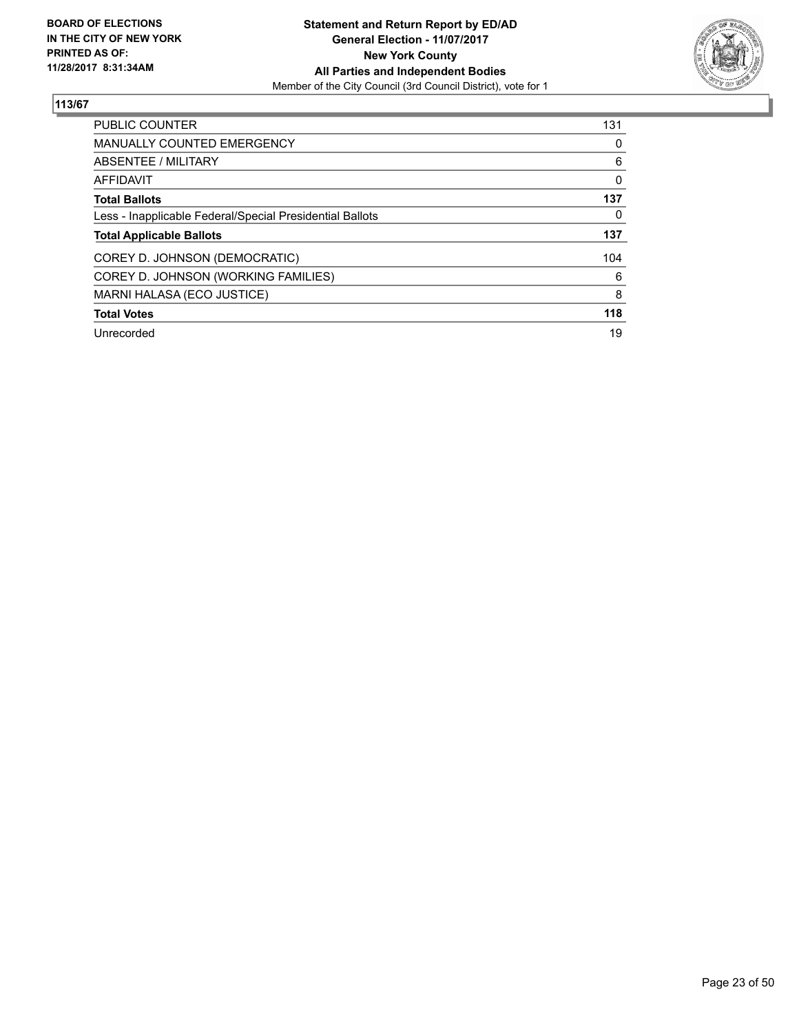BOARD OF ELECTIONS
IN THE CITY OF NEW YORK
PRINTED AS OF:
11/28/2017 8:31:34AM

**Statement and Return Report by ED/AD**
**General Election - 11/07/2017**
**New York County**
**All Parties and Independent Bodies**
Member of the City Council (3rd Council District), vote for 1

**113/67**

| | |
|---|---|
| PUBLIC COUNTER | 131 |
| MANUALLY COUNTED EMERGENCY | 0 |
| ABSENTEE / MILITARY | 6 |
| AFFIDAVIT | 0 |
| **Total Ballots** | **137** |
| Less - Inapplicable Federal/Special Presidential Ballots | 0 |
| **Total Applicable Ballots** | **137** |
| COREY D. JOHNSON (DEMOCRATIC) | 104 |
| COREY D. JOHNSON (WORKING FAMILIES) | 6 |
| MARNI HALASA (ECO JUSTICE) | 8 |
| **Total Votes** | **118** |
| Unrecorded | 19 |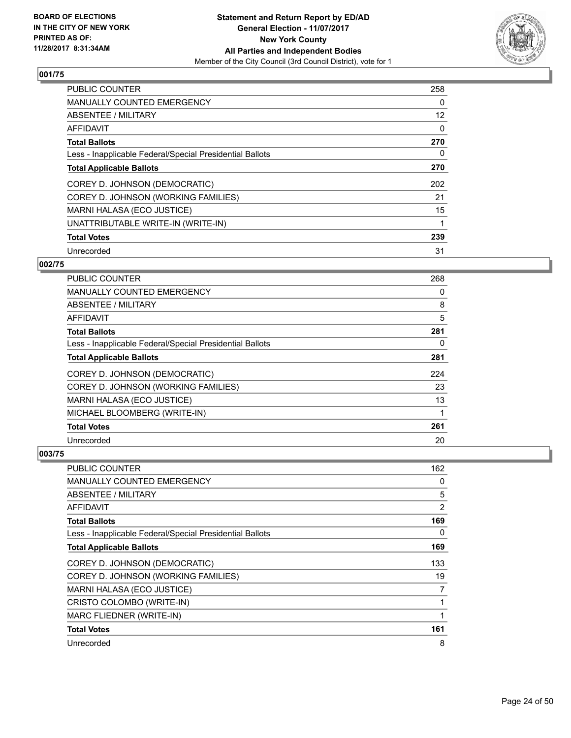BOARD OF ELECTIONS
IN THE CITY OF NEW YORK
PRINTED AS OF:
11/28/2017 8:31:34AM

**Statement and Return Report by ED/AD**
**General Election - 11/07/2017**
**New York County**
**All Parties and Independent Bodies**
Member of the City Council (3rd Council District), vote for 1

### 001/75

| | |
|---|---|
| PUBLIC COUNTER | 258 |
| MANUALLY COUNTED EMERGENCY | 0 |
| ABSENTEE / MILITARY | 12 |
| AFFIDAVIT | 0 |
| **Total Ballots** | **270** |
| Less - Inapplicable Federal/Special Presidential Ballots | 0 |
| **Total Applicable Ballots** | **270** |
| COREY D. JOHNSON (DEMOCRATIC) | 202 |
| COREY D. JOHNSON (WORKING FAMILIES) | 21 |
| MARNI HALASA (ECO JUSTICE) | 15 |
| UNATTRIBUTABLE WRITE-IN (WRITE-IN) | 1 |
| **Total Votes** | **239** |
| Unrecorded | 31 |

### 002/75

| | |
|---|---|
| PUBLIC COUNTER | 268 |
| MANUALLY COUNTED EMERGENCY | 0 |
| ABSENTEE / MILITARY | 8 |
| AFFIDAVIT | 5 |
| **Total Ballots** | **281** |
| Less - Inapplicable Federal/Special Presidential Ballots | 0 |
| **Total Applicable Ballots** | **281** |
| COREY D. JOHNSON (DEMOCRATIC) | 224 |
| COREY D. JOHNSON (WORKING FAMILIES) | 23 |
| MARNI HALASA (ECO JUSTICE) | 13 |
| MICHAEL BLOOMBERG (WRITE-IN) | 1 |
| **Total Votes** | **261** |
| Unrecorded | 20 |

### 003/75

| | |
|---|---|
| PUBLIC COUNTER | 162 |
| MANUALLY COUNTED EMERGENCY | 0 |
| ABSENTEE / MILITARY | 5 |
| AFFIDAVIT | 2 |
| **Total Ballots** | **169** |
| Less - Inapplicable Federal/Special Presidential Ballots | 0 |
| **Total Applicable Ballots** | **169** |
| COREY D. JOHNSON (DEMOCRATIC) | 133 |
| COREY D. JOHNSON (WORKING FAMILIES) | 19 |
| MARNI HALASA (ECO JUSTICE) | 7 |
| CRISTO COLOMBO (WRITE-IN) | 1 |
| MARC FLIEDNER (WRITE-IN) | 1 |
| **Total Votes** | **161** |
| Unrecorded | 8 |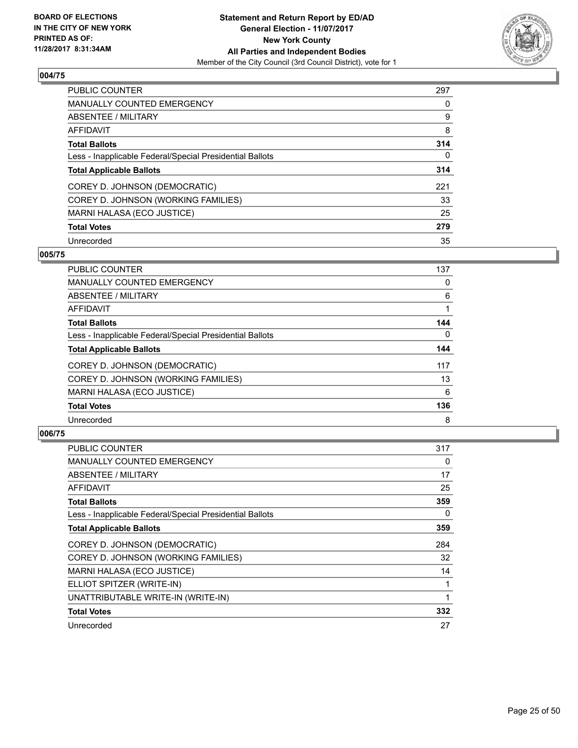### 004/75

| | |
|---|---|
| PUBLIC COUNTER | 297 |
| MANUALLY COUNTED EMERGENCY | 0 |
| ABSENTEE / MILITARY | 9 |
| AFFIDAVIT | 8 |
| **Total Ballots** | **314** |
| Less - Inapplicable Federal/Special Presidential Ballots | 0 |
| **Total Applicable Ballots** | **314** |
| COREY D. JOHNSON (DEMOCRATIC) | 221 |
| COREY D. JOHNSON (WORKING FAMILIES) | 33 |
| MARNI HALASA (ECO JUSTICE) | 25 |
| **Total Votes** | **279** |
| Unrecorded | 35 |

### 005/75

| | |
|---|---|
| PUBLIC COUNTER | 137 |
| MANUALLY COUNTED EMERGENCY | 0 |
| ABSENTEE / MILITARY | 6 |
| AFFIDAVIT | 1 |
| **Total Ballots** | **144** |
| Less - Inapplicable Federal/Special Presidential Ballots | 0 |
| **Total Applicable Ballots** | **144** |
| COREY D. JOHNSON (DEMOCRATIC) | 117 |
| COREY D. JOHNSON (WORKING FAMILIES) | 13 |
| MARNI HALASA (ECO JUSTICE) | 6 |
| **Total Votes** | **136** |
| Unrecorded | 8 |

### 006/75

| | |
|---|---|
| PUBLIC COUNTER | 317 |
| MANUALLY COUNTED EMERGENCY | 0 |
| ABSENTEE / MILITARY | 17 |
| AFFIDAVIT | 25 |
| **Total Ballots** | **359** |
| Less - Inapplicable Federal/Special Presidential Ballots | 0 |
| **Total Applicable Ballots** | **359** |
| COREY D. JOHNSON (DEMOCRATIC) | 284 |
| COREY D. JOHNSON (WORKING FAMILIES) | 32 |
| MARNI HALASA (ECO JUSTICE) | 14 |
| ELLIOT SPITZER (WRITE-IN) | 1 |
| UNATTRIBUTABLE WRITE-IN (WRITE-IN) | 1 |
| **Total Votes** | **332** |
| Unrecorded | 27 |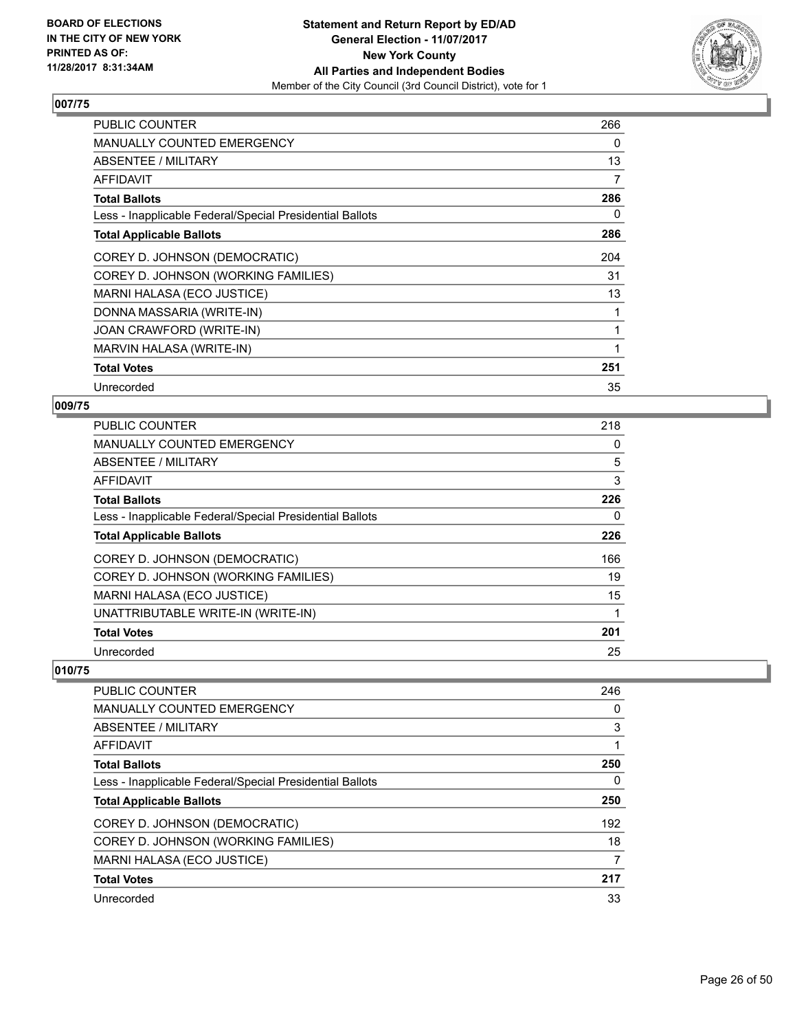BOARD OF ELECTIONS
IN THE CITY OF NEW YORK
PRINTED AS OF:
11/28/2017 8:31:34AM

**Statement and Return Report by ED/AD**
**General Election - 11/07/2017**
**New York County**
**All Parties and Independent Bodies**
Member of the City Council (3rd Council District), vote for 1

## 007/75

| | |
|---|---|
| PUBLIC COUNTER | 266 |
| MANUALLY COUNTED EMERGENCY | 0 |
| ABSENTEE / MILITARY | 13 |
| AFFIDAVIT | 7 |
| **Total Ballots** | **286** |
| Less - Inapplicable Federal/Special Presidential Ballots | 0 |
| **Total Applicable Ballots** | **286** |
| COREY D. JOHNSON (DEMOCRATIC) | 204 |
| COREY D. JOHNSON (WORKING FAMILIES) | 31 |
| MARNI HALASA (ECO JUSTICE) | 13 |
| DONNA MASSARIA (WRITE-IN) | 1 |
| JOAN CRAWFORD (WRITE-IN) | 1 |
| MARVIN HALASA (WRITE-IN) | 1 |
| **Total Votes** | **251** |
| Unrecorded | 35 |

## 009/75

| | |
|---|---|
| PUBLIC COUNTER | 218 |
| MANUALLY COUNTED EMERGENCY | 0 |
| ABSENTEE / MILITARY | 5 |
| AFFIDAVIT | 3 |
| **Total Ballots** | **226** |
| Less - Inapplicable Federal/Special Presidential Ballots | 0 |
| **Total Applicable Ballots** | **226** |
| COREY D. JOHNSON (DEMOCRATIC) | 166 |
| COREY D. JOHNSON (WORKING FAMILIES) | 19 |
| MARNI HALASA (ECO JUSTICE) | 15 |
| UNATTRIBUTABLE WRITE-IN (WRITE-IN) | 1 |
| **Total Votes** | **201** |
| Unrecorded | 25 |

## 010/75

| | |
|---|---|
| PUBLIC COUNTER | 246 |
| MANUALLY COUNTED EMERGENCY | 0 |
| ABSENTEE / MILITARY | 3 |
| AFFIDAVIT | 1 |
| **Total Ballots** | **250** |
| Less - Inapplicable Federal/Special Presidential Ballots | 0 |
| **Total Applicable Ballots** | **250** |
| COREY D. JOHNSON (DEMOCRATIC) | 192 |
| COREY D. JOHNSON (WORKING FAMILIES) | 18 |
| MARNI HALASA (ECO JUSTICE) | 7 |
| **Total Votes** | **217** |
| Unrecorded | 33 |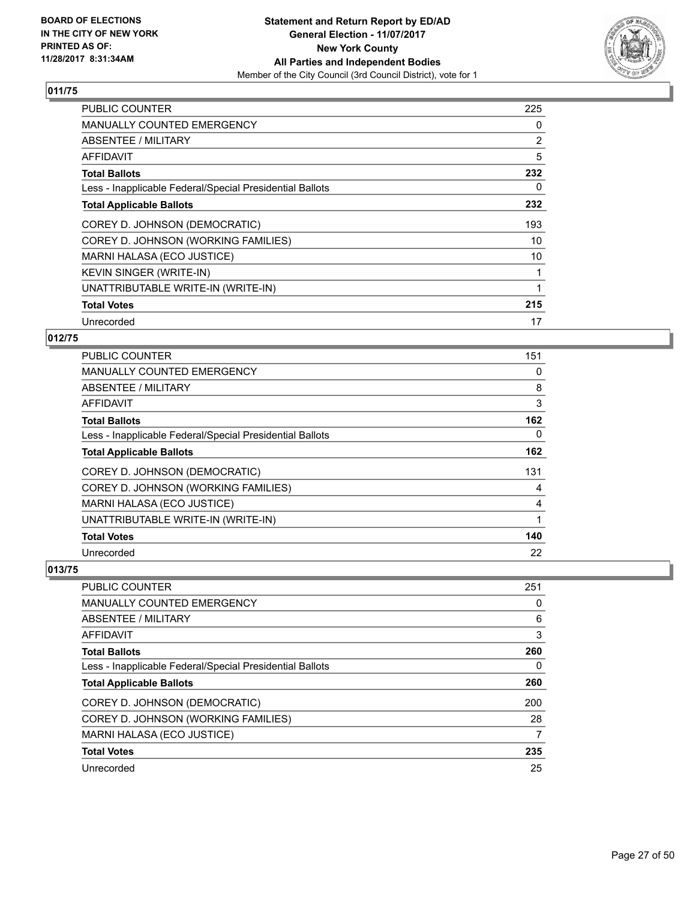BOARD OF ELECTIONS
IN THE CITY OF NEW YORK
PRINTED AS OF:
11/28/2017 8:31:34AM

**Statement and Return Report by ED/AD**
**General Election - 11/07/2017**
**New York County**
**All Parties and Independent Bodies**
Member of the City Council (3rd Council District), vote for 1

## 011/75

| | |
|---|---|
| PUBLIC COUNTER | 225 |
| MANUALLY COUNTED EMERGENCY | 0 |
| ABSENTEE / MILITARY | 2 |
| AFFIDAVIT | 5 |
| **Total Ballots** | **232** |
| Less - Inapplicable Federal/Special Presidential Ballots | 0 |
| **Total Applicable Ballots** | **232** |
| COREY D. JOHNSON (DEMOCRATIC) | 193 |
| COREY D. JOHNSON (WORKING FAMILIES) | 10 |
| MARNI HALASA (ECO JUSTICE) | 10 |
| KEVIN SINGER (WRITE-IN) | 1 |
| UNATTRIBUTABLE WRITE-IN (WRITE-IN) | 1 |
| **Total Votes** | **215** |
| Unrecorded | 17 |

## 012/75

| | |
|---|---|
| PUBLIC COUNTER | 151 |
| MANUALLY COUNTED EMERGENCY | 0 |
| ABSENTEE / MILITARY | 8 |
| AFFIDAVIT | 3 |
| **Total Ballots** | **162** |
| Less - Inapplicable Federal/Special Presidential Ballots | 0 |
| **Total Applicable Ballots** | **162** |
| COREY D. JOHNSON (DEMOCRATIC) | 131 |
| COREY D. JOHNSON (WORKING FAMILIES) | 4 |
| MARNI HALASA (ECO JUSTICE) | 4 |
| UNATTRIBUTABLE WRITE-IN (WRITE-IN) | 1 |
| **Total Votes** | **140** |
| Unrecorded | 22 |

## 013/75

| | |
|---|---|
| PUBLIC COUNTER | 251 |
| MANUALLY COUNTED EMERGENCY | 0 |
| ABSENTEE / MILITARY | 6 |
| AFFIDAVIT | 3 |
| **Total Ballots** | **260** |
| Less - Inapplicable Federal/Special Presidential Ballots | 0 |
| **Total Applicable Ballots** | **260** |
| COREY D. JOHNSON (DEMOCRATIC) | 200 |
| COREY D. JOHNSON (WORKING FAMILIES) | 28 |
| MARNI HALASA (ECO JUSTICE) | 7 |
| **Total Votes** | **235** |
| Unrecorded | 25 |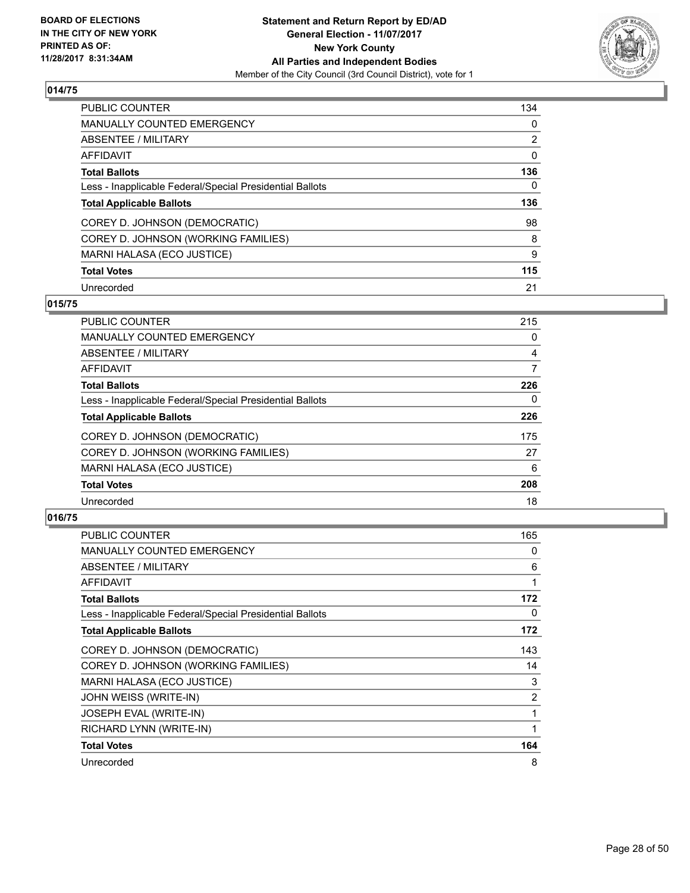## 014/75

| | |
|---|---|
| PUBLIC COUNTER | 134 |
| MANUALLY COUNTED EMERGENCY | 0 |
| ABSENTEE / MILITARY | 2 |
| AFFIDAVIT | 0 |
| **Total Ballots** | **136** |
| Less - Inapplicable Federal/Special Presidential Ballots | 0 |
| **Total Applicable Ballots** | **136** |
| COREY D. JOHNSON (DEMOCRATIC) | 98 |
| COREY D. JOHNSON (WORKING FAMILIES) | 8 |
| MARNI HALASA (ECO JUSTICE) | 9 |
| **Total Votes** | **115** |
| Unrecorded | 21 |

## 015/75

| | |
|---|---|
| PUBLIC COUNTER | 215 |
| MANUALLY COUNTED EMERGENCY | 0 |
| ABSENTEE / MILITARY | 4 |
| AFFIDAVIT | 7 |
| **Total Ballots** | **226** |
| Less - Inapplicable Federal/Special Presidential Ballots | 0 |
| **Total Applicable Ballots** | **226** |
| COREY D. JOHNSON (DEMOCRATIC) | 175 |
| COREY D. JOHNSON (WORKING FAMILIES) | 27 |
| MARNI HALASA (ECO JUSTICE) | 6 |
| **Total Votes** | **208** |
| Unrecorded | 18 |

## 016/75

| | |
|---|---|
| PUBLIC COUNTER | 165 |
| MANUALLY COUNTED EMERGENCY | 0 |
| ABSENTEE / MILITARY | 6 |
| AFFIDAVIT | 1 |
| **Total Ballots** | **172** |
| Less - Inapplicable Federal/Special Presidential Ballots | 0 |
| **Total Applicable Ballots** | **172** |
| COREY D. JOHNSON (DEMOCRATIC) | 143 |
| COREY D. JOHNSON (WORKING FAMILIES) | 14 |
| MARNI HALASA (ECO JUSTICE) | 3 |
| JOHN WEISS (WRITE-IN) | 2 |
| JOSEPH EVAL (WRITE-IN) | 1 |
| RICHARD LYNN (WRITE-IN) | 1 |
| **Total Votes** | **164** |
| Unrecorded | 8 |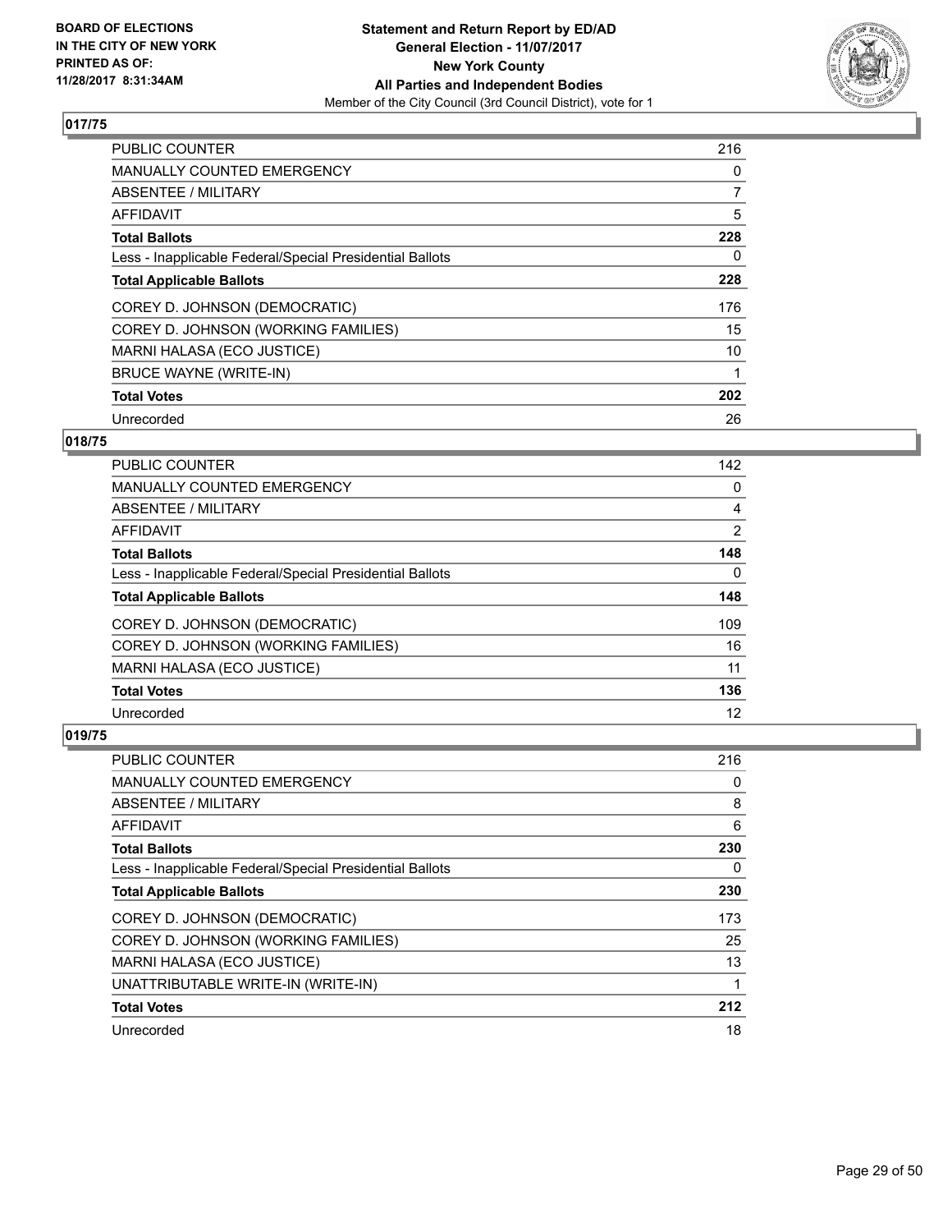BOARD OF ELECTIONS
IN THE CITY OF NEW YORK
PRINTED AS OF:
11/28/2017 8:31:34AM

**Statement and Return Report by ED/AD**
**General Election - 11/07/2017**
**New York County**
**All Parties and Independent Bodies**
Member of the City Council (3rd Council District), vote for 1

## 017/75

| | |
|---|---|
| PUBLIC COUNTER | 216 |
| MANUALLY COUNTED EMERGENCY | 0 |
| ABSENTEE / MILITARY | 7 |
| AFFIDAVIT | 5 |
| **Total Ballots** | **228** |
| Less - Inapplicable Federal/Special Presidential Ballots | 0 |
| **Total Applicable Ballots** | **228** |
| COREY D. JOHNSON (DEMOCRATIC) | 176 |
| COREY D. JOHNSON (WORKING FAMILIES) | 15 |
| MARNI HALASA (ECO JUSTICE) | 10 |
| BRUCE WAYNE (WRITE-IN) | 1 |
| **Total Votes** | **202** |
| Unrecorded | 26 |

## 018/75

| | |
|---|---|
| PUBLIC COUNTER | 142 |
| MANUALLY COUNTED EMERGENCY | 0 |
| ABSENTEE / MILITARY | 4 |
| AFFIDAVIT | 2 |
| **Total Ballots** | **148** |
| Less - Inapplicable Federal/Special Presidential Ballots | 0 |
| **Total Applicable Ballots** | **148** |
| COREY D. JOHNSON (DEMOCRATIC) | 109 |
| COREY D. JOHNSON (WORKING FAMILIES) | 16 |
| MARNI HALASA (ECO JUSTICE) | 11 |
| **Total Votes** | **136** |
| Unrecorded | 12 |

## 019/75

| | |
|---|---|
| PUBLIC COUNTER | 216 |
| MANUALLY COUNTED EMERGENCY | 0 |
| ABSENTEE / MILITARY | 8 |
| AFFIDAVIT | 6 |
| **Total Ballots** | **230** |
| Less - Inapplicable Federal/Special Presidential Ballots | 0 |
| **Total Applicable Ballots** | **230** |
| COREY D. JOHNSON (DEMOCRATIC) | 173 |
| COREY D. JOHNSON (WORKING FAMILIES) | 25 |
| MARNI HALASA (ECO JUSTICE) | 13 |
| UNATTRIBUTABLE WRITE-IN (WRITE-IN) | 1 |
| **Total Votes** | **212** |
| Unrecorded | 18 |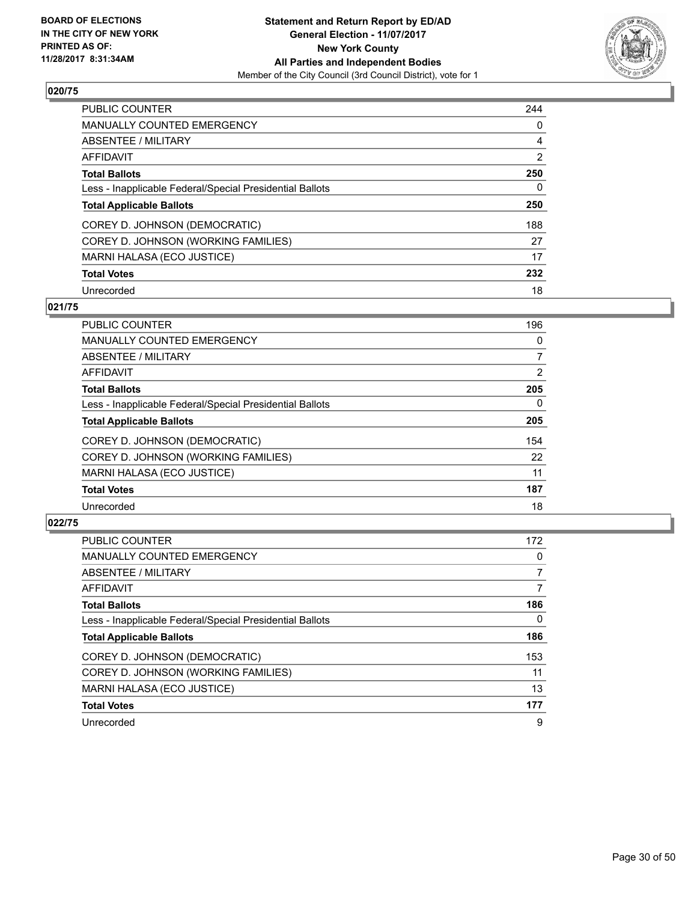BOARD OF ELECTIONS
IN THE CITY OF NEW YORK
PRINTED AS OF:
11/28/2017 8:31:34AM

**Statement and Return Report by ED/AD**
**General Election - 11/07/2017**
**New York County**
**All Parties and Independent Bodies**
Member of the City Council (3rd Council District), vote for 1

### 020/75

| | |
|---|---|
| PUBLIC COUNTER | 244 |
| MANUALLY COUNTED EMERGENCY | 0 |
| ABSENTEE / MILITARY | 4 |
| AFFIDAVIT | 2 |
| **Total Ballots** | **250** |
| Less - Inapplicable Federal/Special Presidential Ballots | 0 |
| **Total Applicable Ballots** | **250** |
| COREY D. JOHNSON (DEMOCRATIC) | 188 |
| COREY D. JOHNSON (WORKING FAMILIES) | 27 |
| MARNI HALASA (ECO JUSTICE) | 17 |
| **Total Votes** | **232** |
| Unrecorded | 18 |

### 021/75

| | |
|---|---|
| PUBLIC COUNTER | 196 |
| MANUALLY COUNTED EMERGENCY | 0 |
| ABSENTEE / MILITARY | 7 |
| AFFIDAVIT | 2 |
| **Total Ballots** | **205** |
| Less - Inapplicable Federal/Special Presidential Ballots | 0 |
| **Total Applicable Ballots** | **205** |
| COREY D. JOHNSON (DEMOCRATIC) | 154 |
| COREY D. JOHNSON (WORKING FAMILIES) | 22 |
| MARNI HALASA (ECO JUSTICE) | 11 |
| **Total Votes** | **187** |
| Unrecorded | 18 |

### 022/75

| | |
|---|---|
| PUBLIC COUNTER | 172 |
| MANUALLY COUNTED EMERGENCY | 0 |
| ABSENTEE / MILITARY | 7 |
| AFFIDAVIT | 7 |
| **Total Ballots** | **186** |
| Less - Inapplicable Federal/Special Presidential Ballots | 0 |
| **Total Applicable Ballots** | **186** |
| COREY D. JOHNSON (DEMOCRATIC) | 153 |
| COREY D. JOHNSON (WORKING FAMILIES) | 11 |
| MARNI HALASA (ECO JUSTICE) | 13 |
| **Total Votes** | **177** |
| Unrecorded | 9 |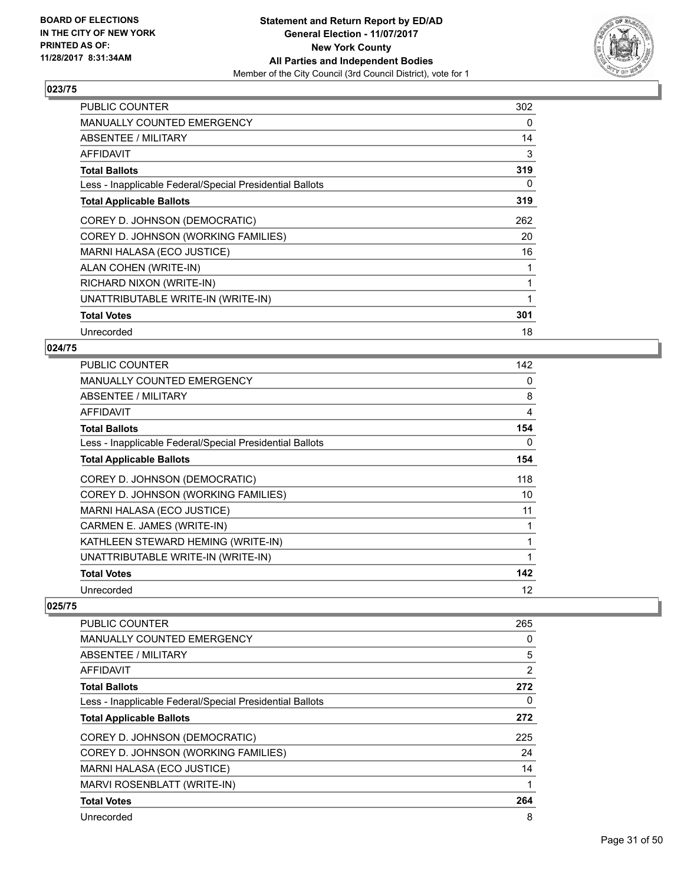BOARD OF ELECTIONS
IN THE CITY OF NEW YORK
PRINTED AS OF:
11/28/2017 8:31:34AM

**Statement and Return Report by ED/AD**
**General Election - 11/07/2017**
**New York County**
**All Parties and Independent Bodies**
Member of the City Council (3rd Council District), vote for 1

## 023/75

| | |
|---|---|
| PUBLIC COUNTER | 302 |
| MANUALLY COUNTED EMERGENCY | 0 |
| ABSENTEE / MILITARY | 14 |
| AFFIDAVIT | 3 |
| **Total Ballots** | **319** |
| Less - Inapplicable Federal/Special Presidential Ballots | 0 |
| **Total Applicable Ballots** | **319** |
| COREY D. JOHNSON (DEMOCRATIC) | 262 |
| COREY D. JOHNSON (WORKING FAMILIES) | 20 |
| MARNI HALASA (ECO JUSTICE) | 16 |
| ALAN COHEN (WRITE-IN) | 1 |
| RICHARD NIXON (WRITE-IN) | 1 |
| UNATTRIBUTABLE WRITE-IN (WRITE-IN) | 1 |
| **Total Votes** | **301** |
| Unrecorded | 18 |

## 024/75

| | |
|---|---|
| PUBLIC COUNTER | 142 |
| MANUALLY COUNTED EMERGENCY | 0 |
| ABSENTEE / MILITARY | 8 |
| AFFIDAVIT | 4 |
| **Total Ballots** | **154** |
| Less - Inapplicable Federal/Special Presidential Ballots | 0 |
| **Total Applicable Ballots** | **154** |
| COREY D. JOHNSON (DEMOCRATIC) | 118 |
| COREY D. JOHNSON (WORKING FAMILIES) | 10 |
| MARNI HALASA (ECO JUSTICE) | 11 |
| CARMEN E. JAMES (WRITE-IN) | 1 |
| KATHLEEN STEWARD HEMING (WRITE-IN) | 1 |
| UNATTRIBUTABLE WRITE-IN (WRITE-IN) | 1 |
| **Total Votes** | **142** |
| Unrecorded | 12 |

## 025/75

| | |
|---|---|
| PUBLIC COUNTER | 265 |
| MANUALLY COUNTED EMERGENCY | 0 |
| ABSENTEE / MILITARY | 5 |
| AFFIDAVIT | 2 |
| **Total Ballots** | **272** |
| Less - Inapplicable Federal/Special Presidential Ballots | 0 |
| **Total Applicable Ballots** | **272** |
| COREY D. JOHNSON (DEMOCRATIC) | 225 |
| COREY D. JOHNSON (WORKING FAMILIES) | 24 |
| MARNI HALASA (ECO JUSTICE) | 14 |
| MARVI ROSENBLATT (WRITE-IN) | 1 |
| **Total Votes** | **264** |
| Unrecorded | 8 |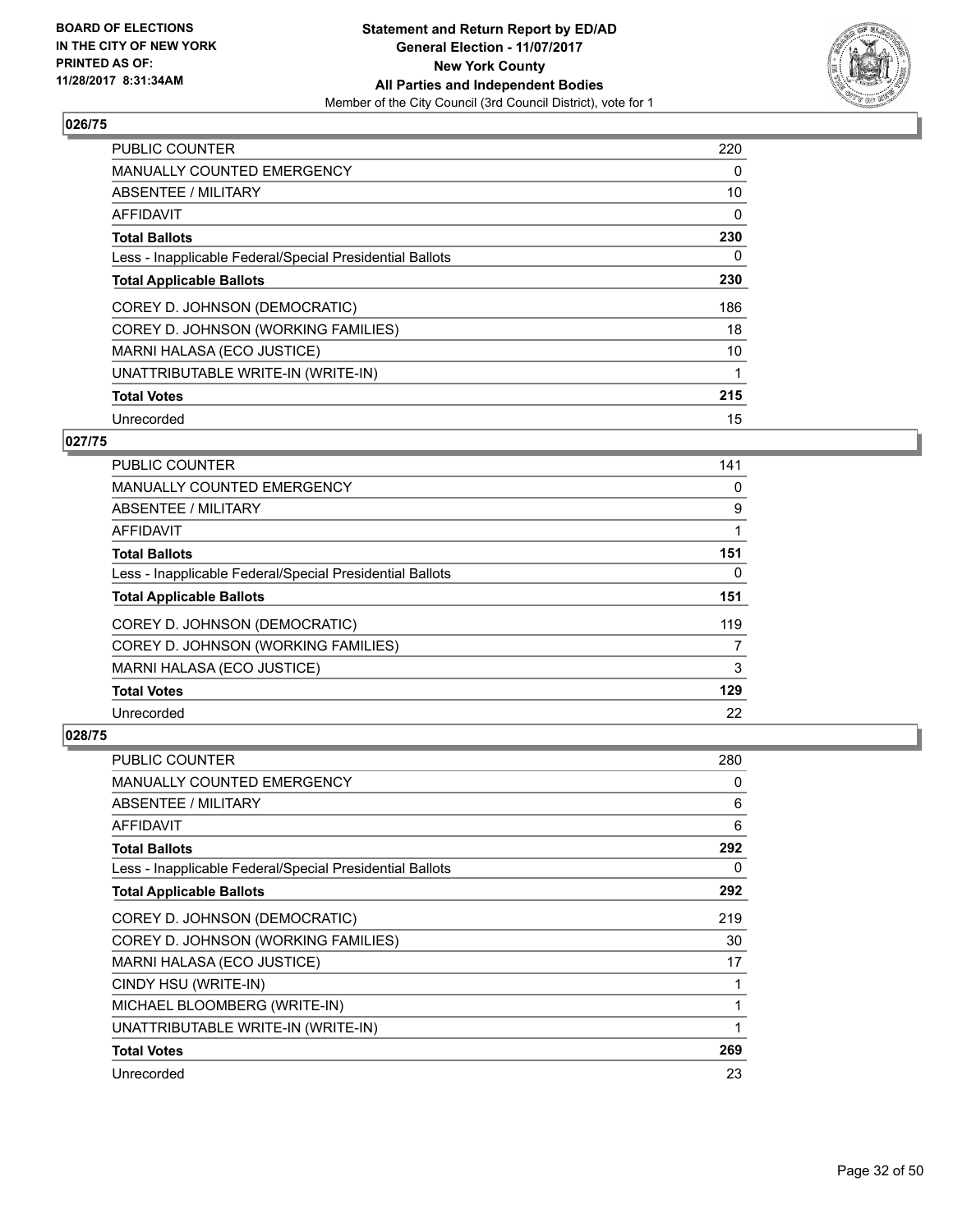BOARD OF ELECTIONS
IN THE CITY OF NEW YORK
PRINTED AS OF:
11/28/2017 8:31:34AM

**Statement and Return Report by ED/AD**
**General Election - 11/07/2017**
**New York County**
**All Parties and Independent Bodies**
Member of the City Council (3rd Council District), vote for 1

## 026/75

| | |
|---|---|
| PUBLIC COUNTER | 220 |
| MANUALLY COUNTED EMERGENCY | 0 |
| ABSENTEE / MILITARY | 10 |
| AFFIDAVIT | 0 |
| **Total Ballots** | **230** |
| Less - Inapplicable Federal/Special Presidential Ballots | 0 |
| **Total Applicable Ballots** | **230** |
| COREY D. JOHNSON (DEMOCRATIC) | 186 |
| COREY D. JOHNSON (WORKING FAMILIES) | 18 |
| MARNI HALASA (ECO JUSTICE) | 10 |
| UNATTRIBUTABLE WRITE-IN (WRITE-IN) | 1 |
| **Total Votes** | **215** |
| Unrecorded | 15 |

## 027/75

| | |
|---|---|
| PUBLIC COUNTER | 141 |
| MANUALLY COUNTED EMERGENCY | 0 |
| ABSENTEE / MILITARY | 9 |
| AFFIDAVIT | 1 |
| **Total Ballots** | **151** |
| Less - Inapplicable Federal/Special Presidential Ballots | 0 |
| **Total Applicable Ballots** | **151** |
| COREY D. JOHNSON (DEMOCRATIC) | 119 |
| COREY D. JOHNSON (WORKING FAMILIES) | 7 |
| MARNI HALASA (ECO JUSTICE) | 3 |
| **Total Votes** | **129** |
| Unrecorded | 22 |

## 028/75

| | |
|---|---|
| PUBLIC COUNTER | 280 |
| MANUALLY COUNTED EMERGENCY | 0 |
| ABSENTEE / MILITARY | 6 |
| AFFIDAVIT | 6 |
| **Total Ballots** | **292** |
| Less - Inapplicable Federal/Special Presidential Ballots | 0 |
| **Total Applicable Ballots** | **292** |
| COREY D. JOHNSON (DEMOCRATIC) | 219 |
| COREY D. JOHNSON (WORKING FAMILIES) | 30 |
| MARNI HALASA (ECO JUSTICE) | 17 |
| CINDY HSU (WRITE-IN) | 1 |
| MICHAEL BLOOMBERG (WRITE-IN) | 1 |
| UNATTRIBUTABLE WRITE-IN (WRITE-IN) | 1 |
| **Total Votes** | **269** |
| Unrecorded | 23 |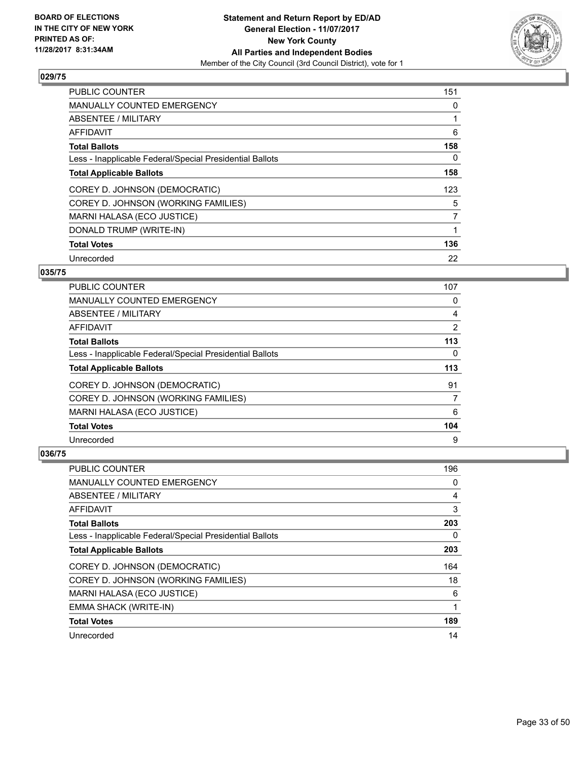BOARD OF ELECTIONS
IN THE CITY OF NEW YORK
PRINTED AS OF:
11/28/2017 8:31:34AM

**Statement and Return Report by ED/AD**
**General Election - 11/07/2017**
**New York County**
**All Parties and Independent Bodies**
Member of the City Council (3rd Council District), vote for 1

### 029/75

| | |
|---|---|
| PUBLIC COUNTER | 151 |
| MANUALLY COUNTED EMERGENCY | 0 |
| ABSENTEE / MILITARY | 1 |
| AFFIDAVIT | 6 |
| **Total Ballots** | **158** |
| Less - Inapplicable Federal/Special Presidential Ballots | 0 |
| **Total Applicable Ballots** | **158** |
| COREY D. JOHNSON (DEMOCRATIC) | 123 |
| COREY D. JOHNSON (WORKING FAMILIES) | 5 |
| MARNI HALASA (ECO JUSTICE) | 7 |
| DONALD TRUMP (WRITE-IN) | 1 |
| **Total Votes** | **136** |
| Unrecorded | 22 |

### 035/75

| | |
|---|---|
| PUBLIC COUNTER | 107 |
| MANUALLY COUNTED EMERGENCY | 0 |
| ABSENTEE / MILITARY | 4 |
| AFFIDAVIT | 2 |
| **Total Ballots** | **113** |
| Less - Inapplicable Federal/Special Presidential Ballots | 0 |
| **Total Applicable Ballots** | **113** |
| COREY D. JOHNSON (DEMOCRATIC) | 91 |
| COREY D. JOHNSON (WORKING FAMILIES) | 7 |
| MARNI HALASA (ECO JUSTICE) | 6 |
| **Total Votes** | **104** |
| Unrecorded | 9 |

### 036/75

| | |
|---|---|
| PUBLIC COUNTER | 196 |
| MANUALLY COUNTED EMERGENCY | 0 |
| ABSENTEE / MILITARY | 4 |
| AFFIDAVIT | 3 |
| **Total Ballots** | **203** |
| Less - Inapplicable Federal/Special Presidential Ballots | 0 |
| **Total Applicable Ballots** | **203** |
| COREY D. JOHNSON (DEMOCRATIC) | 164 |
| COREY D. JOHNSON (WORKING FAMILIES) | 18 |
| MARNI HALASA (ECO JUSTICE) | 6 |
| EMMA SHACK (WRITE-IN) | 1 |
| **Total Votes** | **189** |
| Unrecorded | 14 |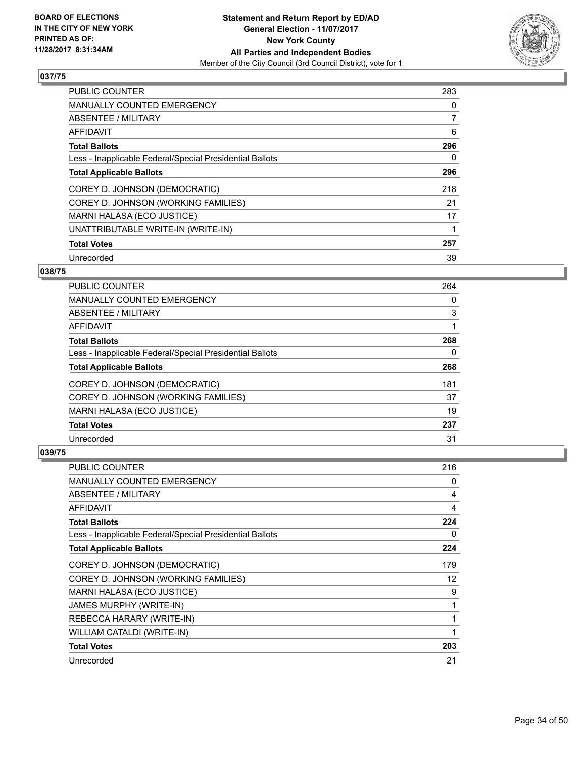**BOARD OF ELECTIONS IN THE CITY OF NEW YORK PRINTED AS OF: 11/28/2017 8:31:34AM**

**Statement and Return Report by ED/AD**
**General Election - 11/07/2017**
**New York County**
**All Parties and Independent Bodies**
Member of the City Council (3rd Council District), vote for 1

### 037/75

| | |
|---|---|
| PUBLIC COUNTER | 283 |
| MANUALLY COUNTED EMERGENCY | 0 |
| ABSENTEE / MILITARY | 7 |
| AFFIDAVIT | 6 |
| **Total Ballots** | **296** |
| Less - Inapplicable Federal/Special Presidential Ballots | 0 |
| **Total Applicable Ballots** | **296** |
| COREY D. JOHNSON (DEMOCRATIC) | 218 |
| COREY D. JOHNSON (WORKING FAMILIES) | 21 |
| MARNI HALASA (ECO JUSTICE) | 17 |
| UNATTRIBUTABLE WRITE-IN (WRITE-IN) | 1 |
| **Total Votes** | **257** |
| Unrecorded | 39 |

### 038/75

| | |
|---|---|
| PUBLIC COUNTER | 264 |
| MANUALLY COUNTED EMERGENCY | 0 |
| ABSENTEE / MILITARY | 3 |
| AFFIDAVIT | 1 |
| **Total Ballots** | **268** |
| Less - Inapplicable Federal/Special Presidential Ballots | 0 |
| **Total Applicable Ballots** | **268** |
| COREY D. JOHNSON (DEMOCRATIC) | 181 |
| COREY D. JOHNSON (WORKING FAMILIES) | 37 |
| MARNI HALASA (ECO JUSTICE) | 19 |
| **Total Votes** | **237** |
| Unrecorded | 31 |

### 039/75

| | |
|---|---|
| PUBLIC COUNTER | 216 |
| MANUALLY COUNTED EMERGENCY | 0 |
| ABSENTEE / MILITARY | 4 |
| AFFIDAVIT | 4 |
| **Total Ballots** | **224** |
| Less - Inapplicable Federal/Special Presidential Ballots | 0 |
| **Total Applicable Ballots** | **224** |
| COREY D. JOHNSON (DEMOCRATIC) | 179 |
| COREY D. JOHNSON (WORKING FAMILIES) | 12 |
| MARNI HALASA (ECO JUSTICE) | 9 |
| JAMES MURPHY (WRITE-IN) | 1 |
| REBECCA HARARY (WRITE-IN) | 1 |
| WILLIAM CATALDI (WRITE-IN) | 1 |
| **Total Votes** | **203** |
| Unrecorded | 21 |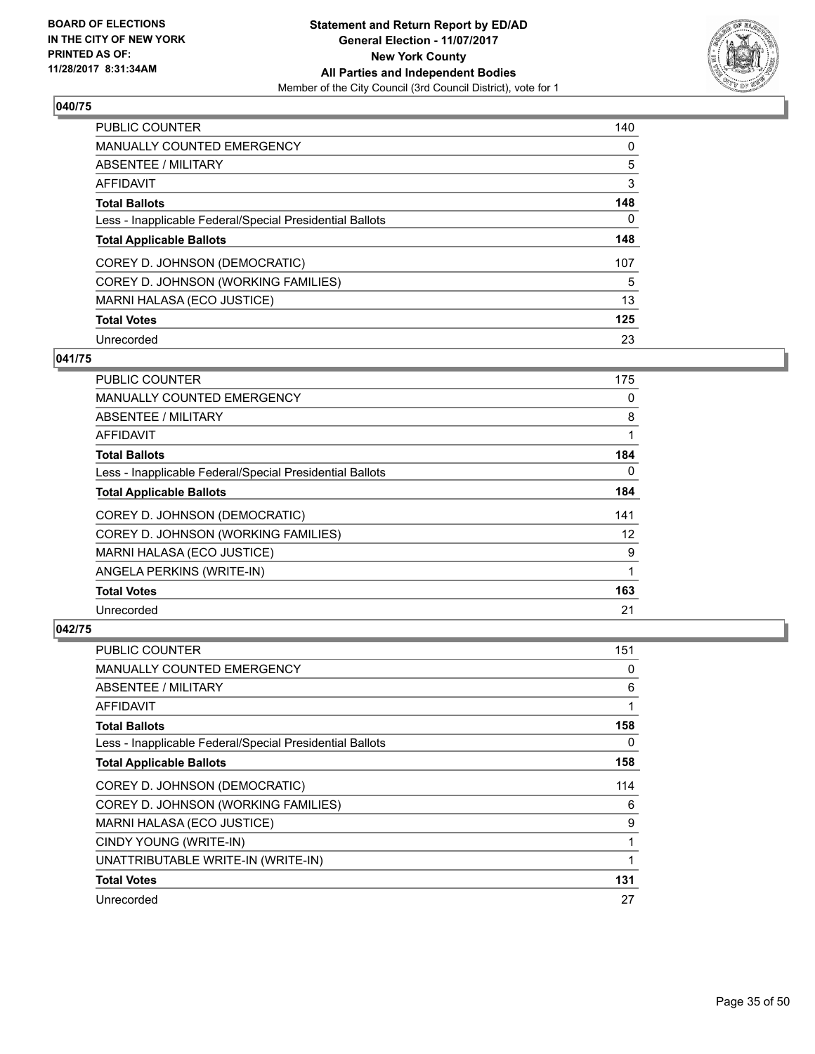**BOARD OF ELECTIONS IN THE CITY OF NEW YORK PRINTED AS OF: 11/28/2017 8:31:34AM**

**Statement and Return Report by ED/AD**
**General Election - 11/07/2017**
**New York County**
**All Parties and Independent Bodies**
Member of the City Council (3rd Council District), vote for 1

### 040/75

| | |
|---|---|
| PUBLIC COUNTER | 140 |
| MANUALLY COUNTED EMERGENCY | 0 |
| ABSENTEE / MILITARY | 5 |
| AFFIDAVIT | 3 |
| **Total Ballots** | **148** |
| Less - Inapplicable Federal/Special Presidential Ballots | 0 |
| **Total Applicable Ballots** | **148** |
| COREY D. JOHNSON (DEMOCRATIC) | 107 |
| COREY D. JOHNSON (WORKING FAMILIES) | 5 |
| MARNI HALASA (ECO JUSTICE) | 13 |
| **Total Votes** | **125** |
| Unrecorded | 23 |

### 041/75

| | |
|---|---|
| PUBLIC COUNTER | 175 |
| MANUALLY COUNTED EMERGENCY | 0 |
| ABSENTEE / MILITARY | 8 |
| AFFIDAVIT | 1 |
| **Total Ballots** | **184** |
| Less - Inapplicable Federal/Special Presidential Ballots | 0 |
| **Total Applicable Ballots** | **184** |
| COREY D. JOHNSON (DEMOCRATIC) | 141 |
| COREY D. JOHNSON (WORKING FAMILIES) | 12 |
| MARNI HALASA (ECO JUSTICE) | 9 |
| ANGELA PERKINS (WRITE-IN) | 1 |
| **Total Votes** | **163** |
| Unrecorded | 21 |

### 042/75

| | |
|---|---|
| PUBLIC COUNTER | 151 |
| MANUALLY COUNTED EMERGENCY | 0 |
| ABSENTEE / MILITARY | 6 |
| AFFIDAVIT | 1 |
| **Total Ballots** | **158** |
| Less - Inapplicable Federal/Special Presidential Ballots | 0 |
| **Total Applicable Ballots** | **158** |
| COREY D. JOHNSON (DEMOCRATIC) | 114 |
| COREY D. JOHNSON (WORKING FAMILIES) | 6 |
| MARNI HALASA (ECO JUSTICE) | 9 |
| CINDY YOUNG (WRITE-IN) | 1 |
| UNATTRIBUTABLE WRITE-IN (WRITE-IN) | 1 |
| **Total Votes** | **131** |
| Unrecorded | 27 |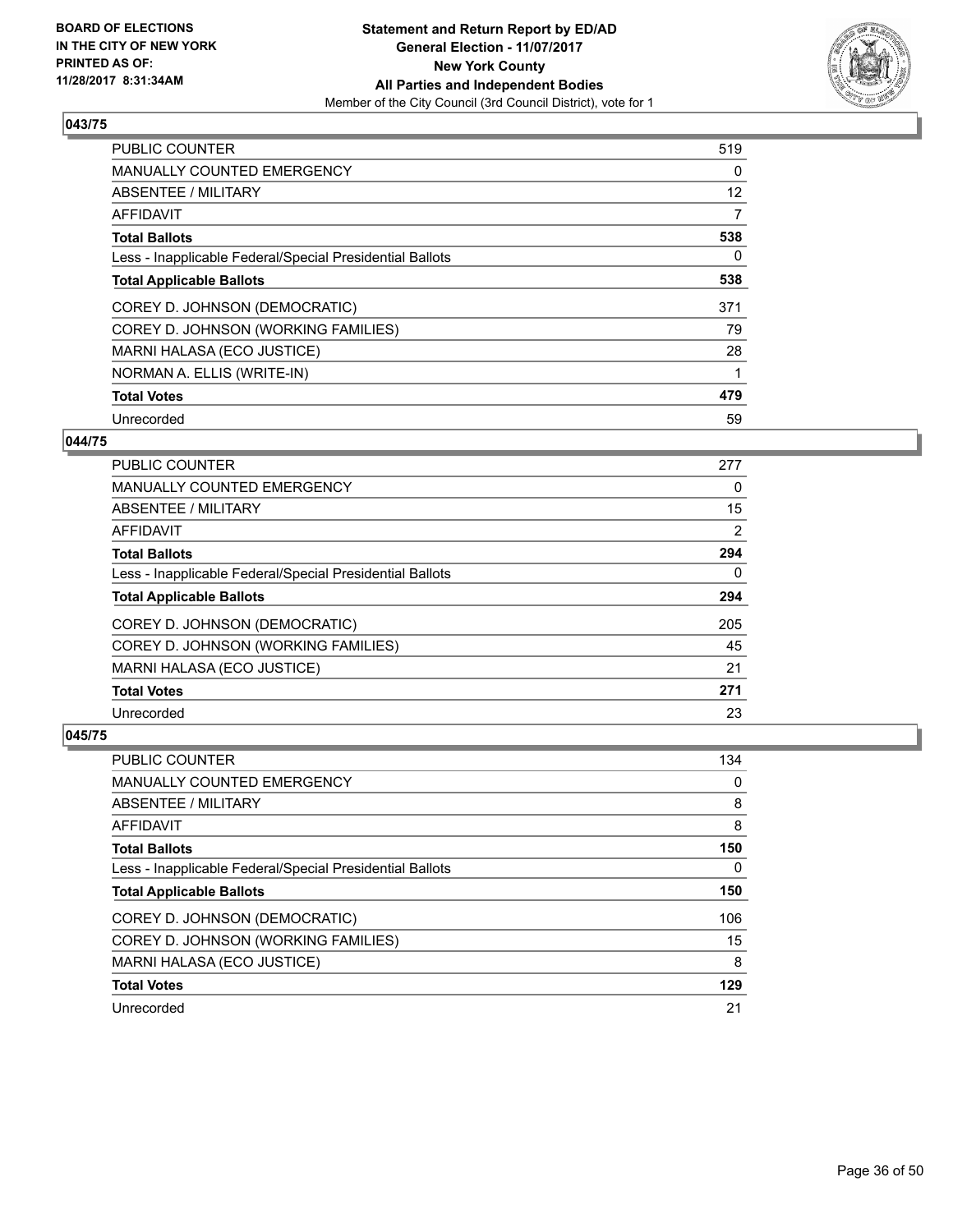**BOARD OF ELECTIONS IN THE CITY OF NEW YORK PRINTED AS OF: 11/28/2017 8:31:34AM**

**Statement and Return Report by ED/AD**
**General Election - 11/07/2017**
**New York County**
**All Parties and Independent Bodies**
Member of the City Council (3rd Council District), vote for 1

### 043/75

| | |
|---|---|
| PUBLIC COUNTER | 519 |
| MANUALLY COUNTED EMERGENCY | 0 |
| ABSENTEE / MILITARY | 12 |
| AFFIDAVIT | 7 |
| **Total Ballots** | **538** |
| Less - Inapplicable Federal/Special Presidential Ballots | 0 |
| **Total Applicable Ballots** | **538** |
| COREY D. JOHNSON (DEMOCRATIC) | 371 |
| COREY D. JOHNSON (WORKING FAMILIES) | 79 |
| MARNI HALASA (ECO JUSTICE) | 28 |
| NORMAN A. ELLIS (WRITE-IN) | 1 |
| **Total Votes** | **479** |
| Unrecorded | 59 |

### 044/75

| | |
|---|---|
| PUBLIC COUNTER | 277 |
| MANUALLY COUNTED EMERGENCY | 0 |
| ABSENTEE / MILITARY | 15 |
| AFFIDAVIT | 2 |
| **Total Ballots** | **294** |
| Less - Inapplicable Federal/Special Presidential Ballots | 0 |
| **Total Applicable Ballots** | **294** |
| COREY D. JOHNSON (DEMOCRATIC) | 205 |
| COREY D. JOHNSON (WORKING FAMILIES) | 45 |
| MARNI HALASA (ECO JUSTICE) | 21 |
| **Total Votes** | **271** |
| Unrecorded | 23 |

### 045/75

| | |
|---|---|
| PUBLIC COUNTER | 134 |
| MANUALLY COUNTED EMERGENCY | 0 |
| ABSENTEE / MILITARY | 8 |
| AFFIDAVIT | 8 |
| **Total Ballots** | **150** |
| Less - Inapplicable Federal/Special Presidential Ballots | 0 |
| **Total Applicable Ballots** | **150** |
| COREY D. JOHNSON (DEMOCRATIC) | 106 |
| COREY D. JOHNSON (WORKING FAMILIES) | 15 |
| MARNI HALASA (ECO JUSTICE) | 8 |
| **Total Votes** | **129** |
| Unrecorded | 21 |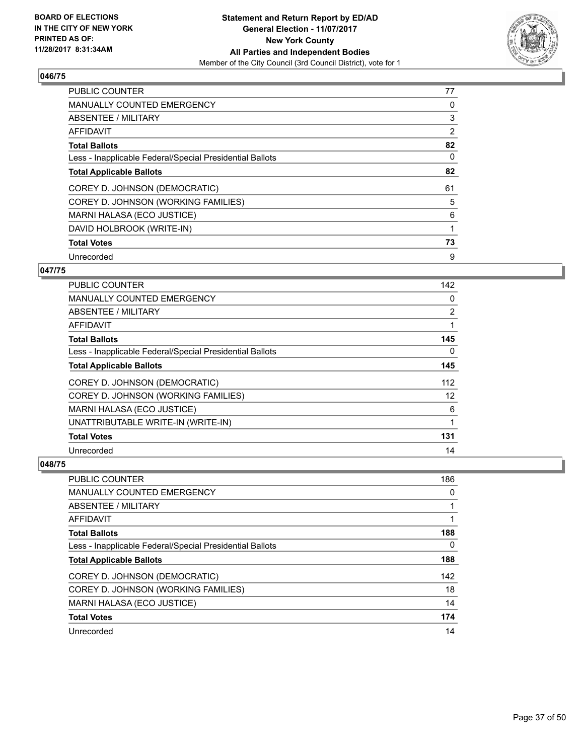## 046/75

| | |
|---|---|
| PUBLIC COUNTER | 77 |
| MANUALLY COUNTED EMERGENCY | 0 |
| ABSENTEE / MILITARY | 3 |
| AFFIDAVIT | 2 |
| **Total Ballots** | **82** |
| Less - Inapplicable Federal/Special Presidential Ballots | 0 |
| **Total Applicable Ballots** | **82** |
| COREY D. JOHNSON (DEMOCRATIC) | 61 |
| COREY D. JOHNSON (WORKING FAMILIES) | 5 |
| MARNI HALASA (ECO JUSTICE) | 6 |
| DAVID HOLBROOK (WRITE-IN) | 1 |
| **Total Votes** | **73** |
| Unrecorded | 9 |

## 047/75

| | |
|---|---|
| PUBLIC COUNTER | 142 |
| MANUALLY COUNTED EMERGENCY | 0 |
| ABSENTEE / MILITARY | 2 |
| AFFIDAVIT | 1 |
| **Total Ballots** | **145** |
| Less - Inapplicable Federal/Special Presidential Ballots | 0 |
| **Total Applicable Ballots** | **145** |
| COREY D. JOHNSON (DEMOCRATIC) | 112 |
| COREY D. JOHNSON (WORKING FAMILIES) | 12 |
| MARNI HALASA (ECO JUSTICE) | 6 |
| UNATTRIBUTABLE WRITE-IN (WRITE-IN) | 1 |
| **Total Votes** | **131** |
| Unrecorded | 14 |

## 048/75

| | |
|---|---|
| PUBLIC COUNTER | 186 |
| MANUALLY COUNTED EMERGENCY | 0 |
| ABSENTEE / MILITARY | 1 |
| AFFIDAVIT | 1 |
| **Total Ballots** | **188** |
| Less - Inapplicable Federal/Special Presidential Ballots | 0 |
| **Total Applicable Ballots** | **188** |
| COREY D. JOHNSON (DEMOCRATIC) | 142 |
| COREY D. JOHNSON (WORKING FAMILIES) | 18 |
| MARNI HALASA (ECO JUSTICE) | 14 |
| **Total Votes** | **174** |
| Unrecorded | 14 |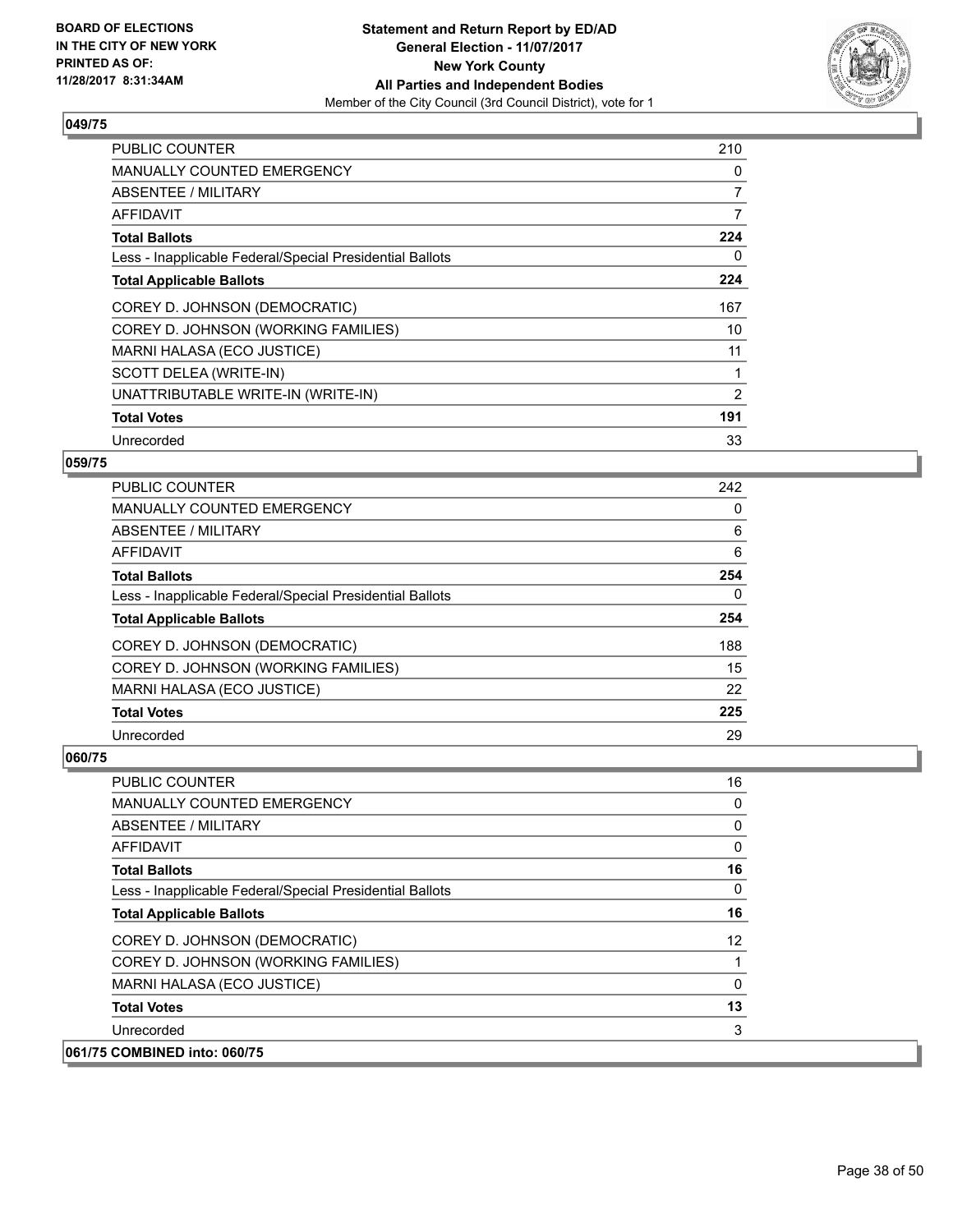**Statement and Return Report by ED/AD**
**General Election - 11/07/2017**
**New York County**
**All Parties and Independent Bodies**
Member of the City Council (3rd Council District), vote for 1

BOARD OF ELECTIONS IN THE CITY OF NEW YORK PRINTED AS OF: 11/28/2017 8:31:34AM

### 049/75

| | |
|---|---|
| PUBLIC COUNTER | 210 |
| MANUALLY COUNTED EMERGENCY | 0 |
| ABSENTEE / MILITARY | 7 |
| AFFIDAVIT | 7 |
| **Total Ballots** | **224** |
| Less - Inapplicable Federal/Special Presidential Ballots | 0 |
| **Total Applicable Ballots** | **224** |
| COREY D. JOHNSON (DEMOCRATIC) | 167 |
| COREY D. JOHNSON (WORKING FAMILIES) | 10 |
| MARNI HALASA (ECO JUSTICE) | 11 |
| SCOTT DELEA (WRITE-IN) | 1 |
| UNATTRIBUTABLE WRITE-IN (WRITE-IN) | 2 |
| **Total Votes** | **191** |
| Unrecorded | 33 |

### 059/75

| | |
|---|---|
| PUBLIC COUNTER | 242 |
| MANUALLY COUNTED EMERGENCY | 0 |
| ABSENTEE / MILITARY | 6 |
| AFFIDAVIT | 6 |
| **Total Ballots** | **254** |
| Less - Inapplicable Federal/Special Presidential Ballots | 0 |
| **Total Applicable Ballots** | **254** |
| COREY D. JOHNSON (DEMOCRATIC) | 188 |
| COREY D. JOHNSON (WORKING FAMILIES) | 15 |
| MARNI HALASA (ECO JUSTICE) | 22 |
| **Total Votes** | **225** |
| Unrecorded | 29 |

### 060/75

| | |
|---|---|
| PUBLIC COUNTER | 16 |
| MANUALLY COUNTED EMERGENCY | 0 |
| ABSENTEE / MILITARY | 0 |
| AFFIDAVIT | 0 |
| **Total Ballots** | **16** |
| Less - Inapplicable Federal/Special Presidential Ballots | 0 |
| **Total Applicable Ballots** | **16** |
| COREY D. JOHNSON (DEMOCRATIC) | 12 |
| COREY D. JOHNSON (WORKING FAMILIES) | 1 |
| MARNI HALASA (ECO JUSTICE) | 0 |
| **Total Votes** | **13** |
| Unrecorded | 3 |

### 061/75 COMBINED into: 060/75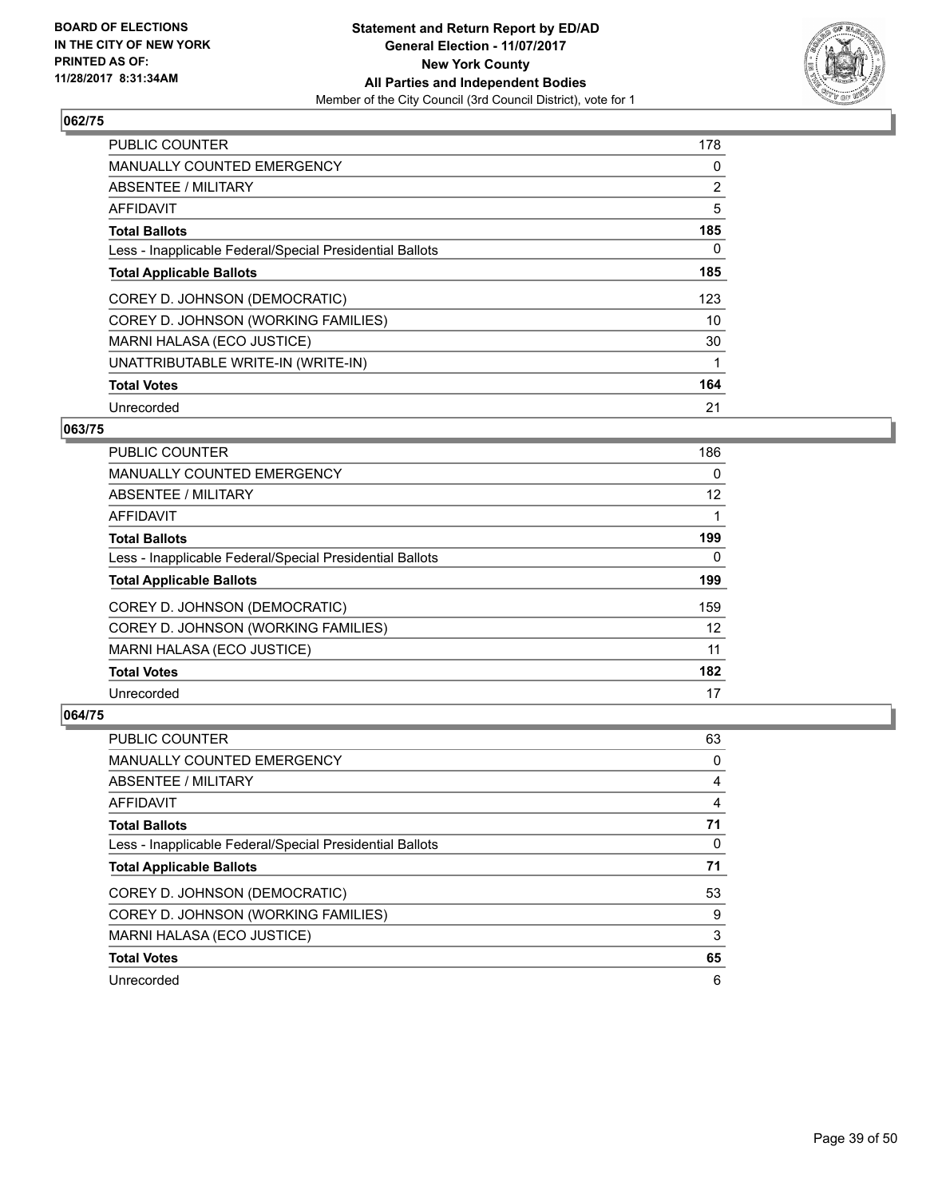BOARD OF ELECTIONS
IN THE CITY OF NEW YORK
PRINTED AS OF:
11/28/2017 8:31:34AM

**Statement and Return Report by ED/AD**
**General Election - 11/07/2017**
**New York County**
**All Parties and Independent Bodies**
Member of the City Council (3rd Council District), vote for 1

### 062/75

| | |
|---|---|
| PUBLIC COUNTER | 178 |
| MANUALLY COUNTED EMERGENCY | 0 |
| ABSENTEE / MILITARY | 2 |
| AFFIDAVIT | 5 |
| **Total Ballots** | **185** |
| Less - Inapplicable Federal/Special Presidential Ballots | 0 |
| **Total Applicable Ballots** | **185** |
| COREY D. JOHNSON (DEMOCRATIC) | 123 |
| COREY D. JOHNSON (WORKING FAMILIES) | 10 |
| MARNI HALASA (ECO JUSTICE) | 30 |
| UNATTRIBUTABLE WRITE-IN (WRITE-IN) | 1 |
| **Total Votes** | **164** |
| Unrecorded | 21 |

### 063/75

| | |
|---|---|
| PUBLIC COUNTER | 186 |
| MANUALLY COUNTED EMERGENCY | 0 |
| ABSENTEE / MILITARY | 12 |
| AFFIDAVIT | 1 |
| **Total Ballots** | **199** |
| Less - Inapplicable Federal/Special Presidential Ballots | 0 |
| **Total Applicable Ballots** | **199** |
| COREY D. JOHNSON (DEMOCRATIC) | 159 |
| COREY D. JOHNSON (WORKING FAMILIES) | 12 |
| MARNI HALASA (ECO JUSTICE) | 11 |
| **Total Votes** | **182** |
| Unrecorded | 17 |

### 064/75

| | |
|---|---|
| PUBLIC COUNTER | 63 |
| MANUALLY COUNTED EMERGENCY | 0 |
| ABSENTEE / MILITARY | 4 |
| AFFIDAVIT | 4 |
| **Total Ballots** | **71** |
| Less - Inapplicable Federal/Special Presidential Ballots | 0 |
| **Total Applicable Ballots** | **71** |
| COREY D. JOHNSON (DEMOCRATIC) | 53 |
| COREY D. JOHNSON (WORKING FAMILIES) | 9 |
| MARNI HALASA (ECO JUSTICE) | 3 |
| **Total Votes** | **65** |
| Unrecorded | 6 |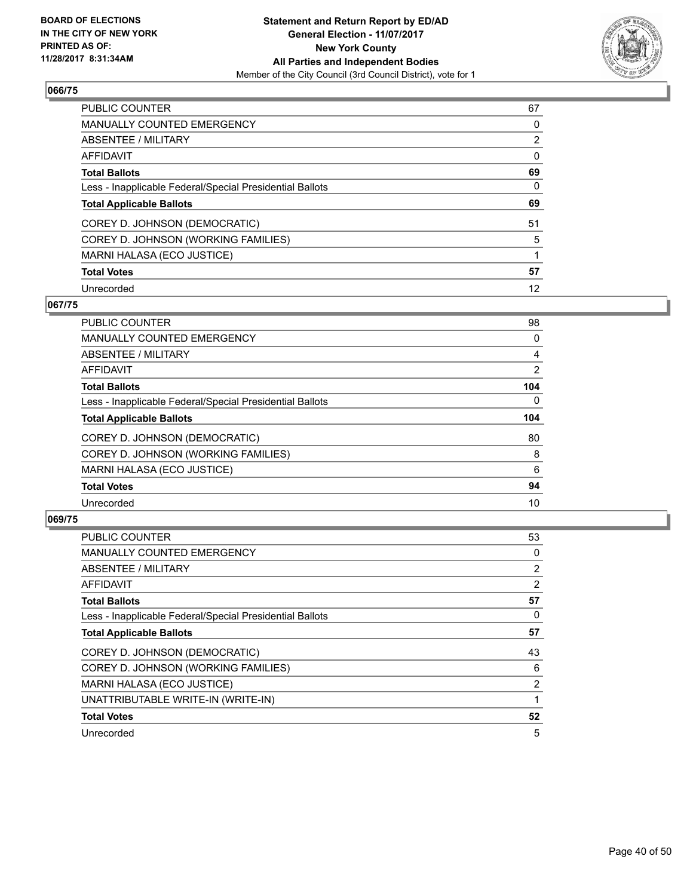## 066/75

| | |
|---|---|
| PUBLIC COUNTER | 67 |
| MANUALLY COUNTED EMERGENCY | 0 |
| ABSENTEE / MILITARY | 2 |
| AFFIDAVIT | 0 |
| **Total Ballots** | **69** |
| Less - Inapplicable Federal/Special Presidential Ballots | 0 |
| **Total Applicable Ballots** | **69** |
| COREY D. JOHNSON (DEMOCRATIC) | 51 |
| COREY D. JOHNSON (WORKING FAMILIES) | 5 |
| MARNI HALASA (ECO JUSTICE) | 1 |
| **Total Votes** | **57** |
| Unrecorded | 12 |

## 067/75

| | |
|---|---|
| PUBLIC COUNTER | 98 |
| MANUALLY COUNTED EMERGENCY | 0 |
| ABSENTEE / MILITARY | 4 |
| AFFIDAVIT | 2 |
| **Total Ballots** | **104** |
| Less - Inapplicable Federal/Special Presidential Ballots | 0 |
| **Total Applicable Ballots** | **104** |
| COREY D. JOHNSON (DEMOCRATIC) | 80 |
| COREY D. JOHNSON (WORKING FAMILIES) | 8 |
| MARNI HALASA (ECO JUSTICE) | 6 |
| **Total Votes** | **94** |
| Unrecorded | 10 |

## 069/75

| | |
|---|---|
| PUBLIC COUNTER | 53 |
| MANUALLY COUNTED EMERGENCY | 0 |
| ABSENTEE / MILITARY | 2 |
| AFFIDAVIT | 2 |
| **Total Ballots** | **57** |
| Less - Inapplicable Federal/Special Presidential Ballots | 0 |
| **Total Applicable Ballots** | **57** |
| COREY D. JOHNSON (DEMOCRATIC) | 43 |
| COREY D. JOHNSON (WORKING FAMILIES) | 6 |
| MARNI HALASA (ECO JUSTICE) | 2 |
| UNATTRIBUTABLE WRITE-IN (WRITE-IN) | 1 |
| **Total Votes** | **52** |
| Unrecorded | 5 |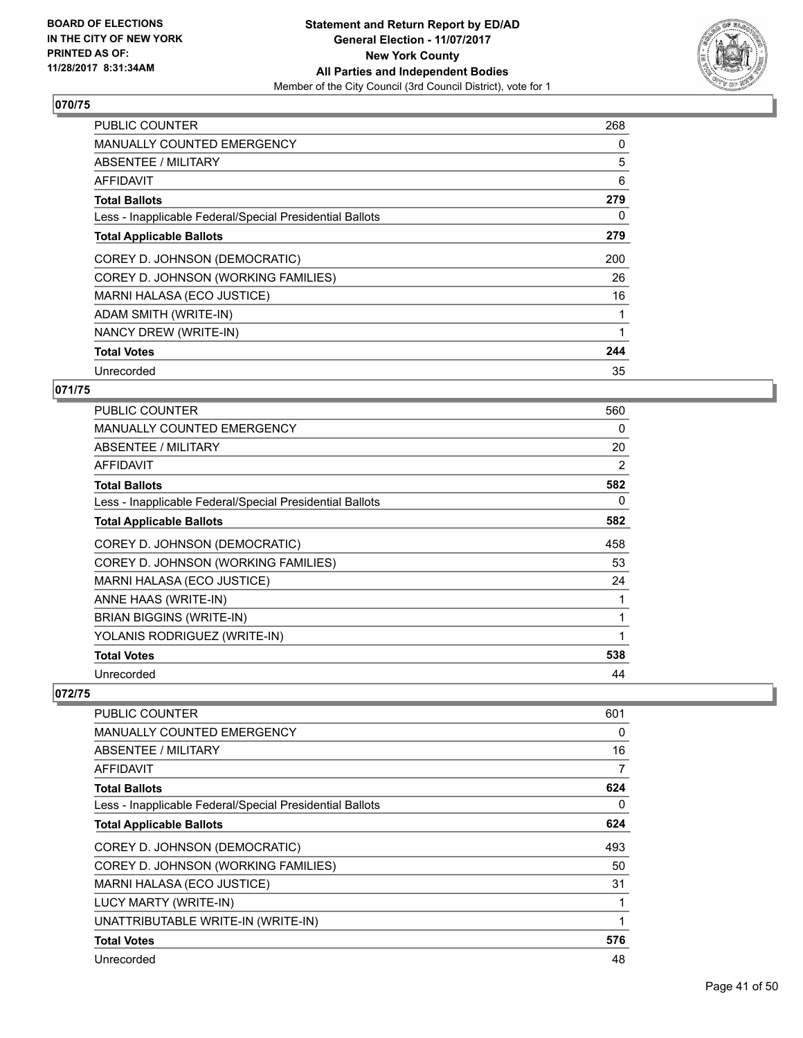BOARD OF ELECTIONS
IN THE CITY OF NEW YORK
PRINTED AS OF:
11/28/2017 8:31:34AM

**Statement and Return Report by ED/AD**
**General Election - 11/07/2017**
**New York County**
**All Parties and Independent Bodies**
Member of the City Council (3rd Council District), vote for 1

### 070/75

| | |
|---|---|
| PUBLIC COUNTER | 268 |
| MANUALLY COUNTED EMERGENCY | 0 |
| ABSENTEE / MILITARY | 5 |
| AFFIDAVIT | 6 |
| **Total Ballots** | **279** |
| Less - Inapplicable Federal/Special Presidential Ballots | 0 |
| **Total Applicable Ballots** | **279** |
| COREY D. JOHNSON (DEMOCRATIC) | 200 |
| COREY D. JOHNSON (WORKING FAMILIES) | 26 |
| MARNI HALASA (ECO JUSTICE) | 16 |
| ADAM SMITH (WRITE-IN) | 1 |
| NANCY DREW (WRITE-IN) | 1 |
| **Total Votes** | **244** |
| Unrecorded | 35 |

### 071/75

| | |
|---|---|
| PUBLIC COUNTER | 560 |
| MANUALLY COUNTED EMERGENCY | 0 |
| ABSENTEE / MILITARY | 20 |
| AFFIDAVIT | 2 |
| **Total Ballots** | **582** |
| Less - Inapplicable Federal/Special Presidential Ballots | 0 |
| **Total Applicable Ballots** | **582** |
| COREY D. JOHNSON (DEMOCRATIC) | 458 |
| COREY D. JOHNSON (WORKING FAMILIES) | 53 |
| MARNI HALASA (ECO JUSTICE) | 24 |
| ANNE HAAS (WRITE-IN) | 1 |
| BRIAN BIGGINS (WRITE-IN) | 1 |
| YOLANIS RODRIGUEZ (WRITE-IN) | 1 |
| **Total Votes** | **538** |
| Unrecorded | 44 |

### 072/75

| | |
|---|---|
| PUBLIC COUNTER | 601 |
| MANUALLY COUNTED EMERGENCY | 0 |
| ABSENTEE / MILITARY | 16 |
| AFFIDAVIT | 7 |
| **Total Ballots** | **624** |
| Less - Inapplicable Federal/Special Presidential Ballots | 0 |
| **Total Applicable Ballots** | **624** |
| COREY D. JOHNSON (DEMOCRATIC) | 493 |
| COREY D. JOHNSON (WORKING FAMILIES) | 50 |
| MARNI HALASA (ECO JUSTICE) | 31 |
| LUCY MARTY (WRITE-IN) | 1 |
| UNATTRIBUTABLE WRITE-IN (WRITE-IN) | 1 |
| **Total Votes** | **576** |
| Unrecorded | 48 |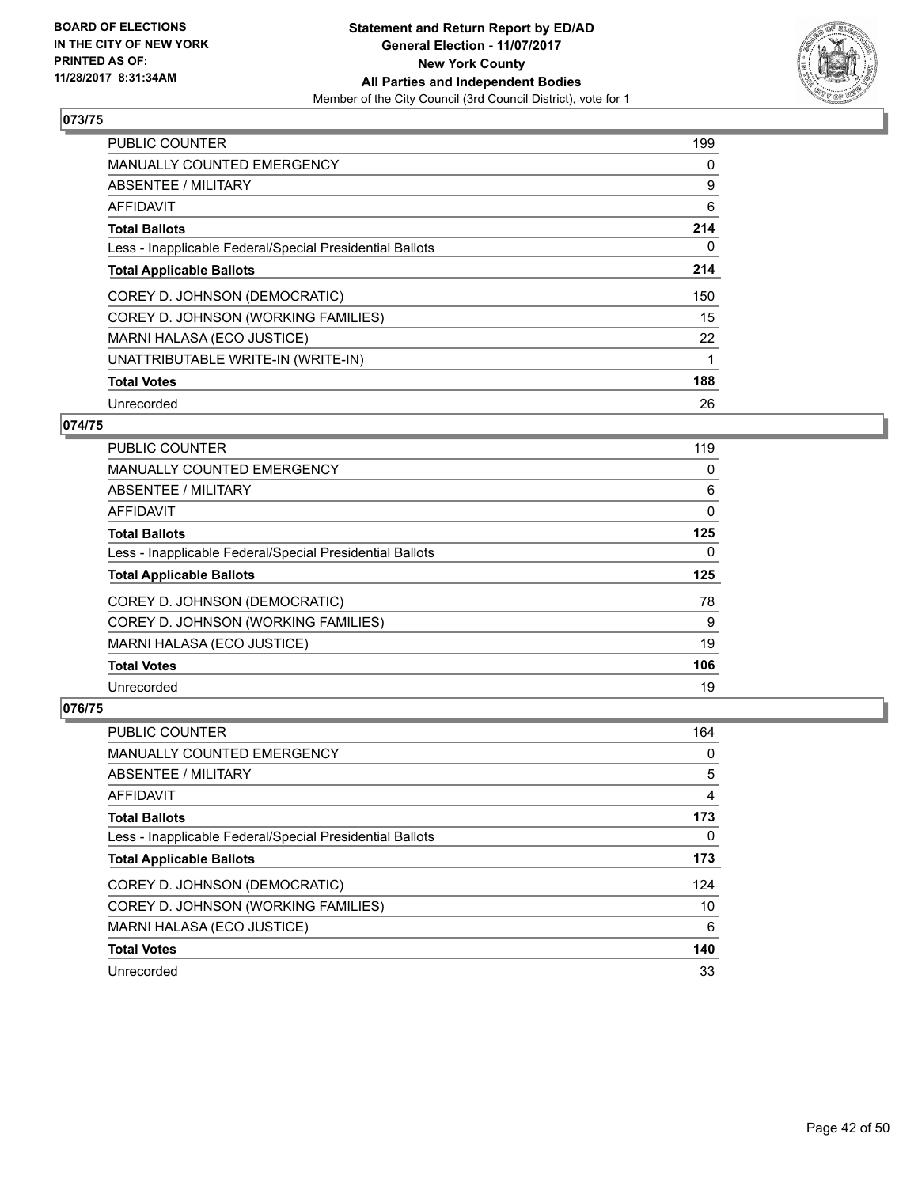## 073/75

| | |
|---|---|
| PUBLIC COUNTER | 199 |
| MANUALLY COUNTED EMERGENCY | 0 |
| ABSENTEE / MILITARY | 9 |
| AFFIDAVIT | 6 |
| **Total Ballots** | **214** |
| Less - Inapplicable Federal/Special Presidential Ballots | 0 |
| **Total Applicable Ballots** | **214** |
| COREY D. JOHNSON (DEMOCRATIC) | 150 |
| COREY D. JOHNSON (WORKING FAMILIES) | 15 |
| MARNI HALASA (ECO JUSTICE) | 22 |
| UNATTRIBUTABLE WRITE-IN (WRITE-IN) | 1 |
| **Total Votes** | **188** |
| Unrecorded | 26 |

## 074/75

| | |
|---|---|
| PUBLIC COUNTER | 119 |
| MANUALLY COUNTED EMERGENCY | 0 |
| ABSENTEE / MILITARY | 6 |
| AFFIDAVIT | 0 |
| **Total Ballots** | **125** |
| Less - Inapplicable Federal/Special Presidential Ballots | 0 |
| **Total Applicable Ballots** | **125** |
| COREY D. JOHNSON (DEMOCRATIC) | 78 |
| COREY D. JOHNSON (WORKING FAMILIES) | 9 |
| MARNI HALASA (ECO JUSTICE) | 19 |
| **Total Votes** | **106** |
| Unrecorded | 19 |

## 076/75

| | |
|---|---|
| PUBLIC COUNTER | 164 |
| MANUALLY COUNTED EMERGENCY | 0 |
| ABSENTEE / MILITARY | 5 |
| AFFIDAVIT | 4 |
| **Total Ballots** | **173** |
| Less - Inapplicable Federal/Special Presidential Ballots | 0 |
| **Total Applicable Ballots** | **173** |
| COREY D. JOHNSON (DEMOCRATIC) | 124 |
| COREY D. JOHNSON (WORKING FAMILIES) | 10 |
| MARNI HALASA (ECO JUSTICE) | 6 |
| **Total Votes** | **140** |
| Unrecorded | 33 |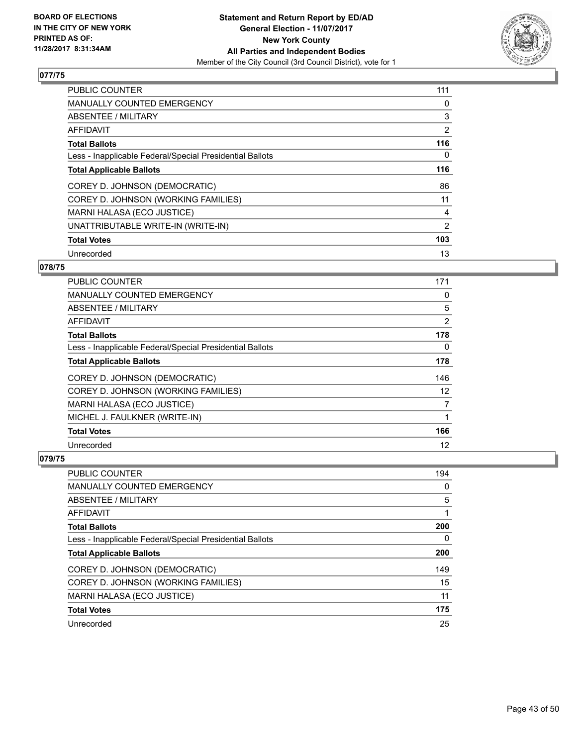**BOARD OF ELECTIONS IN THE CITY OF NEW YORK PRINTED AS OF: 11/28/2017 8:31:34AM**

**Statement and Return Report by ED/AD General Election - 11/07/2017 New York County All Parties and Independent Bodies**

Member of the City Council (3rd Council District), vote for 1

## 077/75

| | |
|---|---|
| PUBLIC COUNTER | 111 |
| MANUALLY COUNTED EMERGENCY | 0 |
| ABSENTEE / MILITARY | 3 |
| AFFIDAVIT | 2 |
| **Total Ballots** | **116** |
| Less - Inapplicable Federal/Special Presidential Ballots | 0 |
| **Total Applicable Ballots** | **116** |
| COREY D. JOHNSON (DEMOCRATIC) | 86 |
| COREY D. JOHNSON (WORKING FAMILIES) | 11 |
| MARNI HALASA (ECO JUSTICE) | 4 |
| UNATTRIBUTABLE WRITE-IN (WRITE-IN) | 2 |
| **Total Votes** | **103** |
| Unrecorded | 13 |

## 078/75

| | |
|---|---|
| PUBLIC COUNTER | 171 |
| MANUALLY COUNTED EMERGENCY | 0 |
| ABSENTEE / MILITARY | 5 |
| AFFIDAVIT | 2 |
| **Total Ballots** | **178** |
| Less - Inapplicable Federal/Special Presidential Ballots | 0 |
| **Total Applicable Ballots** | **178** |
| COREY D. JOHNSON (DEMOCRATIC) | 146 |
| COREY D. JOHNSON (WORKING FAMILIES) | 12 |
| MARNI HALASA (ECO JUSTICE) | 7 |
| MICHEL J. FAULKNER (WRITE-IN) | 1 |
| **Total Votes** | **166** |
| Unrecorded | 12 |

## 079/75

| | |
|---|---|
| PUBLIC COUNTER | 194 |
| MANUALLY COUNTED EMERGENCY | 0 |
| ABSENTEE / MILITARY | 5 |
| AFFIDAVIT | 1 |
| **Total Ballots** | **200** |
| Less - Inapplicable Federal/Special Presidential Ballots | 0 |
| **Total Applicable Ballots** | **200** |
| COREY D. JOHNSON (DEMOCRATIC) | 149 |
| COREY D. JOHNSON (WORKING FAMILIES) | 15 |
| MARNI HALASA (ECO JUSTICE) | 11 |
| **Total Votes** | **175** |
| Unrecorded | 25 |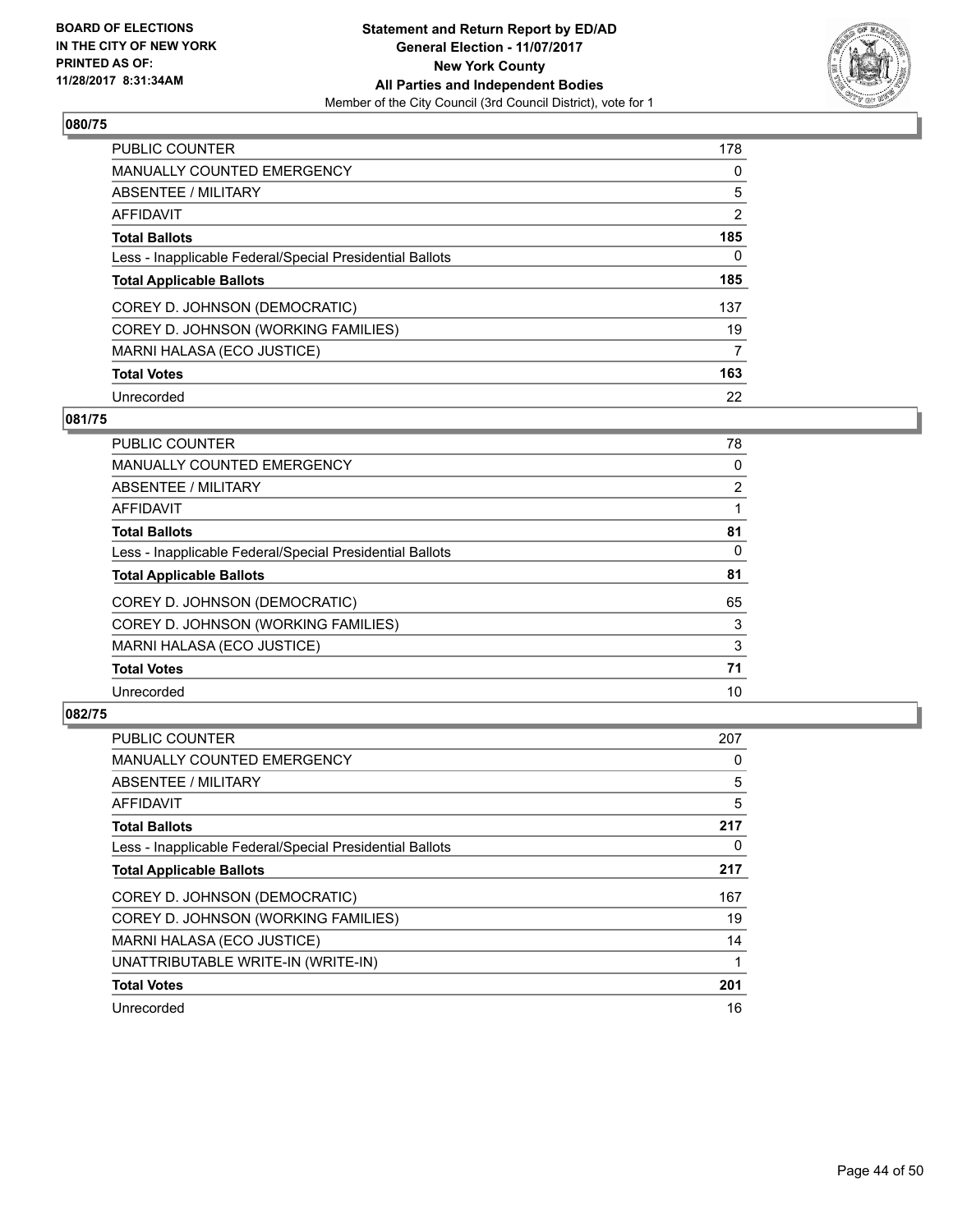BOARD OF ELECTIONS
IN THE CITY OF NEW YORK
PRINTED AS OF:
11/28/2017 8:31:34AM

**Statement and Return Report by ED/AD**
**General Election - 11/07/2017**
**New York County**
**All Parties and Independent Bodies**
Member of the City Council (3rd Council District), vote for 1

### 080/75

| | |
|---|---|
| PUBLIC COUNTER | 178 |
| MANUALLY COUNTED EMERGENCY | 0 |
| ABSENTEE / MILITARY | 5 |
| AFFIDAVIT | 2 |
| **Total Ballots** | **185** |
| Less - Inapplicable Federal/Special Presidential Ballots | 0 |
| **Total Applicable Ballots** | **185** |
| COREY D. JOHNSON (DEMOCRATIC) | 137 |
| COREY D. JOHNSON (WORKING FAMILIES) | 19 |
| MARNI HALASA (ECO JUSTICE) | 7 |
| **Total Votes** | **163** |
| Unrecorded | 22 |

### 081/75

| | |
|---|---|
| PUBLIC COUNTER | 78 |
| MANUALLY COUNTED EMERGENCY | 0 |
| ABSENTEE / MILITARY | 2 |
| AFFIDAVIT | 1 |
| **Total Ballots** | **81** |
| Less - Inapplicable Federal/Special Presidential Ballots | 0 |
| **Total Applicable Ballots** | **81** |
| COREY D. JOHNSON (DEMOCRATIC) | 65 |
| COREY D. JOHNSON (WORKING FAMILIES) | 3 |
| MARNI HALASA (ECO JUSTICE) | 3 |
| **Total Votes** | **71** |
| Unrecorded | 10 |

### 082/75

| | |
|---|---|
| PUBLIC COUNTER | 207 |
| MANUALLY COUNTED EMERGENCY | 0 |
| ABSENTEE / MILITARY | 5 |
| AFFIDAVIT | 5 |
| **Total Ballots** | **217** |
| Less - Inapplicable Federal/Special Presidential Ballots | 0 |
| **Total Applicable Ballots** | **217** |
| COREY D. JOHNSON (DEMOCRATIC) | 167 |
| COREY D. JOHNSON (WORKING FAMILIES) | 19 |
| MARNI HALASA (ECO JUSTICE) | 14 |
| UNATTRIBUTABLE WRITE-IN (WRITE-IN) | 1 |
| **Total Votes** | **201** |
| Unrecorded | 16 |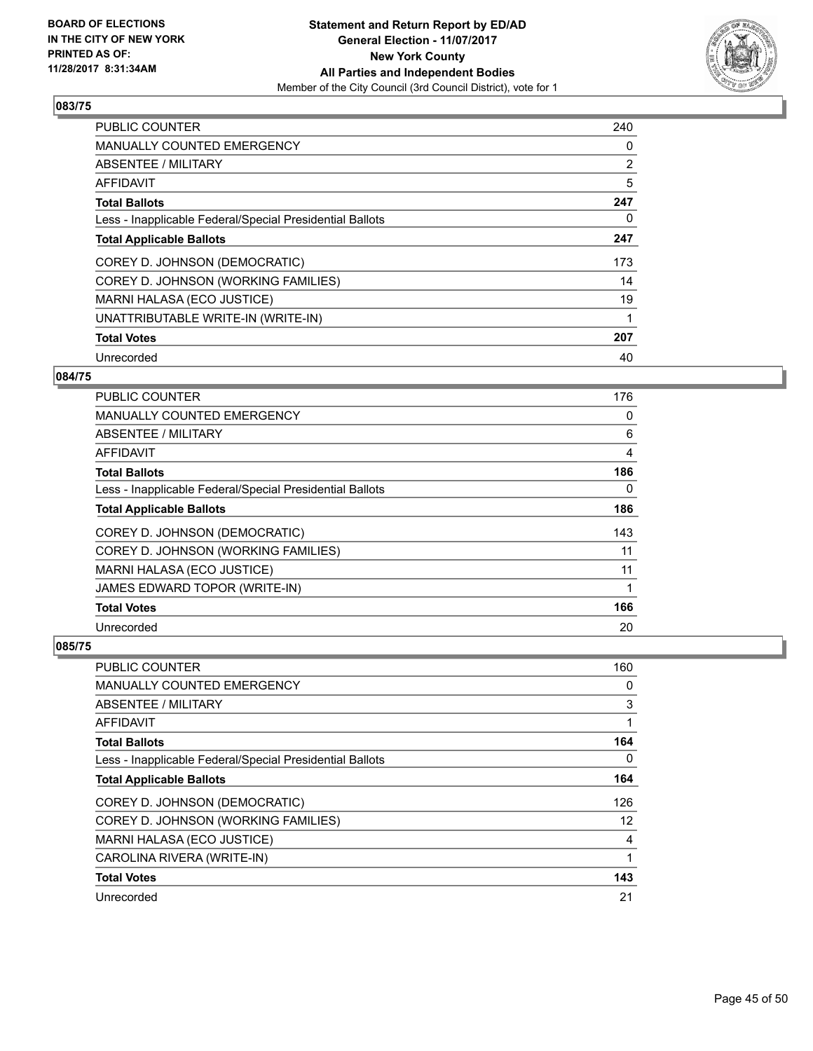BOARD OF ELECTIONS
IN THE CITY OF NEW YORK
PRINTED AS OF:
11/28/2017 8:31:34AM

**Statement and Return Report by ED/AD**
**General Election - 11/07/2017**
**New York County**
**All Parties and Independent Bodies**
Member of the City Council (3rd Council District), vote for 1

### 083/75

| | |
|---|---|
| PUBLIC COUNTER | 240 |
| MANUALLY COUNTED EMERGENCY | 0 |
| ABSENTEE / MILITARY | 2 |
| AFFIDAVIT | 5 |
| **Total Ballots** | **247** |
| Less - Inapplicable Federal/Special Presidential Ballots | 0 |
| **Total Applicable Ballots** | **247** |
| COREY D. JOHNSON (DEMOCRATIC) | 173 |
| COREY D. JOHNSON (WORKING FAMILIES) | 14 |
| MARNI HALASA (ECO JUSTICE) | 19 |
| UNATTRIBUTABLE WRITE-IN (WRITE-IN) | 1 |
| **Total Votes** | **207** |
| Unrecorded | 40 |

### 084/75

| | |
|---|---|
| PUBLIC COUNTER | 176 |
| MANUALLY COUNTED EMERGENCY | 0 |
| ABSENTEE / MILITARY | 6 |
| AFFIDAVIT | 4 |
| **Total Ballots** | **186** |
| Less - Inapplicable Federal/Special Presidential Ballots | 0 |
| **Total Applicable Ballots** | **186** |
| COREY D. JOHNSON (DEMOCRATIC) | 143 |
| COREY D. JOHNSON (WORKING FAMILIES) | 11 |
| MARNI HALASA (ECO JUSTICE) | 11 |
| JAMES EDWARD TOPOR (WRITE-IN) | 1 |
| **Total Votes** | **166** |
| Unrecorded | 20 |

### 085/75

| | |
|---|---|
| PUBLIC COUNTER | 160 |
| MANUALLY COUNTED EMERGENCY | 0 |
| ABSENTEE / MILITARY | 3 |
| AFFIDAVIT | 1 |
| **Total Ballots** | **164** |
| Less - Inapplicable Federal/Special Presidential Ballots | 0 |
| **Total Applicable Ballots** | **164** |
| COREY D. JOHNSON (DEMOCRATIC) | 126 |
| COREY D. JOHNSON (WORKING FAMILIES) | 12 |
| MARNI HALASA (ECO JUSTICE) | 4 |
| CAROLINA RIVERA (WRITE-IN) | 1 |
| **Total Votes** | **143** |
| Unrecorded | 21 |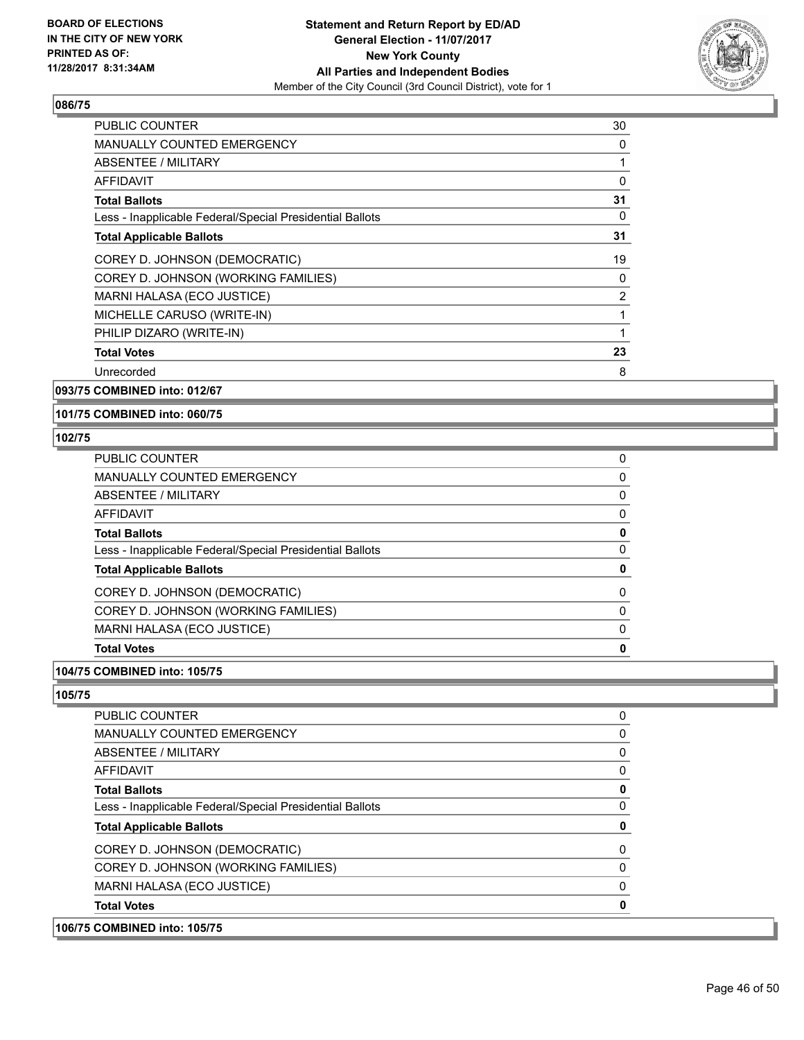## 086/75

| | |
|---|---|
| PUBLIC COUNTER | 30 |
| MANUALLY COUNTED EMERGENCY | 0 |
| ABSENTEE / MILITARY | 1 |
| AFFIDAVIT | 0 |
| **Total Ballots** | **31** |
| Less - Inapplicable Federal/Special Presidential Ballots | 0 |
| **Total Applicable Ballots** | **31** |
| COREY D. JOHNSON (DEMOCRATIC) | 19 |
| COREY D. JOHNSON (WORKING FAMILIES) | 0 |
| MARNI HALASA (ECO JUSTICE) | 2 |
| MICHELLE CARUSO (WRITE-IN) | 1 |
| PHILIP DIZARO (WRITE-IN) | 1 |
| **Total Votes** | **23** |
| Unrecorded | 8 |

## 093/75 COMBINED into: 012/67

## 101/75 COMBINED into: 060/75

## 102/75

| | |
|---|---|
| PUBLIC COUNTER | 0 |
| MANUALLY COUNTED EMERGENCY | 0 |
| ABSENTEE / MILITARY | 0 |
| AFFIDAVIT | 0 |
| **Total Ballots** | **0** |
| Less - Inapplicable Federal/Special Presidential Ballots | 0 |
| **Total Applicable Ballots** | **0** |
| COREY D. JOHNSON (DEMOCRATIC) | 0 |
| COREY D. JOHNSON (WORKING FAMILIES) | 0 |
| MARNI HALASA (ECO JUSTICE) | 0 |
| **Total Votes** | **0** |

## 104/75 COMBINED into: 105/75

## 105/75

| | |
|---|---|
| PUBLIC COUNTER | 0 |
| MANUALLY COUNTED EMERGENCY | 0 |
| ABSENTEE / MILITARY | 0 |
| AFFIDAVIT | 0 |
| **Total Ballots** | **0** |
| Less - Inapplicable Federal/Special Presidential Ballots | 0 |
| **Total Applicable Ballots** | **0** |
| COREY D. JOHNSON (DEMOCRATIC) | 0 |
| COREY D. JOHNSON (WORKING FAMILIES) | 0 |
| MARNI HALASA (ECO JUSTICE) | 0 |
| **Total Votes** | **0** |

## 106/75 COMBINED into: 105/75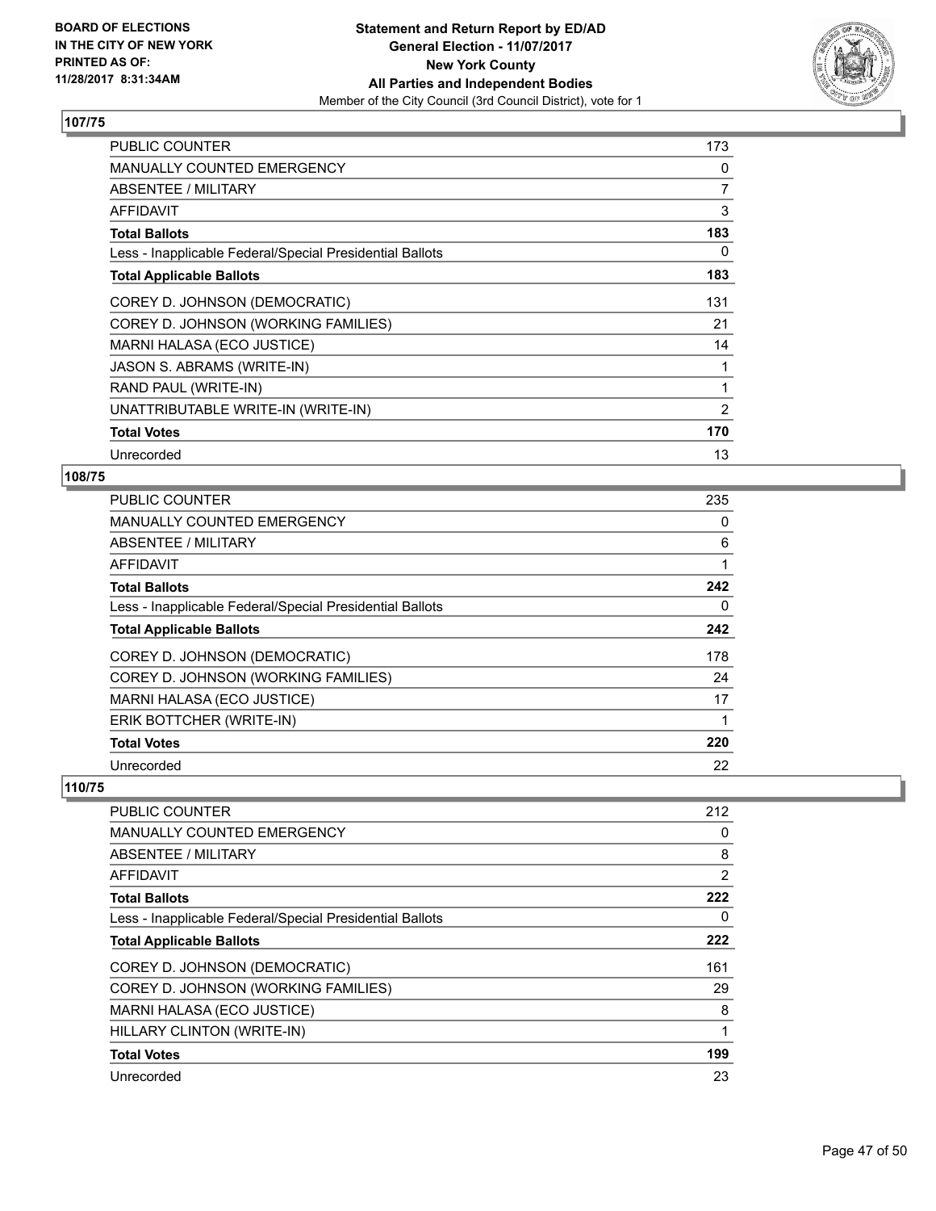## 107/75

| | |
|---|---|
| PUBLIC COUNTER | 173 |
| MANUALLY COUNTED EMERGENCY | 0 |
| ABSENTEE / MILITARY | 7 |
| AFFIDAVIT | 3 |
| **Total Ballots** | **183** |
| Less - Inapplicable Federal/Special Presidential Ballots | 0 |
| **Total Applicable Ballots** | **183** |
| COREY D. JOHNSON (DEMOCRATIC) | 131 |
| COREY D. JOHNSON (WORKING FAMILIES) | 21 |
| MARNI HALASA (ECO JUSTICE) | 14 |
| JASON S. ABRAMS (WRITE-IN) | 1 |
| RAND PAUL (WRITE-IN) | 1 |
| UNATTRIBUTABLE WRITE-IN (WRITE-IN) | 2 |
| **Total Votes** | **170** |
| Unrecorded | 13 |

## 108/75

| | |
|---|---|
| PUBLIC COUNTER | 235 |
| MANUALLY COUNTED EMERGENCY | 0 |
| ABSENTEE / MILITARY | 6 |
| AFFIDAVIT | 1 |
| **Total Ballots** | **242** |
| Less - Inapplicable Federal/Special Presidential Ballots | 0 |
| **Total Applicable Ballots** | **242** |
| COREY D. JOHNSON (DEMOCRATIC) | 178 |
| COREY D. JOHNSON (WORKING FAMILIES) | 24 |
| MARNI HALASA (ECO JUSTICE) | 17 |
| ERIK BOTTCHER (WRITE-IN) | 1 |
| **Total Votes** | **220** |
| Unrecorded | 22 |

## 110/75

| | |
|---|---|
| PUBLIC COUNTER | 212 |
| MANUALLY COUNTED EMERGENCY | 0 |
| ABSENTEE / MILITARY | 8 |
| AFFIDAVIT | 2 |
| **Total Ballots** | **222** |
| Less - Inapplicable Federal/Special Presidential Ballots | 0 |
| **Total Applicable Ballots** | **222** |
| COREY D. JOHNSON (DEMOCRATIC) | 161 |
| COREY D. JOHNSON (WORKING FAMILIES) | 29 |
| MARNI HALASA (ECO JUSTICE) | 8 |
| HILLARY CLINTON (WRITE-IN) | 1 |
| **Total Votes** | **199** |
| Unrecorded | 23 |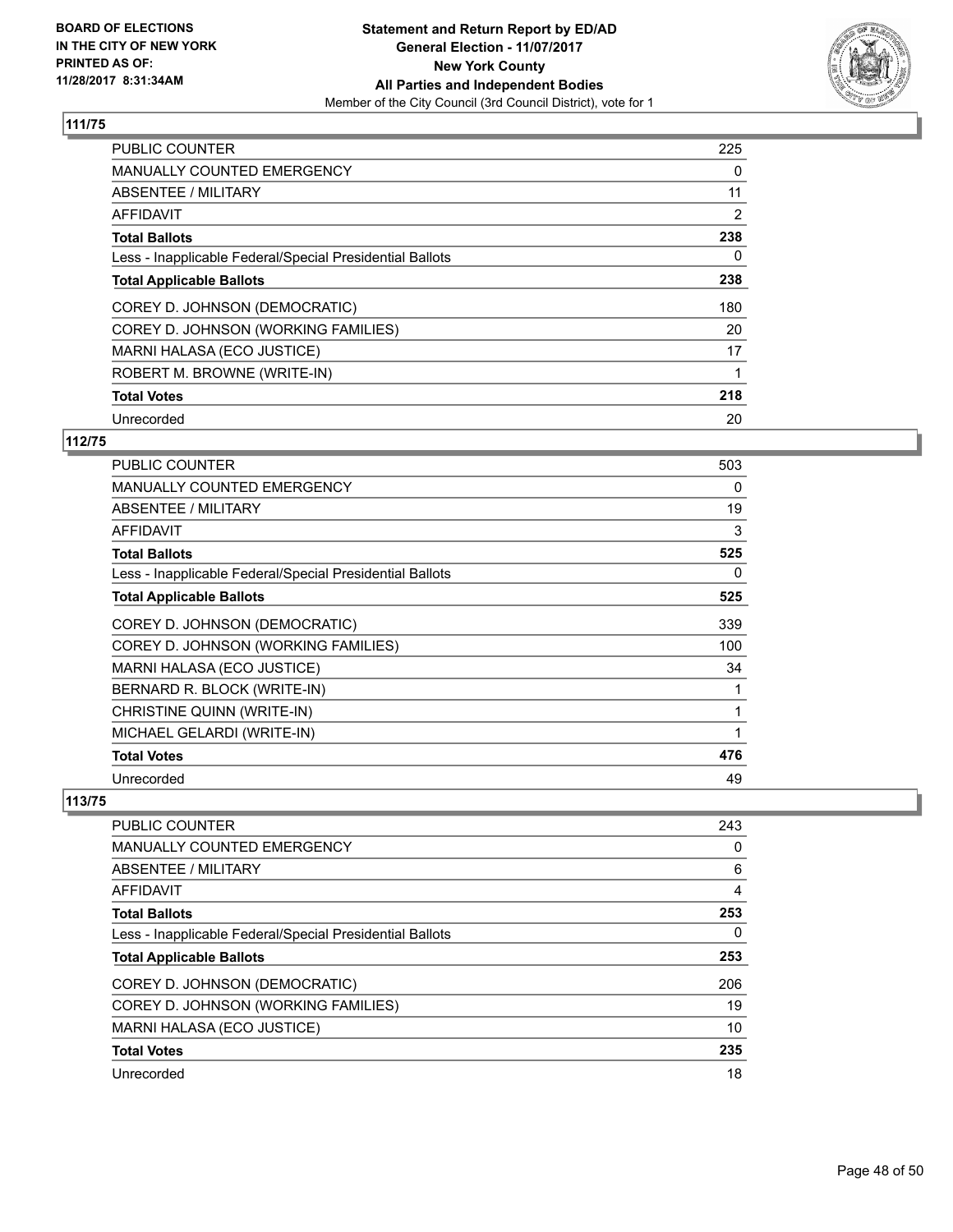BOARD OF ELECTIONS
IN THE CITY OF NEW YORK
PRINTED AS OF:
11/28/2017 8:31:34AM

**Statement and Return Report by ED/AD**
**General Election - 11/07/2017**
**New York County**
**All Parties and Independent Bodies**
Member of the City Council (3rd Council District), vote for 1

### 111/75

| | |
|---|---|
| PUBLIC COUNTER | 225 |
| MANUALLY COUNTED EMERGENCY | 0 |
| ABSENTEE / MILITARY | 11 |
| AFFIDAVIT | 2 |
| **Total Ballots** | **238** |
| Less - Inapplicable Federal/Special Presidential Ballots | 0 |
| **Total Applicable Ballots** | **238** |
| COREY D. JOHNSON (DEMOCRATIC) | 180 |
| COREY D. JOHNSON (WORKING FAMILIES) | 20 |
| MARNI HALASA (ECO JUSTICE) | 17 |
| ROBERT M. BROWNE (WRITE-IN) | 1 |
| **Total Votes** | **218** |
| Unrecorded | 20 |

### 112/75

| | |
|---|---|
| PUBLIC COUNTER | 503 |
| MANUALLY COUNTED EMERGENCY | 0 |
| ABSENTEE / MILITARY | 19 |
| AFFIDAVIT | 3 |
| **Total Ballots** | **525** |
| Less - Inapplicable Federal/Special Presidential Ballots | 0 |
| **Total Applicable Ballots** | **525** |
| COREY D. JOHNSON (DEMOCRATIC) | 339 |
| COREY D. JOHNSON (WORKING FAMILIES) | 100 |
| MARNI HALASA (ECO JUSTICE) | 34 |
| BERNARD R. BLOCK (WRITE-IN) | 1 |
| CHRISTINE QUINN (WRITE-IN) | 1 |
| MICHAEL GELARDI (WRITE-IN) | 1 |
| **Total Votes** | **476** |
| Unrecorded | 49 |

### 113/75

| | |
|---|---|
| PUBLIC COUNTER | 243 |
| MANUALLY COUNTED EMERGENCY | 0 |
| ABSENTEE / MILITARY | 6 |
| AFFIDAVIT | 4 |
| **Total Ballots** | **253** |
| Less - Inapplicable Federal/Special Presidential Ballots | 0 |
| **Total Applicable Ballots** | **253** |
| COREY D. JOHNSON (DEMOCRATIC) | 206 |
| COREY D. JOHNSON (WORKING FAMILIES) | 19 |
| MARNI HALASA (ECO JUSTICE) | 10 |
| **Total Votes** | **235** |
| Unrecorded | 18 |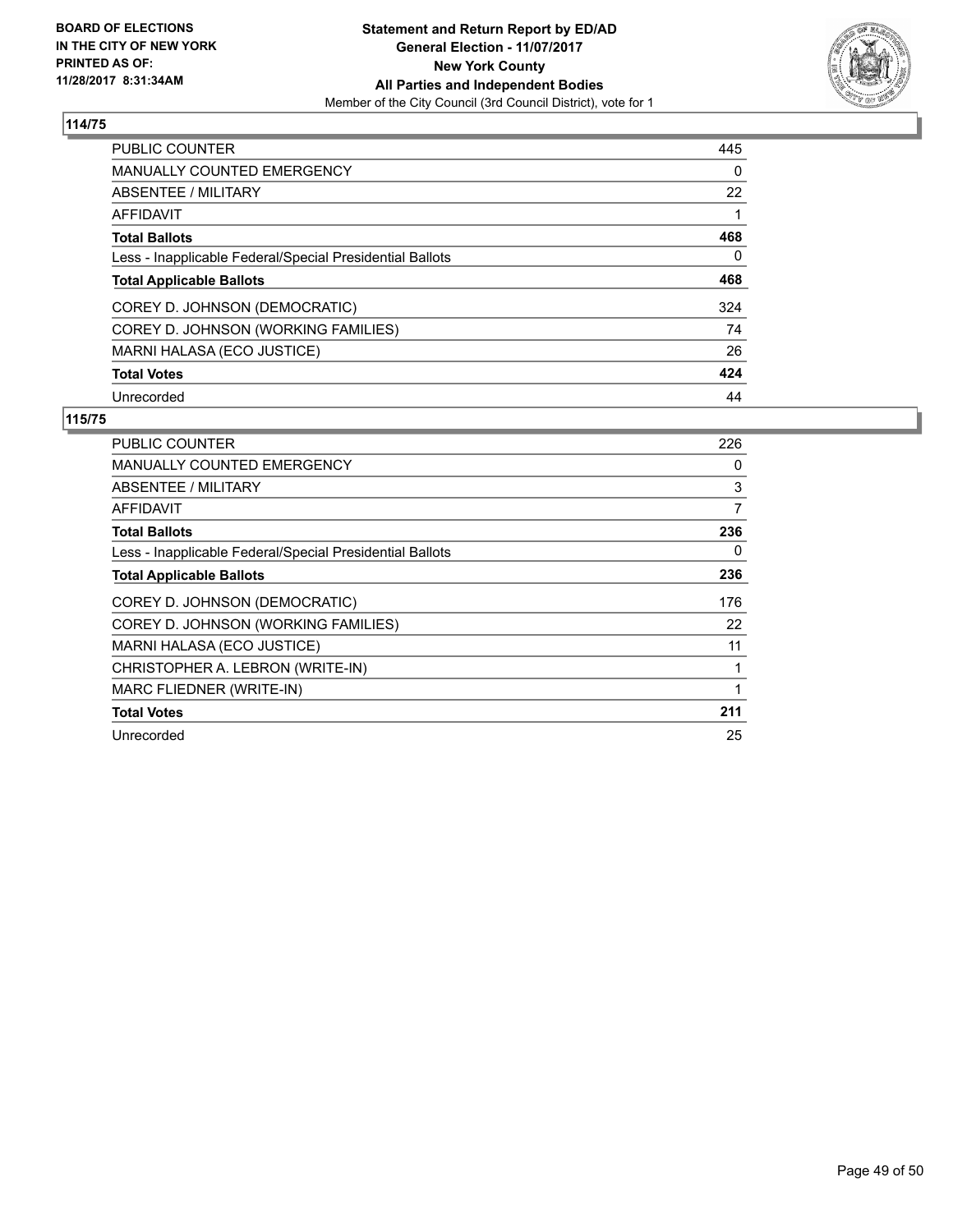BOARD OF ELECTIONS
IN THE CITY OF NEW YORK
PRINTED AS OF:
11/28/2017 8:31:34AM

**Statement and Return Report by ED/AD**
**General Election - 11/07/2017**
**New York County**
**All Parties and Independent Bodies**
Member of the City Council (3rd Council District), vote for 1

## 114/75

| | |
|---|---|
| PUBLIC COUNTER | 445 |
| MANUALLY COUNTED EMERGENCY | 0 |
| ABSENTEE / MILITARY | 22 |
| AFFIDAVIT | 1 |
| **Total Ballots** | **468** |
| Less - Inapplicable Federal/Special Presidential Ballots | 0 |
| **Total Applicable Ballots** | **468** |
| COREY D. JOHNSON (DEMOCRATIC) | 324 |
| COREY D. JOHNSON (WORKING FAMILIES) | 74 |
| MARNI HALASA (ECO JUSTICE) | 26 |
| **Total Votes** | **424** |
| Unrecorded | 44 |

## 115/75

| | |
|---|---|
| PUBLIC COUNTER | 226 |
| MANUALLY COUNTED EMERGENCY | 0 |
| ABSENTEE / MILITARY | 3 |
| AFFIDAVIT | 7 |
| **Total Ballots** | **236** |
| Less - Inapplicable Federal/Special Presidential Ballots | 0 |
| **Total Applicable Ballots** | **236** |
| COREY D. JOHNSON (DEMOCRATIC) | 176 |
| COREY D. JOHNSON (WORKING FAMILIES) | 22 |
| MARNI HALASA (ECO JUSTICE) | 11 |
| CHRISTOPHER A. LEBRON (WRITE-IN) | 1 |
| MARC FLIEDNER (WRITE-IN) | 1 |
| **Total Votes** | **211** |
| Unrecorded | 25 |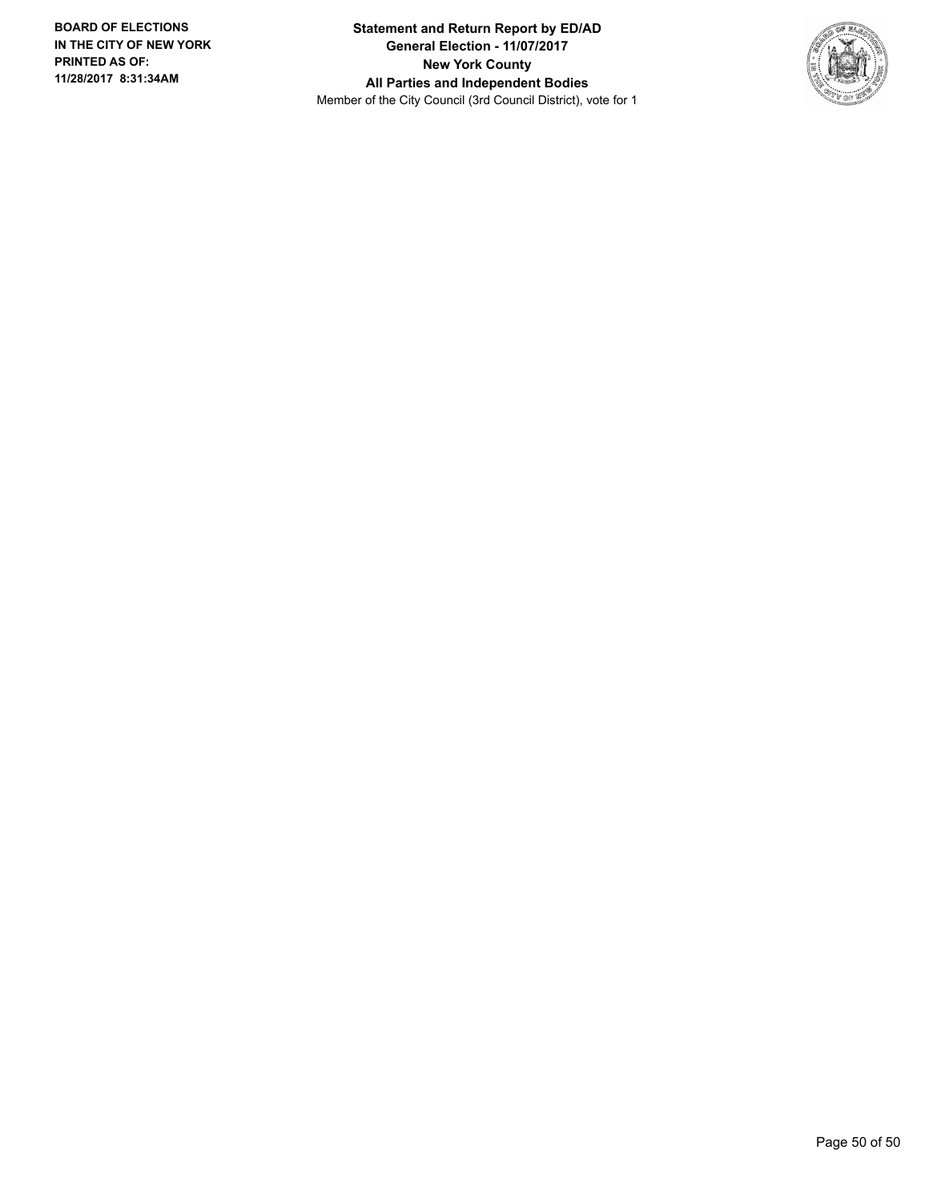**BOARD OF ELECTIONS IN THE CITY OF NEW YORK PRINTED AS OF: 11/28/2017 8:31:34AM**

**Statement and Return Report by ED/AD**
**General Election - 11/07/2017**
**New York County**
**All Parties and Independent Bodies**
Member of the City Council (3rd Council District), vote for 1